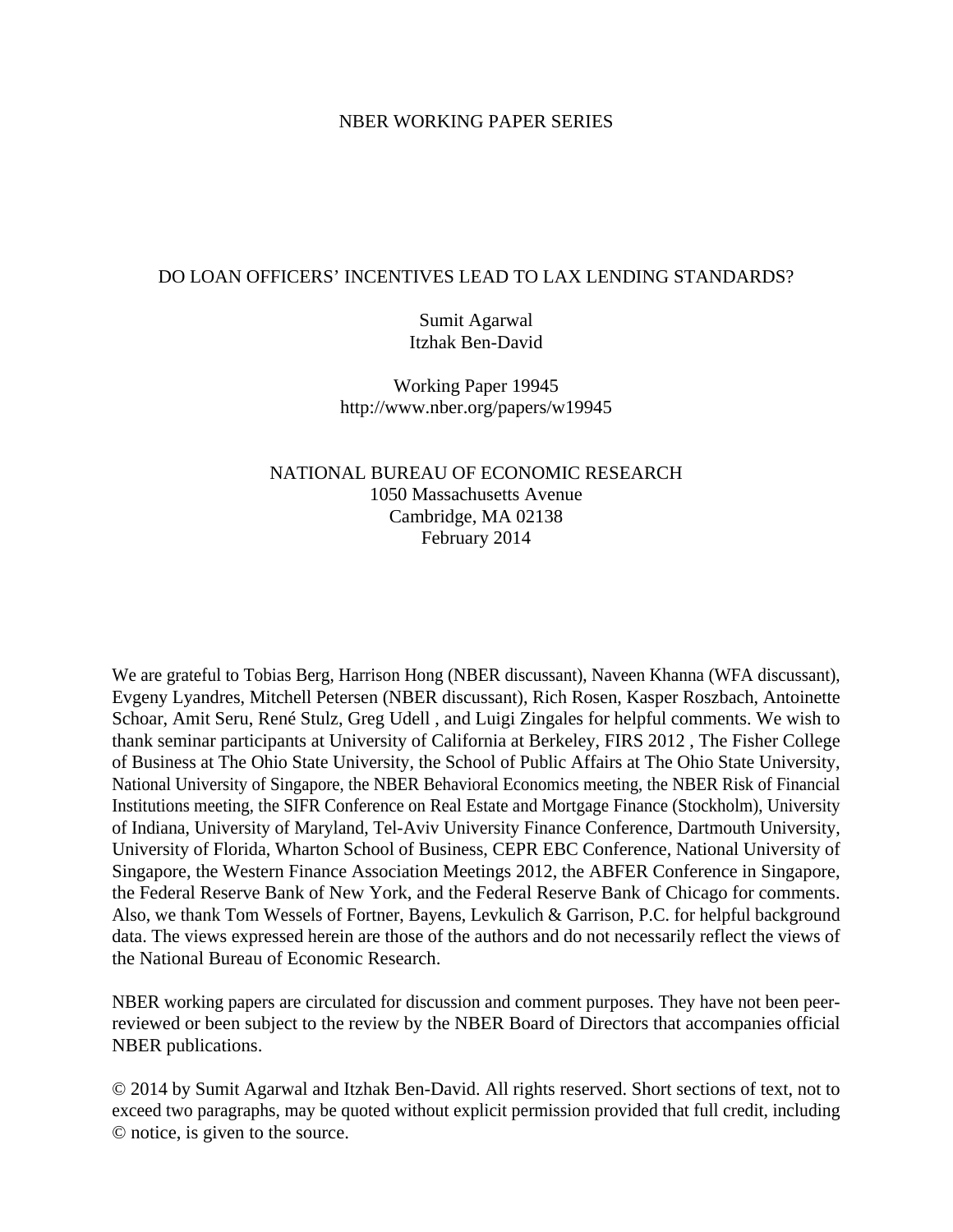NBER WORKING PAPER SERIES

# DO LOAN OFFICERS' INCENTIVES LEAD TO LAX LENDING STANDARDS?

Sumit Agarwal
Itzhak Ben-David

Working Paper 19945
http://www.nber.org/papers/w19945

NATIONAL BUREAU OF ECONOMIC RESEARCH
1050 Massachusetts Avenue
Cambridge, MA 02138
February 2014

We are grateful to Tobias Berg, Harrison Hong (NBER discussant), Naveen Khanna (WFA discussant), Evgeny Lyandres, Mitchell Petersen (NBER discussant), Rich Rosen, Kasper Roszbach, Antoinette Schoar, Amit Seru, René Stulz, Greg Udell , and Luigi Zingales for helpful comments. We wish to thank seminar participants at University of California at Berkeley, FIRS 2012 , The Fisher College of Business at The Ohio State University, the School of Public Affairs at The Ohio State University, National University of Singapore, the NBER Behavioral Economics meeting, the NBER Risk of Financial Institutions meeting, the SIFR Conference on Real Estate and Mortgage Finance (Stockholm), University of Indiana, University of Maryland, Tel-Aviv University Finance Conference, Dartmouth University, University of Florida, Wharton School of Business, CEPR EBC Conference, National University of Singapore, the Western Finance Association Meetings 2012, the ABFER Conference in Singapore, the Federal Reserve Bank of New York, and the Federal Reserve Bank of Chicago for comments. Also, we thank Tom Wessels of Fortner, Bayens, Levkulich & Garrison, P.C. for helpful background data. The views expressed herein are those of the authors and do not necessarily reflect the views of the National Bureau of Economic Research.

NBER working papers are circulated for discussion and comment purposes. They have not been peer-reviewed or been subject to the review by the NBER Board of Directors that accompanies official NBER publications.

© 2014 by Sumit Agarwal and Itzhak Ben-David. All rights reserved. Short sections of text, not to exceed two paragraphs, may be quoted without explicit permission provided that full credit, including © notice, is given to the source.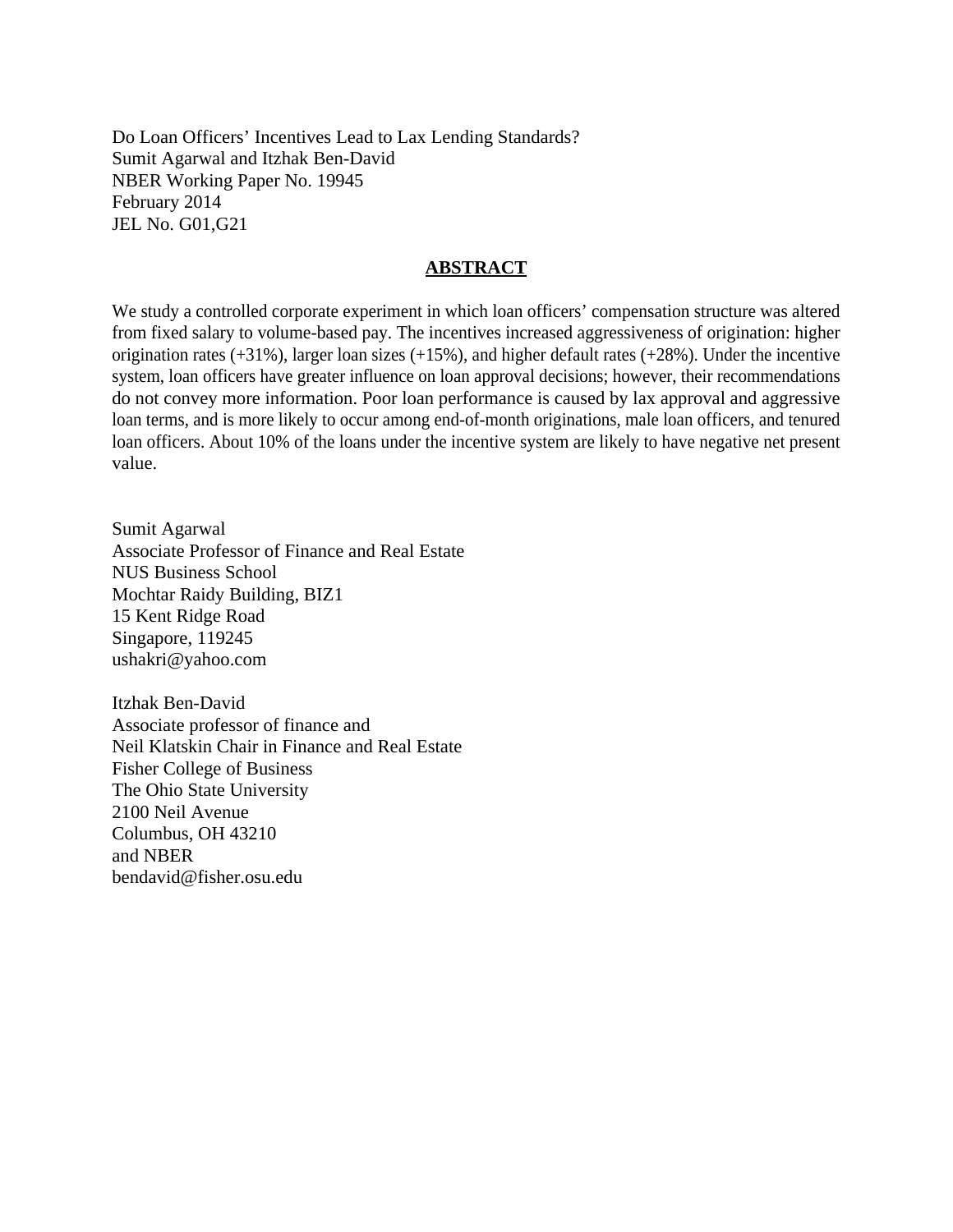Do Loan Officers' Incentives Lead to Lax Lending Standards?
Sumit Agarwal and Itzhak Ben-David
NBER Working Paper No. 19945
February 2014
JEL No. G01,G21

## ABSTRACT

We study a controlled corporate experiment in which loan officers' compensation structure was altered from fixed salary to volume-based pay. The incentives increased aggressiveness of origination: higher origination rates (+31%), larger loan sizes (+15%), and higher default rates (+28%). Under the incentive system, loan officers have greater influence on loan approval decisions; however, their recommendations do not convey more information. Poor loan performance is caused by lax approval and aggressive loan terms, and is more likely to occur among end-of-month originations, male loan officers, and tenured loan officers. About 10% of the loans under the incentive system are likely to have negative net present value.

Sumit Agarwal
Associate Professor of Finance and Real Estate
NUS Business School
Mochtar Raidy Building, BIZ1
15 Kent Ridge Road
Singapore, 119245
ushakri@yahoo.com

Itzhak Ben-David
Associate professor of finance and
Neil Klatskin Chair in Finance and Real Estate
Fisher College of Business
The Ohio State University
2100 Neil Avenue
Columbus, OH 43210
and NBER
bendavid@fisher.osu.edu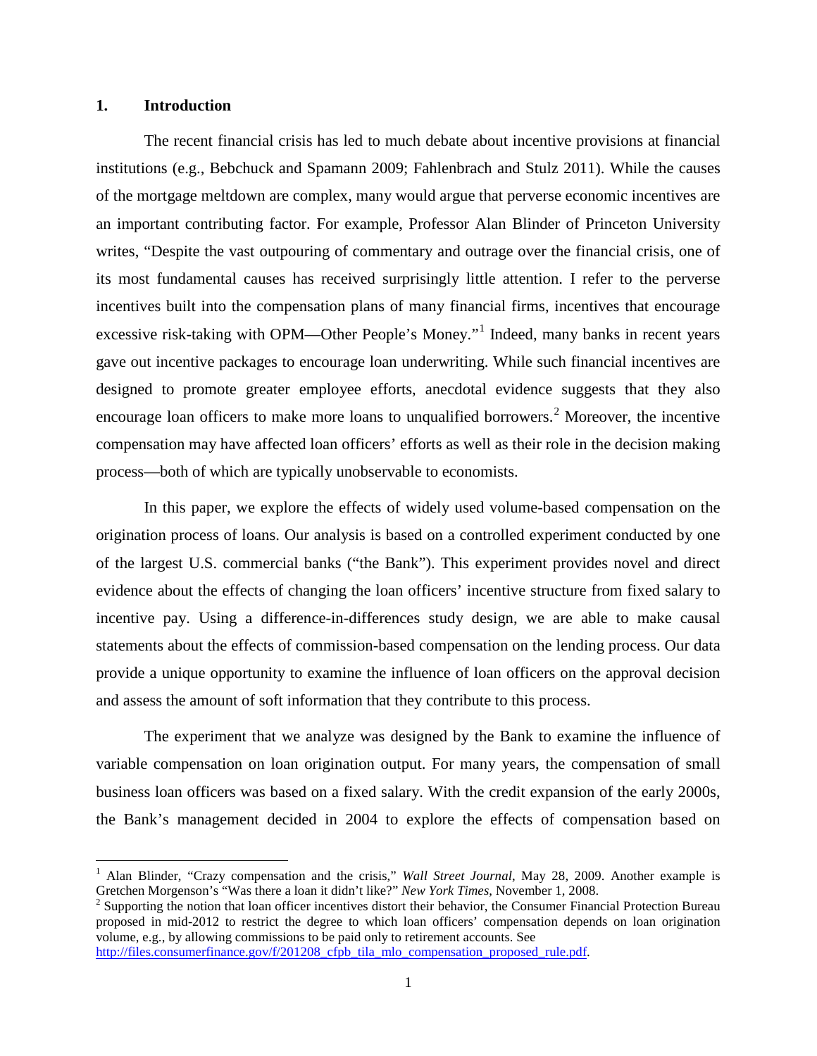## 1. Introduction

The recent financial crisis has led to much debate about incentive provisions at financial institutions (e.g., Bebchuck and Spamann 2009; Fahlenbrach and Stulz 2011). While the causes of the mortgage meltdown are complex, many would argue that perverse economic incentives are an important contributing factor. For example, Professor Alan Blinder of Princeton University writes, "Despite the vast outpouring of commentary and outrage over the financial crisis, one of its most fundamental causes has received surprisingly little attention. I refer to the perverse incentives built into the compensation plans of many financial firms, incentives that encourage excessive risk-taking with OPM—Other People's Money."[1] Indeed, many banks in recent years gave out incentive packages to encourage loan underwriting. While such financial incentives are designed to promote greater employee efforts, anecdotal evidence suggests that they also encourage loan officers to make more loans to unqualified borrowers.[2] Moreover, the incentive compensation may have affected loan officers' efforts as well as their role in the decision making process—both of which are typically unobservable to economists.

In this paper, we explore the effects of widely used volume-based compensation on the origination process of loans. Our analysis is based on a controlled experiment conducted by one of the largest U.S. commercial banks ("the Bank"). This experiment provides novel and direct evidence about the effects of changing the loan officers' incentive structure from fixed salary to incentive pay. Using a difference-in-differences study design, we are able to make causal statements about the effects of commission-based compensation on the lending process. Our data provide a unique opportunity to examine the influence of loan officers on the approval decision and assess the amount of soft information that they contribute to this process.

The experiment that we analyze was designed by the Bank to examine the influence of variable compensation on loan origination output. For many years, the compensation of small business loan officers was based on a fixed salary. With the credit expansion of the early 2000s, the Bank's management decided in 2004 to explore the effects of compensation based on

---

[1] Alan Blinder, "Crazy compensation and the crisis," *Wall Street Journal*, May 28, 2009. Another example is Gretchen Morgenson's "Was there a loan it didn't like?" *New York Times*, November 1, 2008.

[2] Supporting the notion that loan officer incentives distort their behavior, the Consumer Financial Protection Bureau proposed in mid-2012 to restrict the degree to which loan officers' compensation depends on loan origination volume, e.g., by allowing commissions to be paid only to retirement accounts. See http://files.consumerfinance.gov/f/201208_cfpb_tila_mlo_compensation_proposed_rule.pdf.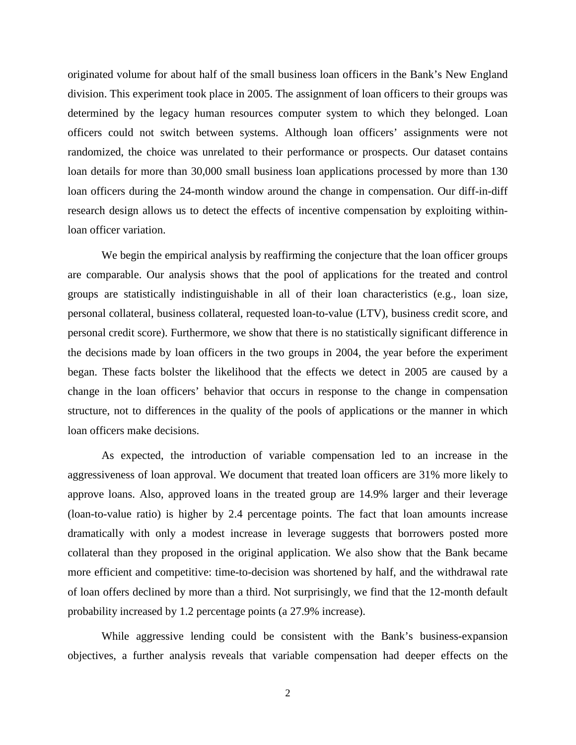originated volume for about half of the small business loan officers in the Bank's New England division. This experiment took place in 2005. The assignment of loan officers to their groups was determined by the legacy human resources computer system to which they belonged. Loan officers could not switch between systems. Although loan officers' assignments were not randomized, the choice was unrelated to their performance or prospects. Our dataset contains loan details for more than 30,000 small business loan applications processed by more than 130 loan officers during the 24-month window around the change in compensation. Our diff-in-diff research design allows us to detect the effects of incentive compensation by exploiting within-loan officer variation.

We begin the empirical analysis by reaffirming the conjecture that the loan officer groups are comparable. Our analysis shows that the pool of applications for the treated and control groups are statistically indistinguishable in all of their loan characteristics (e.g., loan size, personal collateral, business collateral, requested loan-to-value (LTV), business credit score, and personal credit score). Furthermore, we show that there is no statistically significant difference in the decisions made by loan officers in the two groups in 2004, the year before the experiment began. These facts bolster the likelihood that the effects we detect in 2005 are caused by a change in the loan officers' behavior that occurs in response to the change in compensation structure, not to differences in the quality of the pools of applications or the manner in which loan officers make decisions.

As expected, the introduction of variable compensation led to an increase in the aggressiveness of loan approval. We document that treated loan officers are 31% more likely to approve loans. Also, approved loans in the treated group are 14.9% larger and their leverage (loan-to-value ratio) is higher by 2.4 percentage points. The fact that loan amounts increase dramatically with only a modest increase in leverage suggests that borrowers posted more collateral than they proposed in the original application. We also show that the Bank became more efficient and competitive: time-to-decision was shortened by half, and the withdrawal rate of loan offers declined by more than a third. Not surprisingly, we find that the 12-month default probability increased by 1.2 percentage points (a 27.9% increase).

While aggressive lending could be consistent with the Bank's business-expansion objectives, a further analysis reveals that variable compensation had deeper effects on the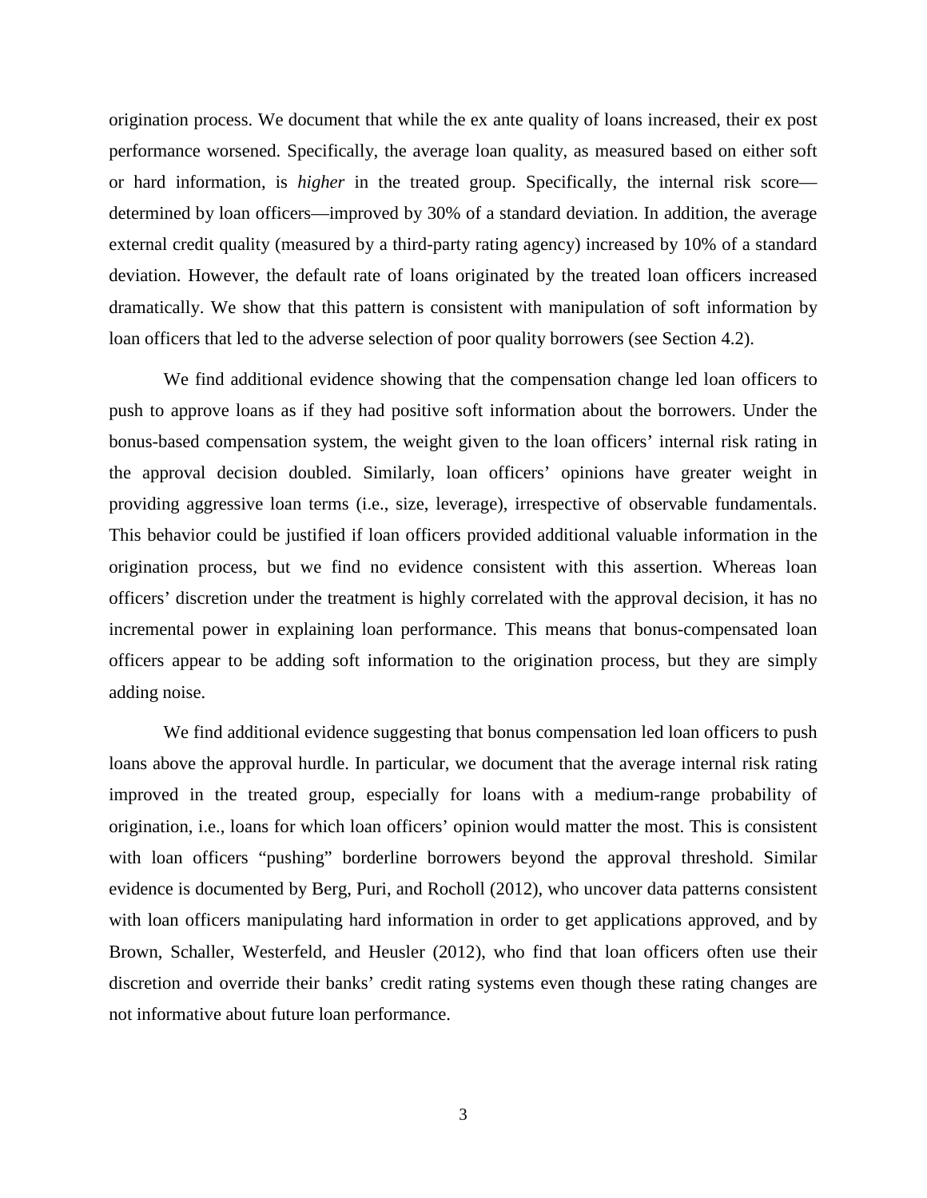origination process. We document that while the ex ante quality of loans increased, their ex post performance worsened. Specifically, the average loan quality, as measured based on either soft or hard information, is *higher* in the treated group. Specifically, the internal risk score—determined by loan officers—improved by 30% of a standard deviation. In addition, the average external credit quality (measured by a third-party rating agency) increased by 10% of a standard deviation. However, the default rate of loans originated by the treated loan officers increased dramatically. We show that this pattern is consistent with manipulation of soft information by loan officers that led to the adverse selection of poor quality borrowers (see Section 4.2).

We find additional evidence showing that the compensation change led loan officers to push to approve loans as if they had positive soft information about the borrowers. Under the bonus-based compensation system, the weight given to the loan officers' internal risk rating in the approval decision doubled. Similarly, loan officers' opinions have greater weight in providing aggressive loan terms (i.e., size, leverage), irrespective of observable fundamentals. This behavior could be justified if loan officers provided additional valuable information in the origination process, but we find no evidence consistent with this assertion. Whereas loan officers' discretion under the treatment is highly correlated with the approval decision, it has no incremental power in explaining loan performance. This means that bonus-compensated loan officers appear to be adding soft information to the origination process, but they are simply adding noise.

We find additional evidence suggesting that bonus compensation led loan officers to push loans above the approval hurdle. In particular, we document that the average internal risk rating improved in the treated group, especially for loans with a medium-range probability of origination, i.e., loans for which loan officers' opinion would matter the most. This is consistent with loan officers "pushing" borderline borrowers beyond the approval threshold. Similar evidence is documented by Berg, Puri, and Rocholl (2012), who uncover data patterns consistent with loan officers manipulating hard information in order to get applications approved, and by Brown, Schaller, Westerfeld, and Heusler (2012), who find that loan officers often use their discretion and override their banks' credit rating systems even though these rating changes are not informative about future loan performance.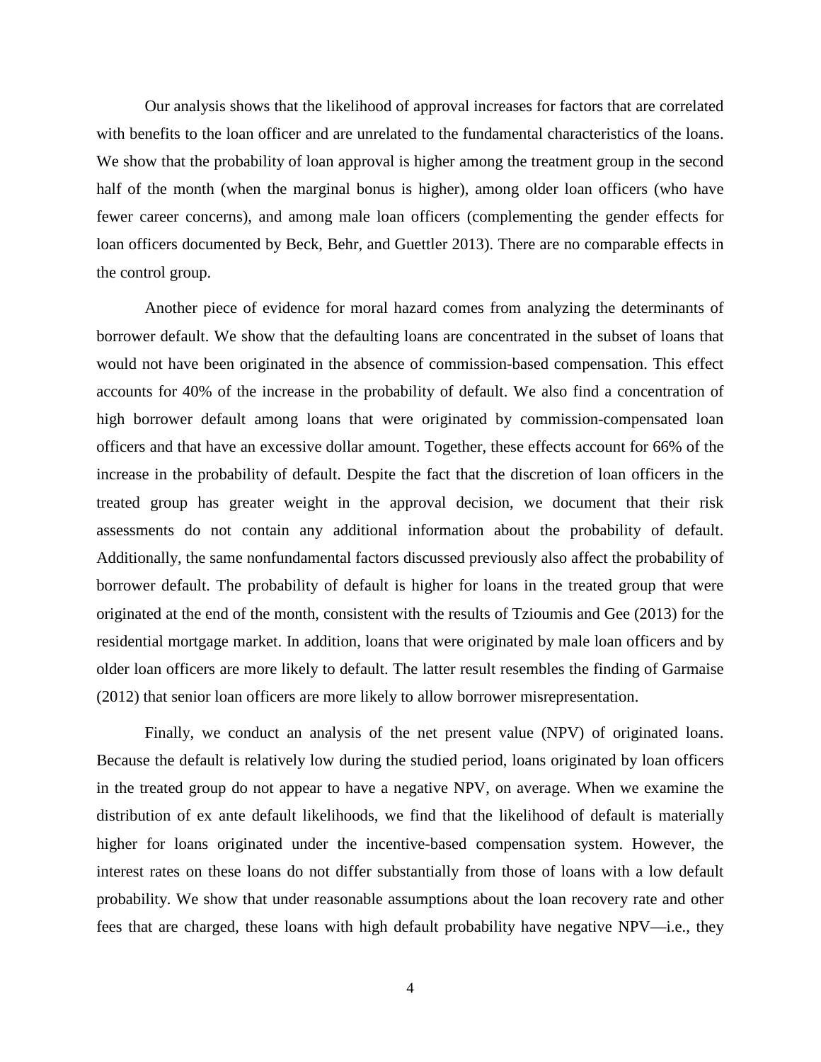Our analysis shows that the likelihood of approval increases for factors that are correlated with benefits to the loan officer and are unrelated to the fundamental characteristics of the loans. We show that the probability of loan approval is higher among the treatment group in the second half of the month (when the marginal bonus is higher), among older loan officers (who have fewer career concerns), and among male loan officers (complementing the gender effects for loan officers documented by Beck, Behr, and Guettler 2013). There are no comparable effects in the control group.

Another piece of evidence for moral hazard comes from analyzing the determinants of borrower default. We show that the defaulting loans are concentrated in the subset of loans that would not have been originated in the absence of commission-based compensation. This effect accounts for 40% of the increase in the probability of default. We also find a concentration of high borrower default among loans that were originated by commission-compensated loan officers and that have an excessive dollar amount. Together, these effects account for 66% of the increase in the probability of default. Despite the fact that the discretion of loan officers in the treated group has greater weight in the approval decision, we document that their risk assessments do not contain any additional information about the probability of default. Additionally, the same nonfundamental factors discussed previously also affect the probability of borrower default. The probability of default is higher for loans in the treated group that were originated at the end of the month, consistent with the results of Tzioumis and Gee (2013) for the residential mortgage market. In addition, loans that were originated by male loan officers and by older loan officers are more likely to default. The latter result resembles the finding of Garmaise (2012) that senior loan officers are more likely to allow borrower misrepresentation.

Finally, we conduct an analysis of the net present value (NPV) of originated loans. Because the default is relatively low during the studied period, loans originated by loan officers in the treated group do not appear to have a negative NPV, on average. When we examine the distribution of ex ante default likelihoods, we find that the likelihood of default is materially higher for loans originated under the incentive-based compensation system. However, the interest rates on these loans do not differ substantially from those of loans with a low default probability. We show that under reasonable assumptions about the loan recovery rate and other fees that are charged, these loans with high default probability have negative NPV—i.e., they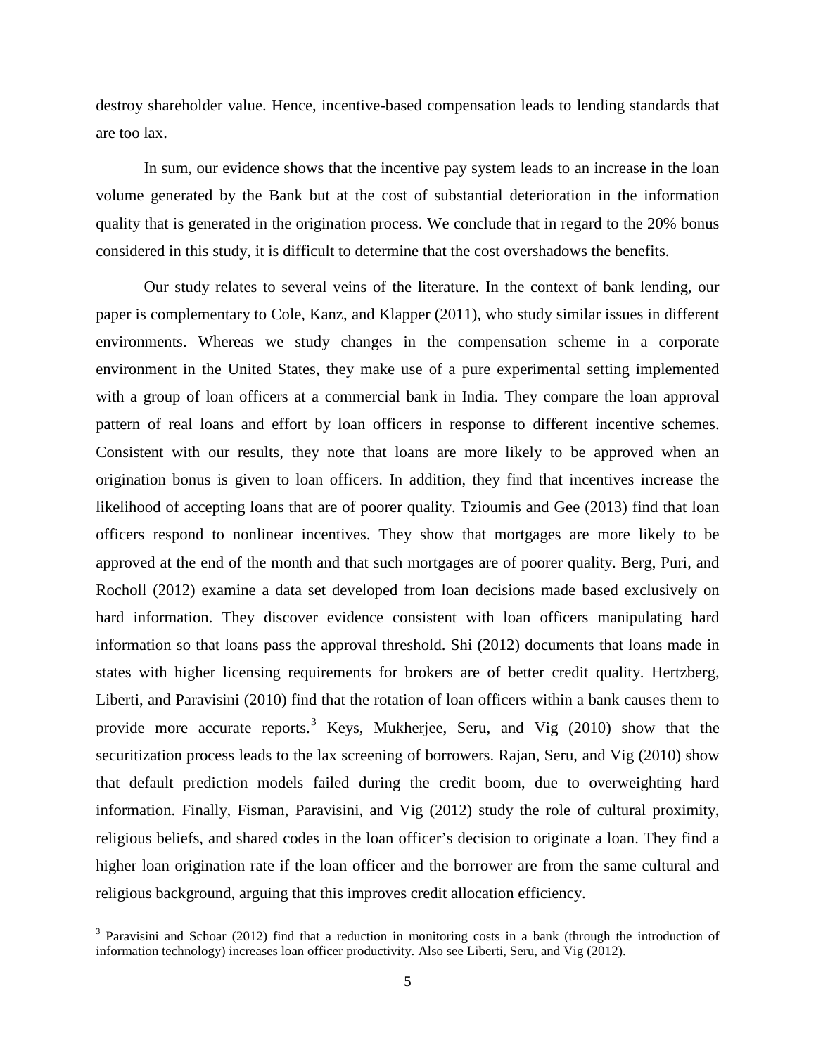destroy shareholder value. Hence, incentive-based compensation leads to lending standards that are too lax.

In sum, our evidence shows that the incentive pay system leads to an increase in the loan volume generated by the Bank but at the cost of substantial deterioration in the information quality that is generated in the origination process. We conclude that in regard to the 20% bonus considered in this study, it is difficult to determine that the cost overshadows the benefits.

Our study relates to several veins of the literature. In the context of bank lending, our paper is complementary to Cole, Kanz, and Klapper (2011), who study similar issues in different environments. Whereas we study changes in the compensation scheme in a corporate environment in the United States, they make use of a pure experimental setting implemented with a group of loan officers at a commercial bank in India. They compare the loan approval pattern of real loans and effort by loan officers in response to different incentive schemes. Consistent with our results, they note that loans are more likely to be approved when an origination bonus is given to loan officers. In addition, they find that incentives increase the likelihood of accepting loans that are of poorer quality. Tzioumis and Gee (2013) find that loan officers respond to nonlinear incentives. They show that mortgages are more likely to be approved at the end of the month and that such mortgages are of poorer quality. Berg, Puri, and Rocholl (2012) examine a data set developed from loan decisions made based exclusively on hard information. They discover evidence consistent with loan officers manipulating hard information so that loans pass the approval threshold. Shi (2012) documents that loans made in states with higher licensing requirements for brokers are of better credit quality. Hertzberg, Liberti, and Paravisini (2010) find that the rotation of loan officers within a bank causes them to provide more accurate reports.[3] Keys, Mukherjee, Seru, and Vig (2010) show that the securitization process leads to the lax screening of borrowers. Rajan, Seru, and Vig (2010) show that default prediction models failed during the credit boom, due to overweighting hard information. Finally, Fisman, Paravisini, and Vig (2012) study the role of cultural proximity, religious beliefs, and shared codes in the loan officer's decision to originate a loan. They find a higher loan origination rate if the loan officer and the borrower are from the same cultural and religious background, arguing that this improves credit allocation efficiency.

[3] Paravisini and Schoar (2012) find that a reduction in monitoring costs in a bank (through the introduction of information technology) increases loan officer productivity. Also see Liberti, Seru, and Vig (2012).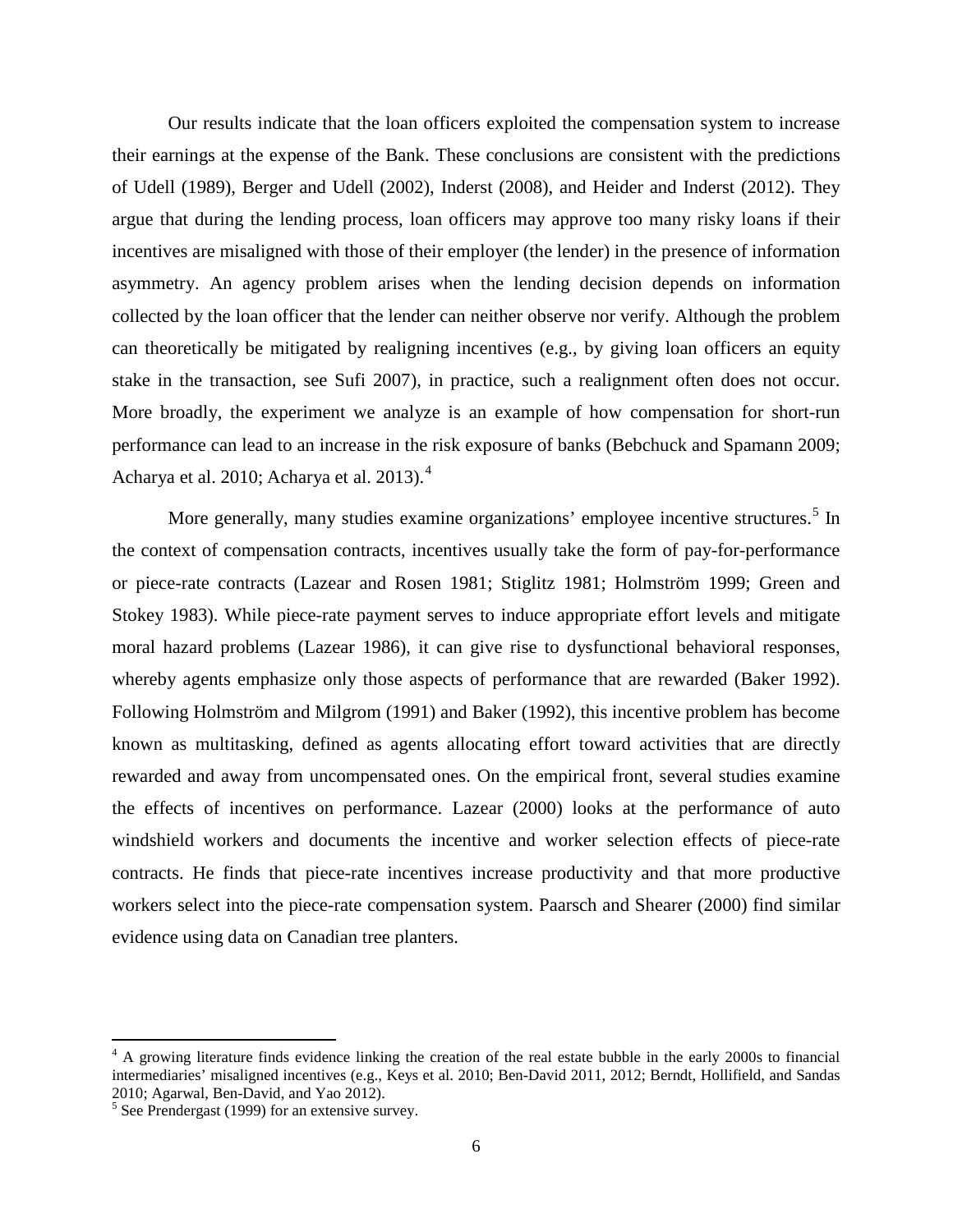Our results indicate that the loan officers exploited the compensation system to increase their earnings at the expense of the Bank. These conclusions are consistent with the predictions of Udell (1989), Berger and Udell (2002), Inderst (2008), and Heider and Inderst (2012). They argue that during the lending process, loan officers may approve too many risky loans if their incentives are misaligned with those of their employer (the lender) in the presence of information asymmetry. An agency problem arises when the lending decision depends on information collected by the loan officer that the lender can neither observe nor verify. Although the problem can theoretically be mitigated by realigning incentives (e.g., by giving loan officers an equity stake in the transaction, see Sufi 2007), in practice, such a realignment often does not occur. More broadly, the experiment we analyze is an example of how compensation for short-run performance can lead to an increase in the risk exposure of banks (Bebchuck and Spamann 2009; Acharya et al. 2010; Acharya et al. 2013).[4]

More generally, many studies examine organizations' employee incentive structures.[5] In the context of compensation contracts, incentives usually take the form of pay-for-performance or piece-rate contracts (Lazear and Rosen 1981; Stiglitz 1981; Holmström 1999; Green and Stokey 1983). While piece-rate payment serves to induce appropriate effort levels and mitigate moral hazard problems (Lazear 1986), it can give rise to dysfunctional behavioral responses, whereby agents emphasize only those aspects of performance that are rewarded (Baker 1992). Following Holmström and Milgrom (1991) and Baker (1992), this incentive problem has become known as multitasking, defined as agents allocating effort toward activities that are directly rewarded and away from uncompensated ones. On the empirical front, several studies examine the effects of incentives on performance. Lazear (2000) looks at the performance of auto windshield workers and documents the incentive and worker selection effects of piece-rate contracts. He finds that piece-rate incentives increase productivity and that more productive workers select into the piece-rate compensation system. Paarsch and Shearer (2000) find similar evidence using data on Canadian tree planters.

[4] A growing literature finds evidence linking the creation of the real estate bubble in the early 2000s to financial intermediaries' misaligned incentives (e.g., Keys et al. 2010; Ben-David 2011, 2012; Berndt, Hollifield, and Sandas 2010; Agarwal, Ben-David, and Yao 2012).

[5] See Prendergast (1999) for an extensive survey.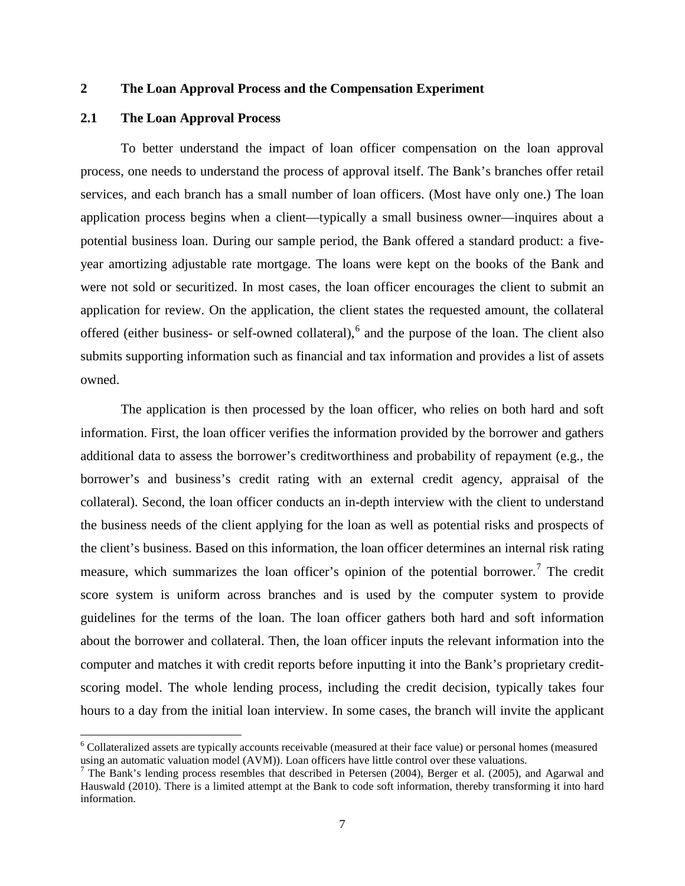## 2 The Loan Approval Process and the Compensation Experiment

### 2.1 The Loan Approval Process

To better understand the impact of loan officer compensation on the loan approval process, one needs to understand the process of approval itself. The Bank's branches offer retail services, and each branch has a small number of loan officers. (Most have only one.) The loan application process begins when a client—typically a small business owner—inquires about a potential business loan. During our sample period, the Bank offered a standard product: a five-year amortizing adjustable rate mortgage. The loans were kept on the books of the Bank and were not sold or securitized. In most cases, the loan officer encourages the client to submit an application for review. On the application, the client states the requested amount, the collateral offered (either business- or self-owned collateral),[6] and the purpose of the loan. The client also submits supporting information such as financial and tax information and provides a list of assets owned.

The application is then processed by the loan officer, who relies on both hard and soft information. First, the loan officer verifies the information provided by the borrower and gathers additional data to assess the borrower's creditworthiness and probability of repayment (e.g., the borrower's and business's credit rating with an external credit agency, appraisal of the collateral). Second, the loan officer conducts an in-depth interview with the client to understand the business needs of the client applying for the loan as well as potential risks and prospects of the client's business. Based on this information, the loan officer determines an internal risk rating measure, which summarizes the loan officer's opinion of the potential borrower.[7] The credit score system is uniform across branches and is used by the computer system to provide guidelines for the terms of the loan. The loan officer gathers both hard and soft information about the borrower and collateral. Then, the loan officer inputs the relevant information into the computer and matches it with credit reports before inputting it into the Bank's proprietary credit-scoring model. The whole lending process, including the credit decision, typically takes four hours to a day from the initial loan interview. In some cases, the branch will invite the applicant

[6] Collateralized assets are typically accounts receivable (measured at their face value) or personal homes (measured using an automatic valuation model (AVM)). Loan officers have little control over these valuations.

[7] The Bank's lending process resembles that described in Petersen (2004), Berger et al. (2005), and Agarwal and Hauswald (2010). There is a limited attempt at the Bank to code soft information, thereby transforming it into hard information.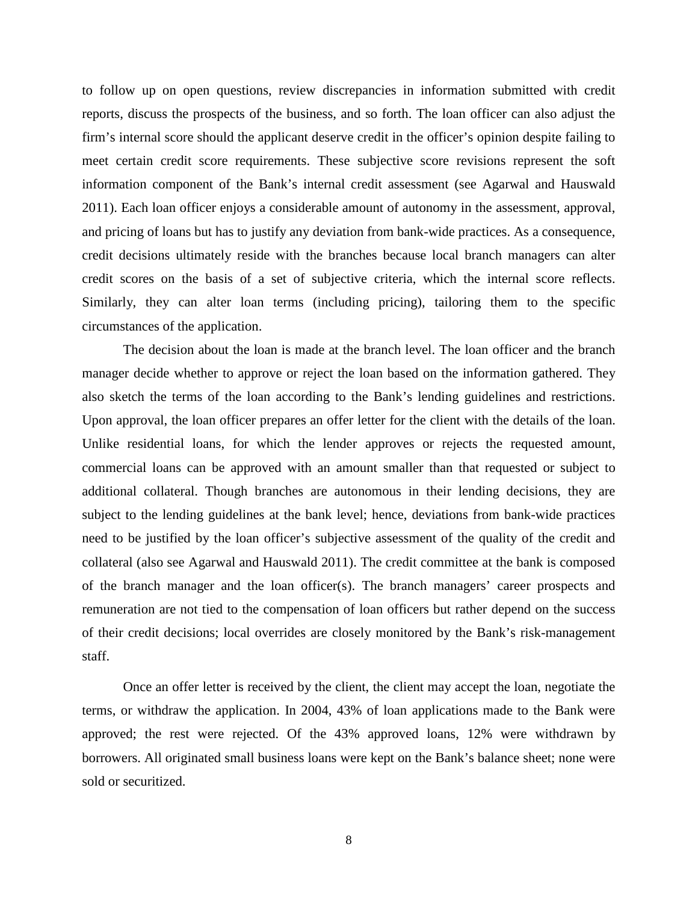to follow up on open questions, review discrepancies in information submitted with credit reports, discuss the prospects of the business, and so forth. The loan officer can also adjust the firm's internal score should the applicant deserve credit in the officer's opinion despite failing to meet certain credit score requirements. These subjective score revisions represent the soft information component of the Bank's internal credit assessment (see Agarwal and Hauswald 2011). Each loan officer enjoys a considerable amount of autonomy in the assessment, approval, and pricing of loans but has to justify any deviation from bank-wide practices. As a consequence, credit decisions ultimately reside with the branches because local branch managers can alter credit scores on the basis of a set of subjective criteria, which the internal score reflects. Similarly, they can alter loan terms (including pricing), tailoring them to the specific circumstances of the application.

The decision about the loan is made at the branch level. The loan officer and the branch manager decide whether to approve or reject the loan based on the information gathered. They also sketch the terms of the loan according to the Bank's lending guidelines and restrictions. Upon approval, the loan officer prepares an offer letter for the client with the details of the loan. Unlike residential loans, for which the lender approves or rejects the requested amount, commercial loans can be approved with an amount smaller than that requested or subject to additional collateral. Though branches are autonomous in their lending decisions, they are subject to the lending guidelines at the bank level; hence, deviations from bank-wide practices need to be justified by the loan officer's subjective assessment of the quality of the credit and collateral (also see Agarwal and Hauswald 2011). The credit committee at the bank is composed of the branch manager and the loan officer(s). The branch managers' career prospects and remuneration are not tied to the compensation of loan officers but rather depend on the success of their credit decisions; local overrides are closely monitored by the Bank's risk-management staff.

Once an offer letter is received by the client, the client may accept the loan, negotiate the terms, or withdraw the application. In 2004, 43% of loan applications made to the Bank were approved; the rest were rejected. Of the 43% approved loans, 12% were withdrawn by borrowers. All originated small business loans were kept on the Bank's balance sheet; none were sold or securitized.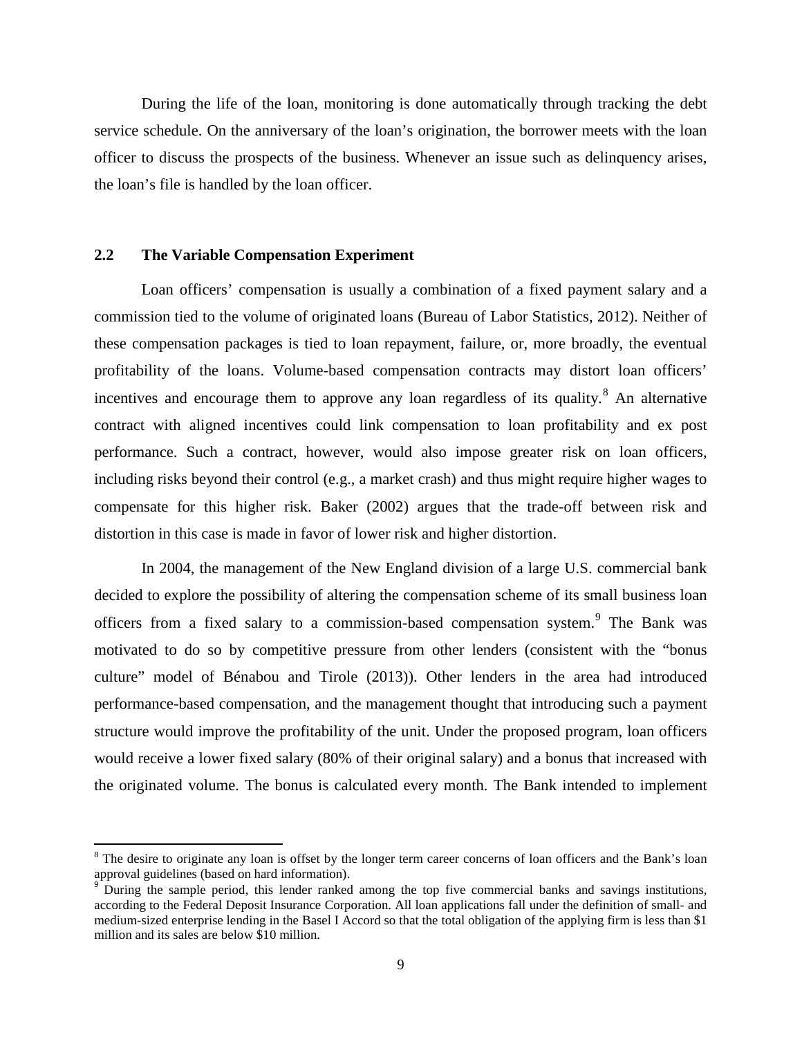During the life of the loan, monitoring is done automatically through tracking the debt service schedule. On the anniversary of the loan's origination, the borrower meets with the loan officer to discuss the prospects of the business. Whenever an issue such as delinquency arises, the loan's file is handled by the loan officer.

### 2.2 The Variable Compensation Experiment

Loan officers' compensation is usually a combination of a fixed payment salary and a commission tied to the volume of originated loans (Bureau of Labor Statistics, 2012). Neither of these compensation packages is tied to loan repayment, failure, or, more broadly, the eventual profitability of the loans. Volume-based compensation contracts may distort loan officers' incentives and encourage them to approve any loan regardless of its quality.[8] An alternative contract with aligned incentives could link compensation to loan profitability and ex post performance. Such a contract, however, would also impose greater risk on loan officers, including risks beyond their control (e.g., a market crash) and thus might require higher wages to compensate for this higher risk. Baker (2002) argues that the trade-off between risk and distortion in this case is made in favor of lower risk and higher distortion.

In 2004, the management of the New England division of a large U.S. commercial bank decided to explore the possibility of altering the compensation scheme of its small business loan officers from a fixed salary to a commission-based compensation system.[9] The Bank was motivated to do so by competitive pressure from other lenders (consistent with the "bonus culture" model of Bénabou and Tirole (2013)). Other lenders in the area had introduced performance-based compensation, and the management thought that introducing such a payment structure would improve the profitability of the unit. Under the proposed program, loan officers would receive a lower fixed salary (80% of their original salary) and a bonus that increased with the originated volume. The bonus is calculated every month. The Bank intended to implement

[8] The desire to originate any loan is offset by the longer term career concerns of loan officers and the Bank's loan approval guidelines (based on hard information).

[9] During the sample period, this lender ranked among the top five commercial banks and savings institutions, according to the Federal Deposit Insurance Corporation. All loan applications fall under the definition of small- and medium-sized enterprise lending in the Basel I Accord so that the total obligation of the applying firm is less than $1 million and its sales are below $10 million.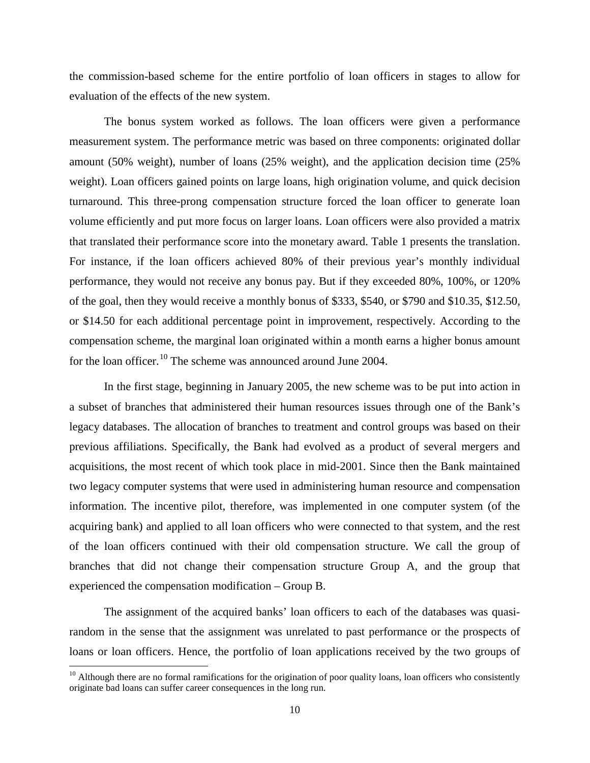the commission-based scheme for the entire portfolio of loan officers in stages to allow for evaluation of the effects of the new system.

The bonus system worked as follows. The loan officers were given a performance measurement system. The performance metric was based on three components: originated dollar amount (50% weight), number of loans (25% weight), and the application decision time (25% weight). Loan officers gained points on large loans, high origination volume, and quick decision turnaround. This three-prong compensation structure forced the loan officer to generate loan volume efficiently and put more focus on larger loans. Loan officers were also provided a matrix that translated their performance score into the monetary award. Table 1 presents the translation. For instance, if the loan officers achieved 80% of their previous year's monthly individual performance, they would not receive any bonus pay. But if they exceeded 80%, 100%, or 120% of the goal, then they would receive a monthly bonus of \$333, \$540, or \$790 and \$10.35, \$12.50, or \$14.50 for each additional percentage point in improvement, respectively. According to the compensation scheme, the marginal loan originated within a month earns a higher bonus amount for the loan officer.[10] The scheme was announced around June 2004.

In the first stage, beginning in January 2005, the new scheme was to be put into action in a subset of branches that administered their human resources issues through one of the Bank's legacy databases. The allocation of branches to treatment and control groups was based on their previous affiliations. Specifically, the Bank had evolved as a product of several mergers and acquisitions, the most recent of which took place in mid-2001. Since then the Bank maintained two legacy computer systems that were used in administering human resource and compensation information. The incentive pilot, therefore, was implemented in one computer system (of the acquiring bank) and applied to all loan officers who were connected to that system, and the rest of the loan officers continued with their old compensation structure. We call the group of branches that did not change their compensation structure Group A, and the group that experienced the compensation modification – Group B.

The assignment of the acquired banks' loan officers to each of the databases was quasi-random in the sense that the assignment was unrelated to past performance or the prospects of loans or loan officers. Hence, the portfolio of loan applications received by the two groups of

[10] Although there are no formal ramifications for the origination of poor quality loans, loan officers who consistently originate bad loans can suffer career consequences in the long run.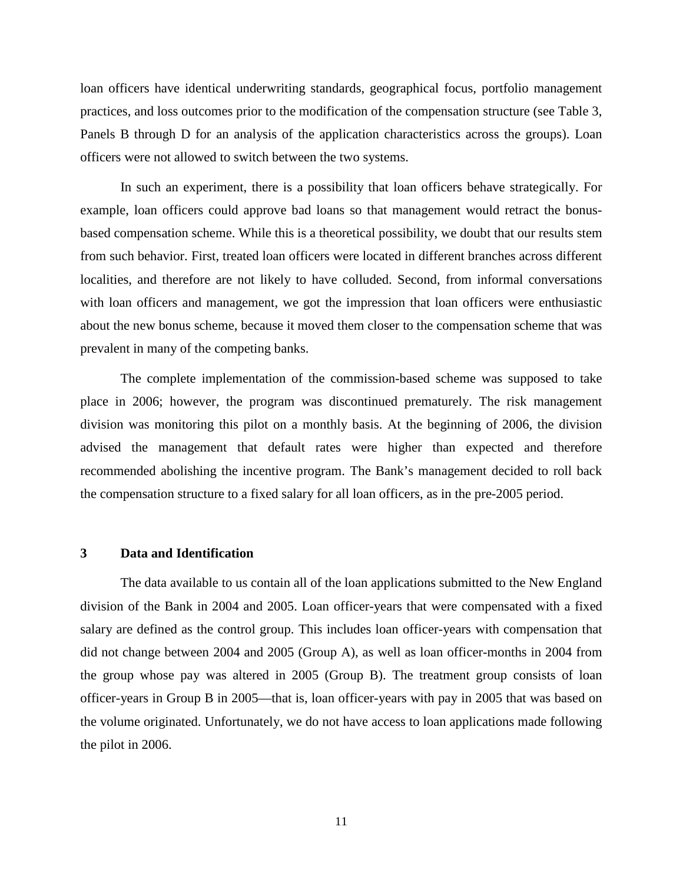loan officers have identical underwriting standards, geographical focus, portfolio management practices, and loss outcomes prior to the modification of the compensation structure (see Table 3, Panels B through D for an analysis of the application characteristics across the groups). Loan officers were not allowed to switch between the two systems.

In such an experiment, there is a possibility that loan officers behave strategically. For example, loan officers could approve bad loans so that management would retract the bonus-based compensation scheme. While this is a theoretical possibility, we doubt that our results stem from such behavior. First, treated loan officers were located in different branches across different localities, and therefore are not likely to have colluded. Second, from informal conversations with loan officers and management, we got the impression that loan officers were enthusiastic about the new bonus scheme, because it moved them closer to the compensation scheme that was prevalent in many of the competing banks.

The complete implementation of the commission-based scheme was supposed to take place in 2006; however, the program was discontinued prematurely. The risk management division was monitoring this pilot on a monthly basis. At the beginning of 2006, the division advised the management that default rates were higher than expected and therefore recommended abolishing the incentive program. The Bank's management decided to roll back the compensation structure to a fixed salary for all loan officers, as in the pre-2005 period.

## 3 Data and Identification

The data available to us contain all of the loan applications submitted to the New England division of the Bank in 2004 and 2005. Loan officer-years that were compensated with a fixed salary are defined as the control group. This includes loan officer-years with compensation that did not change between 2004 and 2005 (Group A), as well as loan officer-months in 2004 from the group whose pay was altered in 2005 (Group B). The treatment group consists of loan officer-years in Group B in 2005—that is, loan officer-years with pay in 2005 that was based on the volume originated. Unfortunately, we do not have access to loan applications made following the pilot in 2006.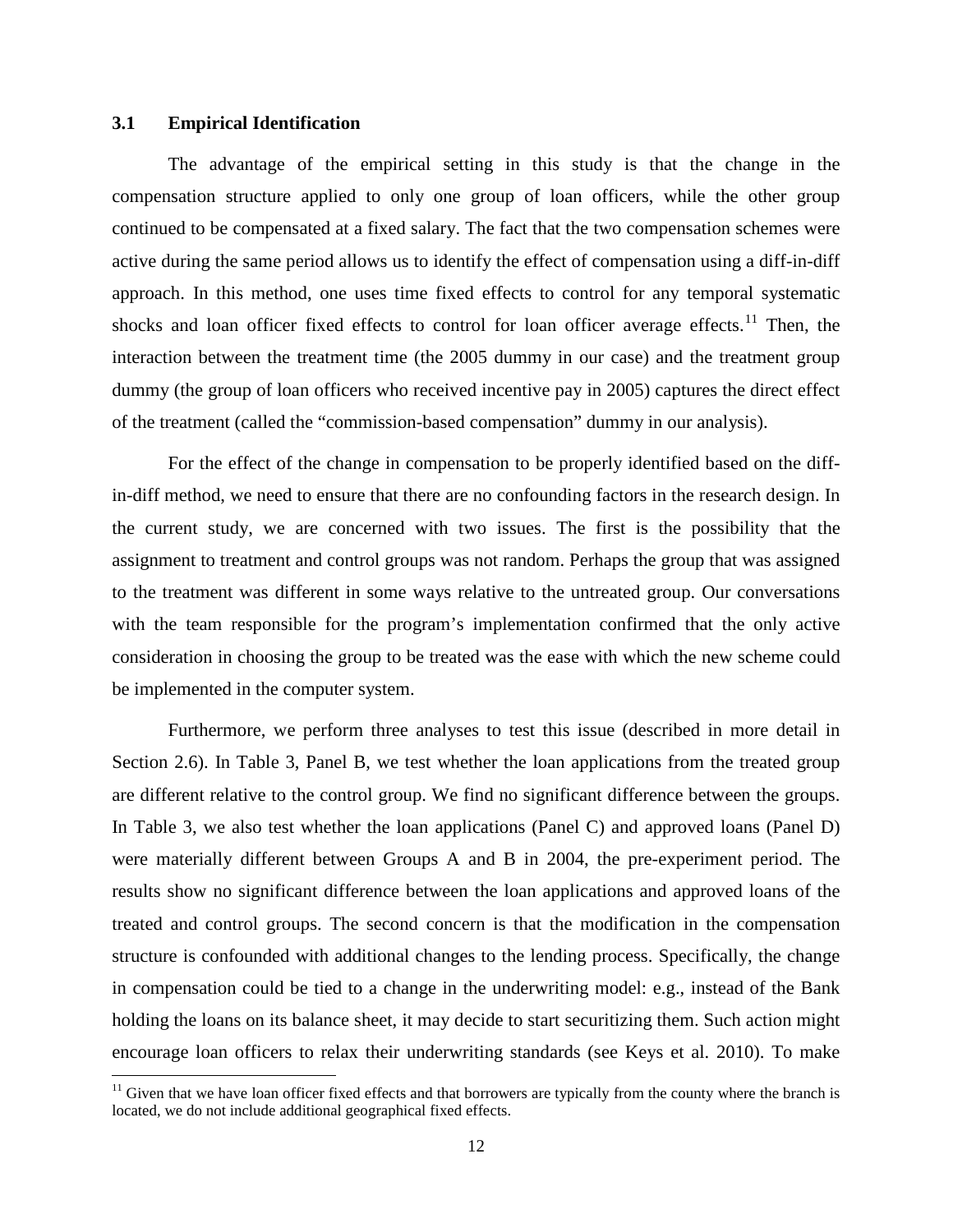### 3.1 Empirical Identification

The advantage of the empirical setting in this study is that the change in the compensation structure applied to only one group of loan officers, while the other group continued to be compensated at a fixed salary. The fact that the two compensation schemes were active during the same period allows us to identify the effect of compensation using a diff-in-diff approach. In this method, one uses time fixed effects to control for any temporal systematic shocks and loan officer fixed effects to control for loan officer average effects.[11] Then, the interaction between the treatment time (the 2005 dummy in our case) and the treatment group dummy (the group of loan officers who received incentive pay in 2005) captures the direct effect of the treatment (called the "commission-based compensation" dummy in our analysis).

For the effect of the change in compensation to be properly identified based on the diff-in-diff method, we need to ensure that there are no confounding factors in the research design. In the current study, we are concerned with two issues. The first is the possibility that the assignment to treatment and control groups was not random. Perhaps the group that was assigned to the treatment was different in some ways relative to the untreated group. Our conversations with the team responsible for the program's implementation confirmed that the only active consideration in choosing the group to be treated was the ease with which the new scheme could be implemented in the computer system.

Furthermore, we perform three analyses to test this issue (described in more detail in Section 2.6). In Table 3, Panel B, we test whether the loan applications from the treated group are different relative to the control group. We find no significant difference between the groups. In Table 3, we also test whether the loan applications (Panel C) and approved loans (Panel D) were materially different between Groups A and B in 2004, the pre-experiment period. The results show no significant difference between the loan applications and approved loans of the treated and control groups. The second concern is that the modification in the compensation structure is confounded with additional changes to the lending process. Specifically, the change in compensation could be tied to a change in the underwriting model: e.g., instead of the Bank holding the loans on its balance sheet, it may decide to start securitizing them. Such action might encourage loan officers to relax their underwriting standards (see Keys et al. 2010). To make

[11] Given that we have loan officer fixed effects and that borrowers are typically from the county where the branch is located, we do not include additional geographical fixed effects.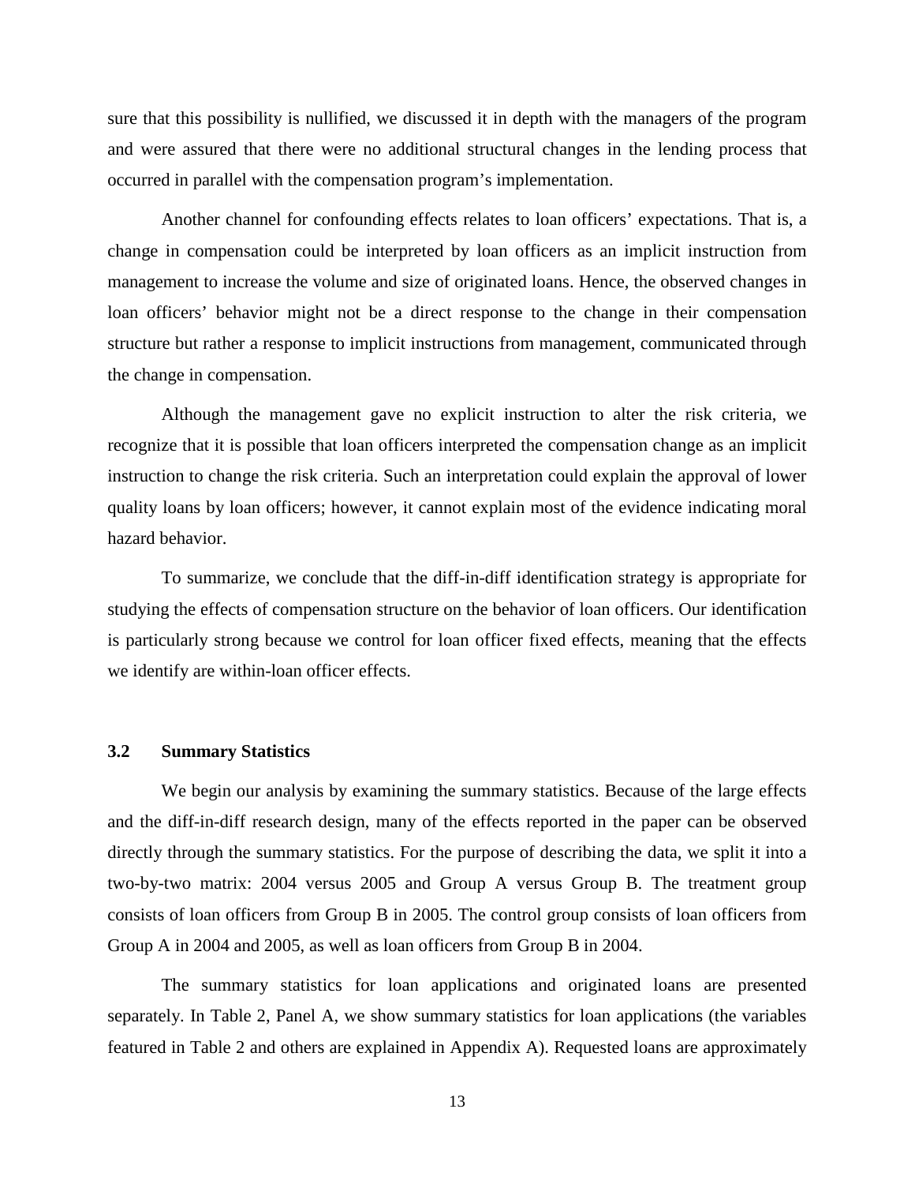sure that this possibility is nullified, we discussed it in depth with the managers of the program and were assured that there were no additional structural changes in the lending process that occurred in parallel with the compensation program's implementation.

Another channel for confounding effects relates to loan officers' expectations. That is, a change in compensation could be interpreted by loan officers as an implicit instruction from management to increase the volume and size of originated loans. Hence, the observed changes in loan officers' behavior might not be a direct response to the change in their compensation structure but rather a response to implicit instructions from management, communicated through the change in compensation.

Although the management gave no explicit instruction to alter the risk criteria, we recognize that it is possible that loan officers interpreted the compensation change as an implicit instruction to change the risk criteria. Such an interpretation could explain the approval of lower quality loans by loan officers; however, it cannot explain most of the evidence indicating moral hazard behavior.

To summarize, we conclude that the diff-in-diff identification strategy is appropriate for studying the effects of compensation structure on the behavior of loan officers. Our identification is particularly strong because we control for loan officer fixed effects, meaning that the effects we identify are within-loan officer effects.

### 3.2 Summary Statistics

We begin our analysis by examining the summary statistics. Because of the large effects and the diff-in-diff research design, many of the effects reported in the paper can be observed directly through the summary statistics. For the purpose of describing the data, we split it into a two-by-two matrix: 2004 versus 2005 and Group A versus Group B. The treatment group consists of loan officers from Group B in 2005. The control group consists of loan officers from Group A in 2004 and 2005, as well as loan officers from Group B in 2004.

The summary statistics for loan applications and originated loans are presented separately. In Table 2, Panel A, we show summary statistics for loan applications (the variables featured in Table 2 and others are explained in Appendix A). Requested loans are approximately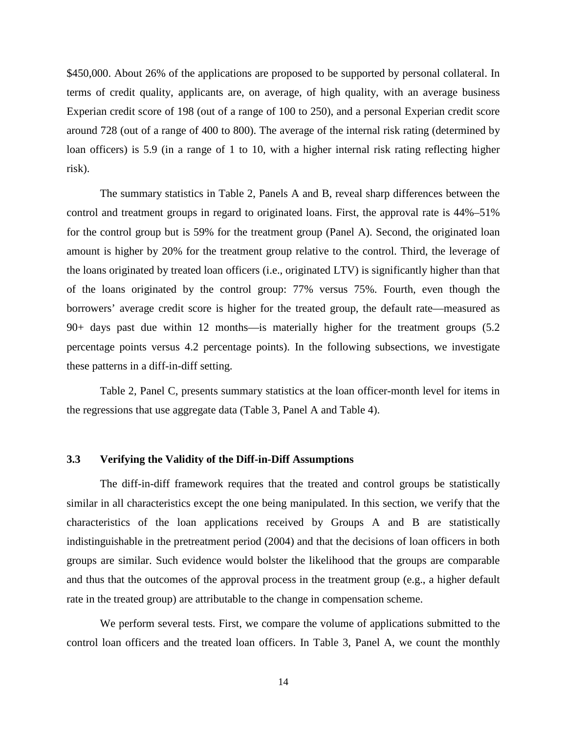$450,000. About 26% of the applications are proposed to be supported by personal collateral. In terms of credit quality, applicants are, on average, of high quality, with an average business Experian credit score of 198 (out of a range of 100 to 250), and a personal Experian credit score around 728 (out of a range of 400 to 800). The average of the internal risk rating (determined by loan officers) is 5.9 (in a range of 1 to 10, with a higher internal risk rating reflecting higher risk).

The summary statistics in Table 2, Panels A and B, reveal sharp differences between the control and treatment groups in regard to originated loans. First, the approval rate is 44%–51% for the control group but is 59% for the treatment group (Panel A). Second, the originated loan amount is higher by 20% for the treatment group relative to the control. Third, the leverage of the loans originated by treated loan officers (i.e., originated LTV) is significantly higher than that of the loans originated by the control group: 77% versus 75%. Fourth, even though the borrowers' average credit score is higher for the treated group, the default rate—measured as 90+ days past due within 12 months—is materially higher for the treatment groups (5.2 percentage points versus 4.2 percentage points). In the following subsections, we investigate these patterns in a diff-in-diff setting.

Table 2, Panel C, presents summary statistics at the loan officer-month level for items in the regressions that use aggregate data (Table 3, Panel A and Table 4).

### 3.3 Verifying the Validity of the Diff-in-Diff Assumptions

The diff-in-diff framework requires that the treated and control groups be statistically similar in all characteristics except the one being manipulated. In this section, we verify that the characteristics of the loan applications received by Groups A and B are statistically indistinguishable in the pretreatment period (2004) and that the decisions of loan officers in both groups are similar. Such evidence would bolster the likelihood that the groups are comparable and thus that the outcomes of the approval process in the treatment group (e.g., a higher default rate in the treated group) are attributable to the change in compensation scheme.

We perform several tests. First, we compare the volume of applications submitted to the control loan officers and the treated loan officers. In Table 3, Panel A, we count the monthly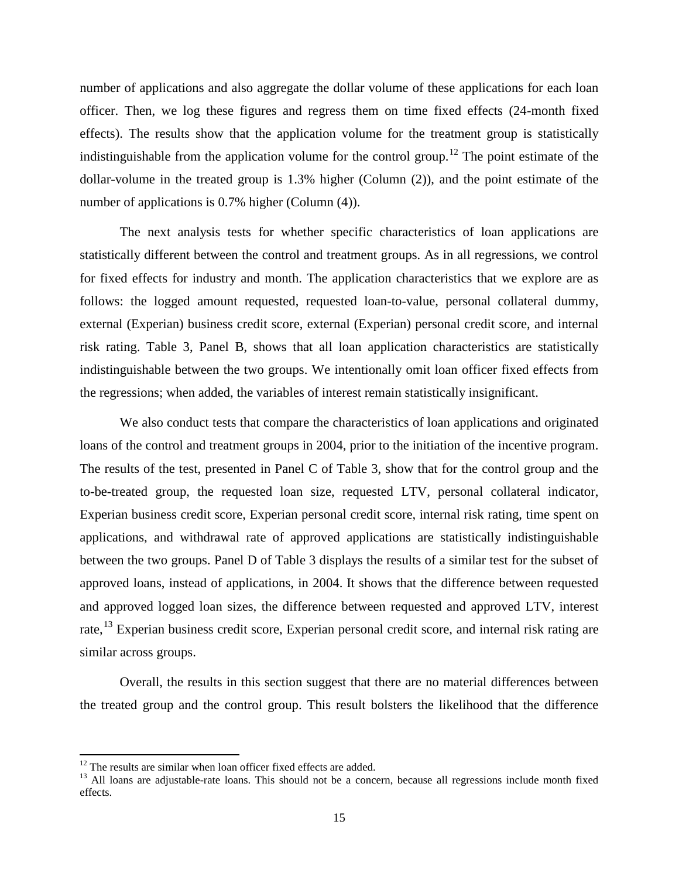number of applications and also aggregate the dollar volume of these applications for each loan officer. Then, we log these figures and regress them on time fixed effects (24-month fixed effects). The results show that the application volume for the treatment group is statistically indistinguishable from the application volume for the control group.[12] The point estimate of the dollar-volume in the treated group is 1.3% higher (Column (2)), and the point estimate of the number of applications is 0.7% higher (Column (4)).

The next analysis tests for whether specific characteristics of loan applications are statistically different between the control and treatment groups. As in all regressions, we control for fixed effects for industry and month. The application characteristics that we explore are as follows: the logged amount requested, requested loan-to-value, personal collateral dummy, external (Experian) business credit score, external (Experian) personal credit score, and internal risk rating. Table 3, Panel B, shows that all loan application characteristics are statistically indistinguishable between the two groups. We intentionally omit loan officer fixed effects from the regressions; when added, the variables of interest remain statistically insignificant.

We also conduct tests that compare the characteristics of loan applications and originated loans of the control and treatment groups in 2004, prior to the initiation of the incentive program. The results of the test, presented in Panel C of Table 3, show that for the control group and the to-be-treated group, the requested loan size, requested LTV, personal collateral indicator, Experian business credit score, Experian personal credit score, internal risk rating, time spent on applications, and withdrawal rate of approved applications are statistically indistinguishable between the two groups. Panel D of Table 3 displays the results of a similar test for the subset of approved loans, instead of applications, in 2004. It shows that the difference between requested and approved logged loan sizes, the difference between requested and approved LTV, interest rate,[13] Experian business credit score, Experian personal credit score, and internal risk rating are similar across groups.

Overall, the results in this section suggest that there are no material differences between the treated group and the control group. This result bolsters the likelihood that the difference

---

[12] The results are similar when loan officer fixed effects are added.

[13] All loans are adjustable-rate loans. This should not be a concern, because all regressions include month fixed effects.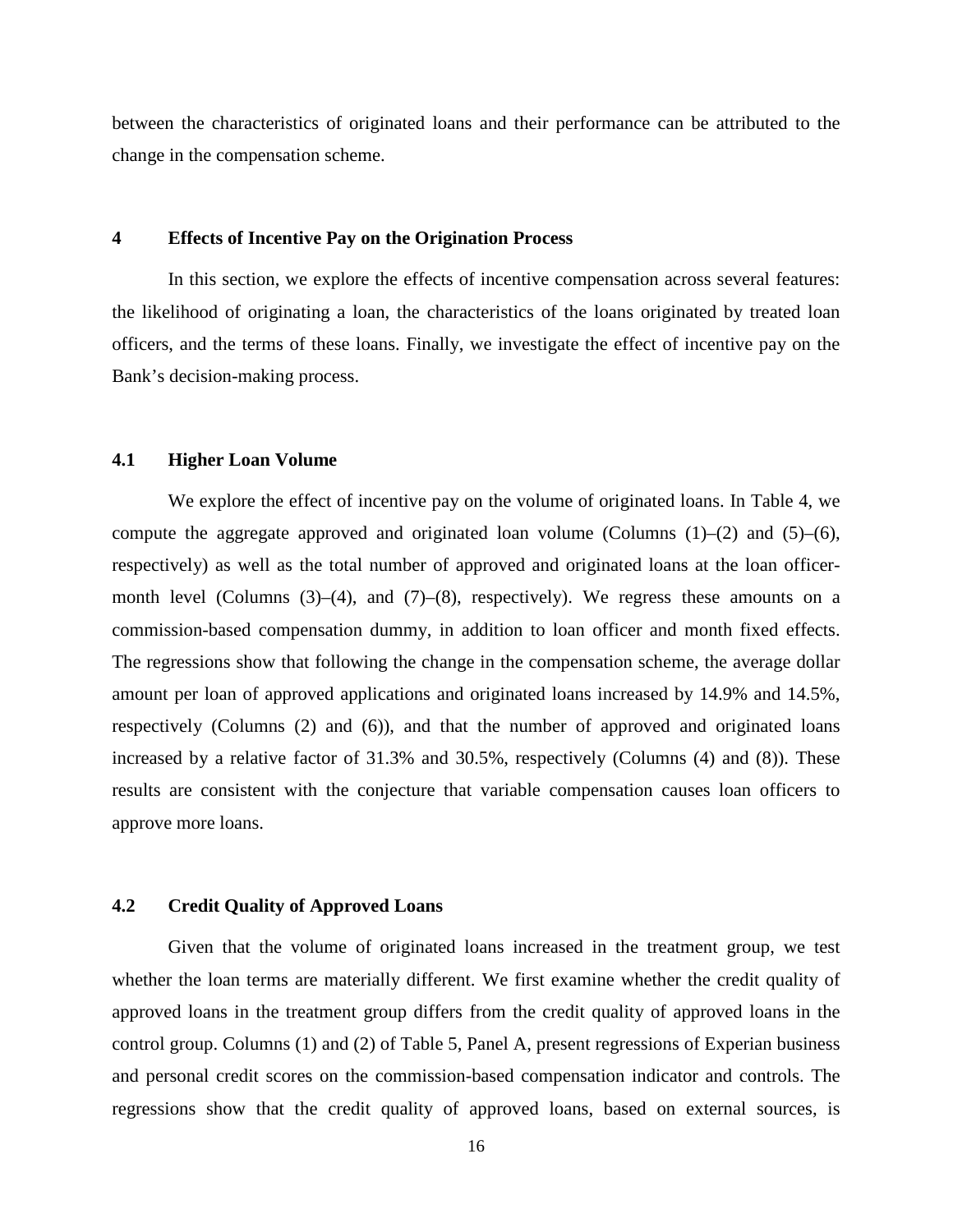between the characteristics of originated loans and their performance can be attributed to the change in the compensation scheme.

## 4 Effects of Incentive Pay on the Origination Process

In this section, we explore the effects of incentive compensation across several features: the likelihood of originating a loan, the characteristics of the loans originated by treated loan officers, and the terms of these loans. Finally, we investigate the effect of incentive pay on the Bank's decision-making process.

### 4.1 Higher Loan Volume

We explore the effect of incentive pay on the volume of originated loans. In Table 4, we compute the aggregate approved and originated loan volume (Columns (1)–(2) and (5)–(6), respectively) as well as the total number of approved and originated loans at the loan officer-month level (Columns (3)–(4), and (7)–(8), respectively). We regress these amounts on a commission-based compensation dummy, in addition to loan officer and month fixed effects. The regressions show that following the change in the compensation scheme, the average dollar amount per loan of approved applications and originated loans increased by 14.9% and 14.5%, respectively (Columns (2) and (6)), and that the number of approved and originated loans increased by a relative factor of 31.3% and 30.5%, respectively (Columns (4) and (8)). These results are consistent with the conjecture that variable compensation causes loan officers to approve more loans.

### 4.2 Credit Quality of Approved Loans

Given that the volume of originated loans increased in the treatment group, we test whether the loan terms are materially different. We first examine whether the credit quality of approved loans in the treatment group differs from the credit quality of approved loans in the control group. Columns (1) and (2) of Table 5, Panel A, present regressions of Experian business and personal credit scores on the commission-based compensation indicator and controls. The regressions show that the credit quality of approved loans, based on external sources, is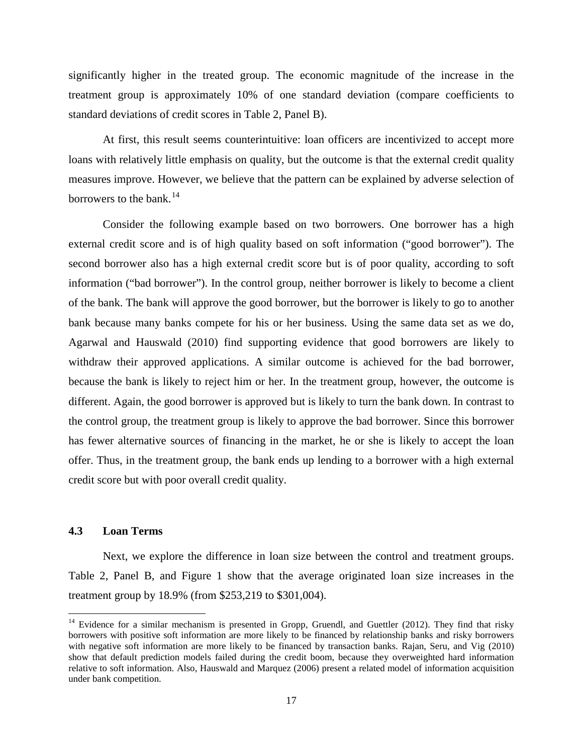significantly higher in the treated group. The economic magnitude of the increase in the treatment group is approximately 10% of one standard deviation (compare coefficients to standard deviations of credit scores in Table 2, Panel B).

At first, this result seems counterintuitive: loan officers are incentivized to accept more loans with relatively little emphasis on quality, but the outcome is that the external credit quality measures improve. However, we believe that the pattern can be explained by adverse selection of borrowers to the bank.[14]

Consider the following example based on two borrowers. One borrower has a high external credit score and is of high quality based on soft information ("good borrower"). The second borrower also has a high external credit score but is of poor quality, according to soft information ("bad borrower"). In the control group, neither borrower is likely to become a client of the bank. The bank will approve the good borrower, but the borrower is likely to go to another bank because many banks compete for his or her business. Using the same data set as we do, Agarwal and Hauswald (2010) find supporting evidence that good borrowers are likely to withdraw their approved applications. A similar outcome is achieved for the bad borrower, because the bank is likely to reject him or her. In the treatment group, however, the outcome is different. Again, the good borrower is approved but is likely to turn the bank down. In contrast to the control group, the treatment group is likely to approve the bad borrower. Since this borrower has fewer alternative sources of financing in the market, he or she is likely to accept the loan offer. Thus, in the treatment group, the bank ends up lending to a borrower with a high external credit score but with poor overall credit quality.

### 4.3 Loan Terms

Next, we explore the difference in loan size between the control and treatment groups. Table 2, Panel B, and Figure 1 show that the average originated loan size increases in the treatment group by 18.9% (from $253,219 to $301,004).

[14] Evidence for a similar mechanism is presented in Gropp, Gruendl, and Guettler (2012). They find that risky borrowers with positive soft information are more likely to be financed by relationship banks and risky borrowers with negative soft information are more likely to be financed by transaction banks. Rajan, Seru, and Vig (2010) show that default prediction models failed during the credit boom, because they overweighted hard information relative to soft information. Also, Hauswald and Marquez (2006) present a related model of information acquisition under bank competition.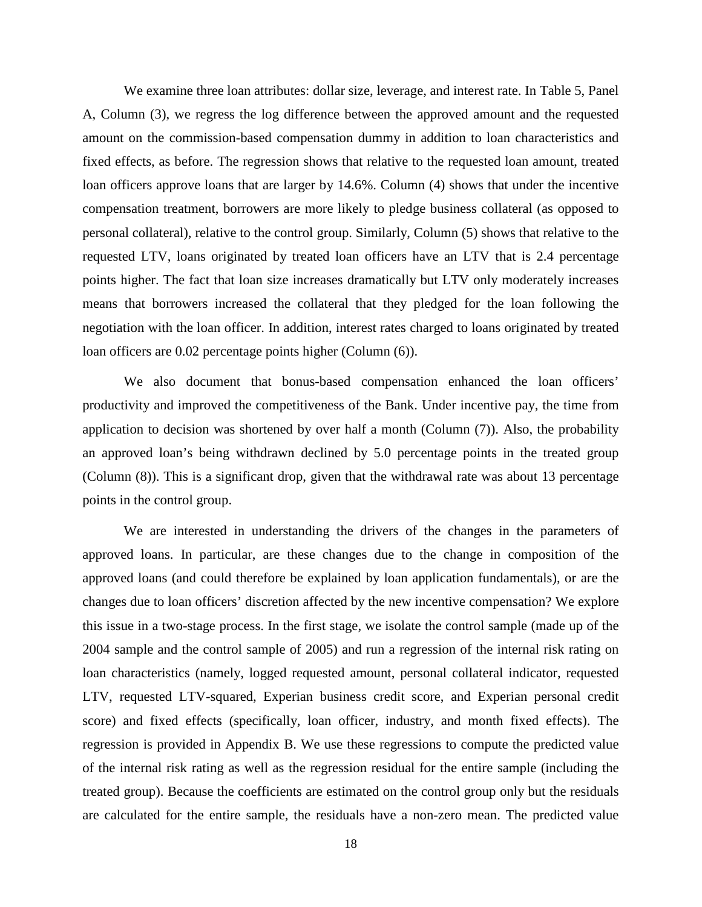We examine three loan attributes: dollar size, leverage, and interest rate. In Table 5, Panel A, Column (3), we regress the log difference between the approved amount and the requested amount on the commission-based compensation dummy in addition to loan characteristics and fixed effects, as before. The regression shows that relative to the requested loan amount, treated loan officers approve loans that are larger by 14.6%. Column (4) shows that under the incentive compensation treatment, borrowers are more likely to pledge business collateral (as opposed to personal collateral), relative to the control group. Similarly, Column (5) shows that relative to the requested LTV, loans originated by treated loan officers have an LTV that is 2.4 percentage points higher. The fact that loan size increases dramatically but LTV only moderately increases means that borrowers increased the collateral that they pledged for the loan following the negotiation with the loan officer. In addition, interest rates charged to loans originated by treated loan officers are 0.02 percentage points higher (Column (6)).

We also document that bonus-based compensation enhanced the loan officers' productivity and improved the competitiveness of the Bank. Under incentive pay, the time from application to decision was shortened by over half a month (Column (7)). Also, the probability an approved loan's being withdrawn declined by 5.0 percentage points in the treated group (Column (8)). This is a significant drop, given that the withdrawal rate was about 13 percentage points in the control group.

We are interested in understanding the drivers of the changes in the parameters of approved loans. In particular, are these changes due to the change in composition of the approved loans (and could therefore be explained by loan application fundamentals), or are the changes due to loan officers' discretion affected by the new incentive compensation? We explore this issue in a two-stage process. In the first stage, we isolate the control sample (made up of the 2004 sample and the control sample of 2005) and run a regression of the internal risk rating on loan characteristics (namely, logged requested amount, personal collateral indicator, requested LTV, requested LTV-squared, Experian business credit score, and Experian personal credit score) and fixed effects (specifically, loan officer, industry, and month fixed effects). The regression is provided in Appendix B. We use these regressions to compute the predicted value of the internal risk rating as well as the regression residual for the entire sample (including the treated group). Because the coefficients are estimated on the control group only but the residuals are calculated for the entire sample, the residuals have a non-zero mean. The predicted value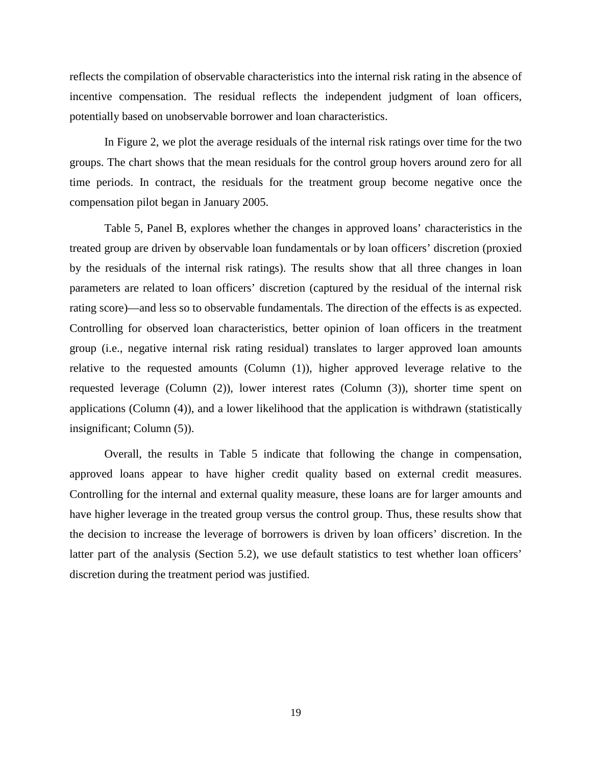reflects the compilation of observable characteristics into the internal risk rating in the absence of incentive compensation. The residual reflects the independent judgment of loan officers, potentially based on unobservable borrower and loan characteristics.

In Figure 2, we plot the average residuals of the internal risk ratings over time for the two groups. The chart shows that the mean residuals for the control group hovers around zero for all time periods. In contract, the residuals for the treatment group become negative once the compensation pilot began in January 2005.

Table 5, Panel B, explores whether the changes in approved loans' characteristics in the treated group are driven by observable loan fundamentals or by loan officers' discretion (proxied by the residuals of the internal risk ratings). The results show that all three changes in loan parameters are related to loan officers' discretion (captured by the residual of the internal risk rating score)—and less so to observable fundamentals. The direction of the effects is as expected. Controlling for observed loan characteristics, better opinion of loan officers in the treatment group (i.e., negative internal risk rating residual) translates to larger approved loan amounts relative to the requested amounts (Column (1)), higher approved leverage relative to the requested leverage (Column (2)), lower interest rates (Column (3)), shorter time spent on applications (Column (4)), and a lower likelihood that the application is withdrawn (statistically insignificant; Column (5)).

Overall, the results in Table 5 indicate that following the change in compensation, approved loans appear to have higher credit quality based on external credit measures. Controlling for the internal and external quality measure, these loans are for larger amounts and have higher leverage in the treated group versus the control group. Thus, these results show that the decision to increase the leverage of borrowers is driven by loan officers' discretion. In the latter part of the analysis (Section 5.2), we use default statistics to test whether loan officers' discretion during the treatment period was justified.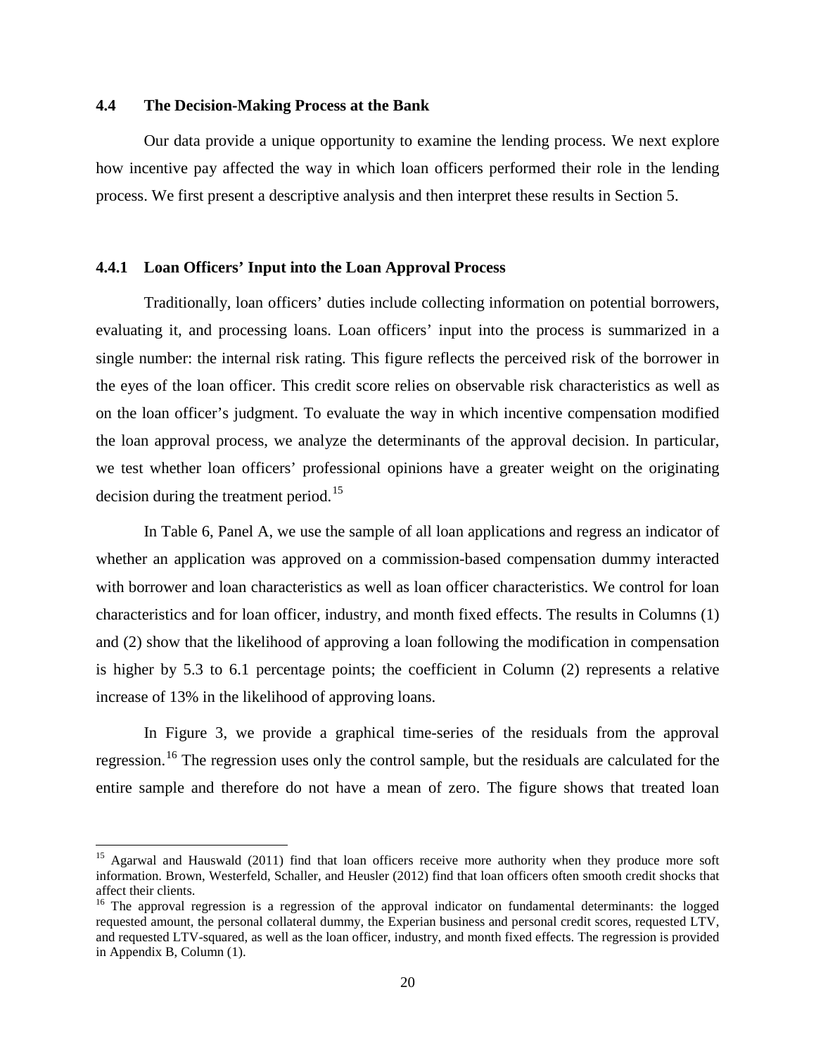### 4.4 The Decision-Making Process at the Bank

Our data provide a unique opportunity to examine the lending process. We next explore how incentive pay affected the way in which loan officers performed their role in the lending process. We first present a descriptive analysis and then interpret these results in Section 5.

#### 4.4.1 Loan Officers' Input into the Loan Approval Process

Traditionally, loan officers' duties include collecting information on potential borrowers, evaluating it, and processing loans. Loan officers' input into the process is summarized in a single number: the internal risk rating. This figure reflects the perceived risk of the borrower in the eyes of the loan officer. This credit score relies on observable risk characteristics as well as on the loan officer's judgment. To evaluate the way in which incentive compensation modified the loan approval process, we analyze the determinants of the approval decision. In particular, we test whether loan officers' professional opinions have a greater weight on the originating decision during the treatment period.[15]

In Table 6, Panel A, we use the sample of all loan applications and regress an indicator of whether an application was approved on a commission-based compensation dummy interacted with borrower and loan characteristics as well as loan officer characteristics. We control for loan characteristics and for loan officer, industry, and month fixed effects. The results in Columns (1) and (2) show that the likelihood of approving a loan following the modification in compensation is higher by 5.3 to 6.1 percentage points; the coefficient in Column (2) represents a relative increase of 13% in the likelihood of approving loans.

In Figure 3, we provide a graphical time-series of the residuals from the approval regression.[16] The regression uses only the control sample, but the residuals are calculated for the entire sample and therefore do not have a mean of zero. The figure shows that treated loan

---

[15] Agarwal and Hauswald (2011) find that loan officers receive more authority when they produce more soft information. Brown, Westerfeld, Schaller, and Heusler (2012) find that loan officers often smooth credit shocks that affect their clients.

[16] The approval regression is a regression of the approval indicator on fundamental determinants: the logged requested amount, the personal collateral dummy, the Experian business and personal credit scores, requested LTV, and requested LTV-squared, as well as the loan officer, industry, and month fixed effects. The regression is provided in Appendix B, Column (1).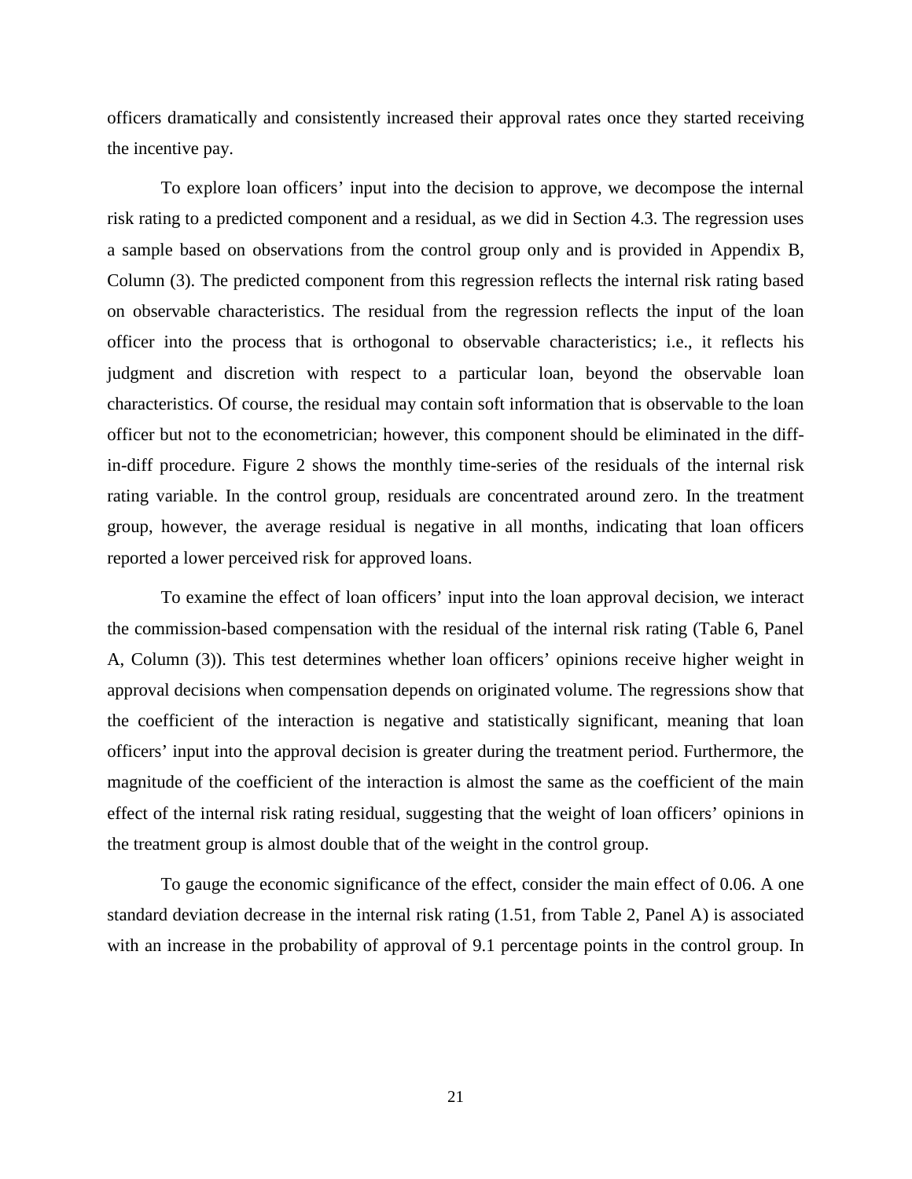officers dramatically and consistently increased their approval rates once they started receiving the incentive pay.

To explore loan officers' input into the decision to approve, we decompose the internal risk rating to a predicted component and a residual, as we did in Section 4.3. The regression uses a sample based on observations from the control group only and is provided in Appendix B, Column (3). The predicted component from this regression reflects the internal risk rating based on observable characteristics. The residual from the regression reflects the input of the loan officer into the process that is orthogonal to observable characteristics; i.e., it reflects his judgment and discretion with respect to a particular loan, beyond the observable loan characteristics. Of course, the residual may contain soft information that is observable to the loan officer but not to the econometrician; however, this component should be eliminated in the diff-in-diff procedure. Figure 2 shows the monthly time-series of the residuals of the internal risk rating variable. In the control group, residuals are concentrated around zero. In the treatment group, however, the average residual is negative in all months, indicating that loan officers reported a lower perceived risk for approved loans.

To examine the effect of loan officers' input into the loan approval decision, we interact the commission-based compensation with the residual of the internal risk rating (Table 6, Panel A, Column (3)). This test determines whether loan officers' opinions receive higher weight in approval decisions when compensation depends on originated volume. The regressions show that the coefficient of the interaction is negative and statistically significant, meaning that loan officers' input into the approval decision is greater during the treatment period. Furthermore, the magnitude of the coefficient of the interaction is almost the same as the coefficient of the main effect of the internal risk rating residual, suggesting that the weight of loan officers' opinions in the treatment group is almost double that of the weight in the control group.

To gauge the economic significance of the effect, consider the main effect of 0.06. A one standard deviation decrease in the internal risk rating (1.51, from Table 2, Panel A) is associated with an increase in the probability of approval of 9.1 percentage points in the control group. In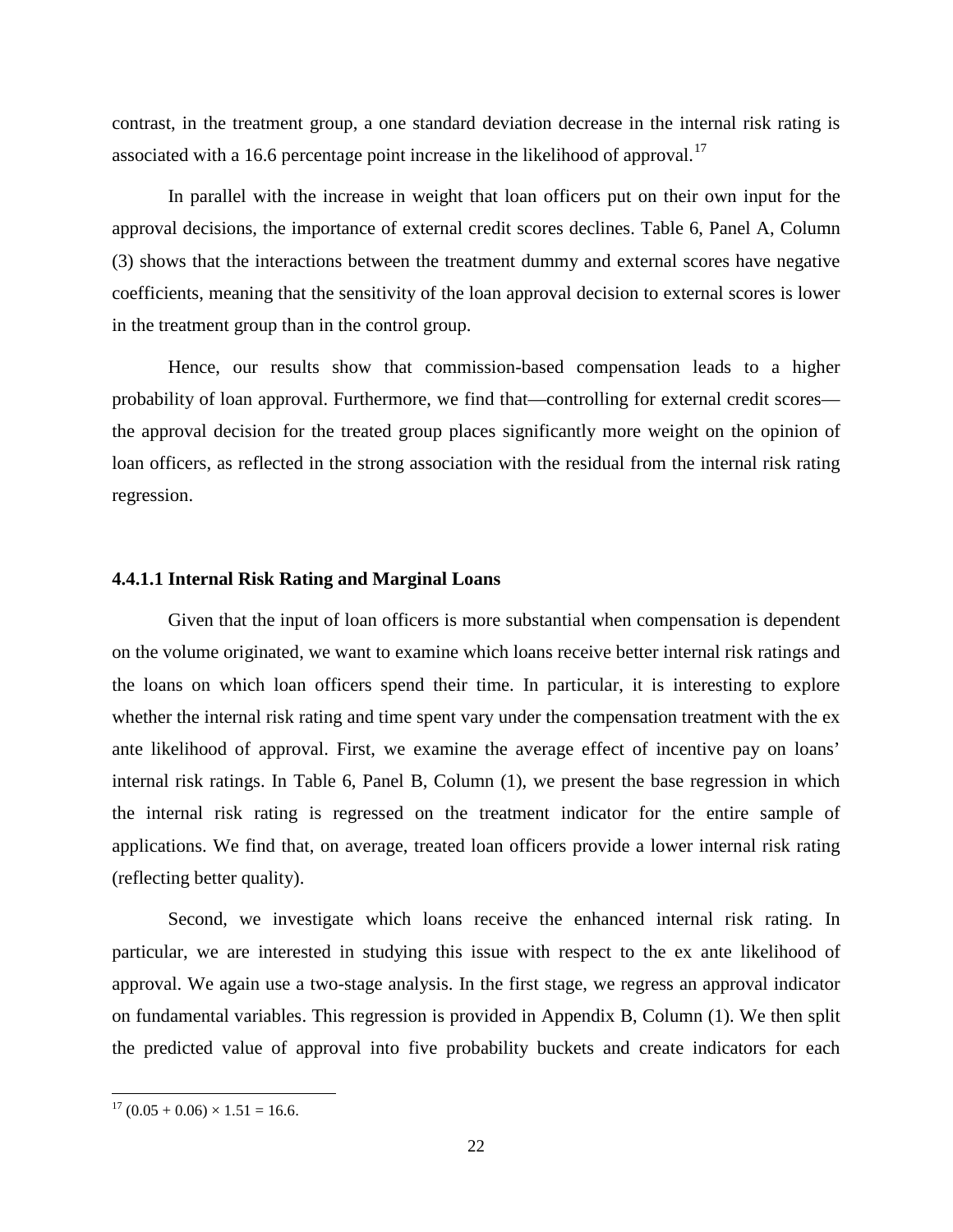contrast, in the treatment group, a one standard deviation decrease in the internal risk rating is associated with a 16.6 percentage point increase in the likelihood of approval.[17]

In parallel with the increase in weight that loan officers put on their own input for the approval decisions, the importance of external credit scores declines. Table 6, Panel A, Column (3) shows that the interactions between the treatment dummy and external scores have negative coefficients, meaning that the sensitivity of the loan approval decision to external scores is lower in the treatment group than in the control group.

Hence, our results show that commission-based compensation leads to a higher probability of loan approval. Furthermore, we find that—controlling for external credit scores—the approval decision for the treated group places significantly more weight on the opinion of loan officers, as reflected in the strong association with the residual from the internal risk rating regression.

#### 4.4.1.1 Internal Risk Rating and Marginal Loans

Given that the input of loan officers is more substantial when compensation is dependent on the volume originated, we want to examine which loans receive better internal risk ratings and the loans on which loan officers spend their time. In particular, it is interesting to explore whether the internal risk rating and time spent vary under the compensation treatment with the ex ante likelihood of approval. First, we examine the average effect of incentive pay on loans' internal risk ratings. In Table 6, Panel B, Column (1), we present the base regression in which the internal risk rating is regressed on the treatment indicator for the entire sample of applications. We find that, on average, treated loan officers provide a lower internal risk rating (reflecting better quality).

Second, we investigate which loans receive the enhanced internal risk rating. In particular, we are interested in studying this issue with respect to the ex ante likelihood of approval. We again use a two-stage analysis. In the first stage, we regress an approval indicator on fundamental variables. This regression is provided in Appendix B, Column (1). We then split the predicted value of approval into five probability buckets and create indicators for each

---

[17] $(0.05 + 0.06) \times 1.51 = 16.6$.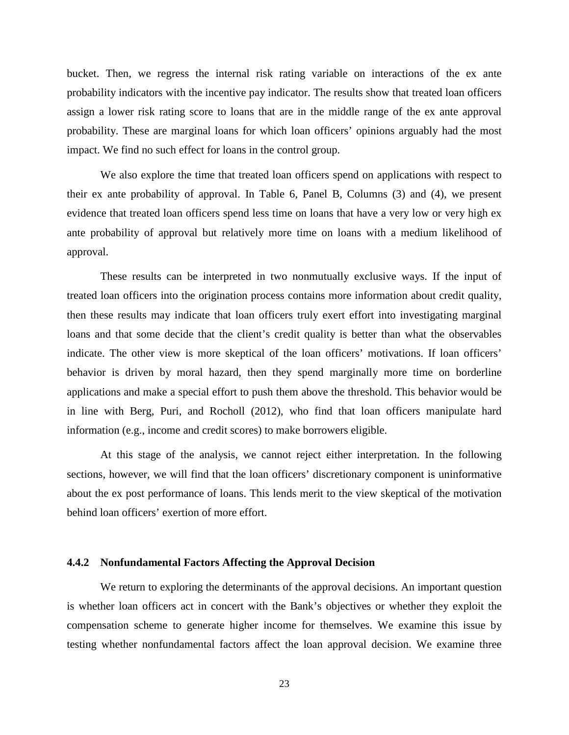bucket. Then, we regress the internal risk rating variable on interactions of the ex ante probability indicators with the incentive pay indicator. The results show that treated loan officers assign a lower risk rating score to loans that are in the middle range of the ex ante approval probability. These are marginal loans for which loan officers' opinions arguably had the most impact. We find no such effect for loans in the control group.

We also explore the time that treated loan officers spend on applications with respect to their ex ante probability of approval. In Table 6, Panel B, Columns (3) and (4), we present evidence that treated loan officers spend less time on loans that have a very low or very high ex ante probability of approval but relatively more time on loans with a medium likelihood of approval.

These results can be interpreted in two nonmutually exclusive ways. If the input of treated loan officers into the origination process contains more information about credit quality, then these results may indicate that loan officers truly exert effort into investigating marginal loans and that some decide that the client's credit quality is better than what the observables indicate. The other view is more skeptical of the loan officers' motivations. If loan officers' behavior is driven by moral hazard, then they spend marginally more time on borderline applications and make a special effort to push them above the threshold. This behavior would be in line with Berg, Puri, and Rocholl (2012), who find that loan officers manipulate hard information (e.g., income and credit scores) to make borrowers eligible.

At this stage of the analysis, we cannot reject either interpretation. In the following sections, however, we will find that the loan officers' discretionary component is uninformative about the ex post performance of loans. This lends merit to the view skeptical of the motivation behind loan officers' exertion of more effort.

### 4.4.2 Nonfundamental Factors Affecting the Approval Decision

We return to exploring the determinants of the approval decisions. An important question is whether loan officers act in concert with the Bank's objectives or whether they exploit the compensation scheme to generate higher income for themselves. We examine this issue by testing whether nonfundamental factors affect the loan approval decision. We examine three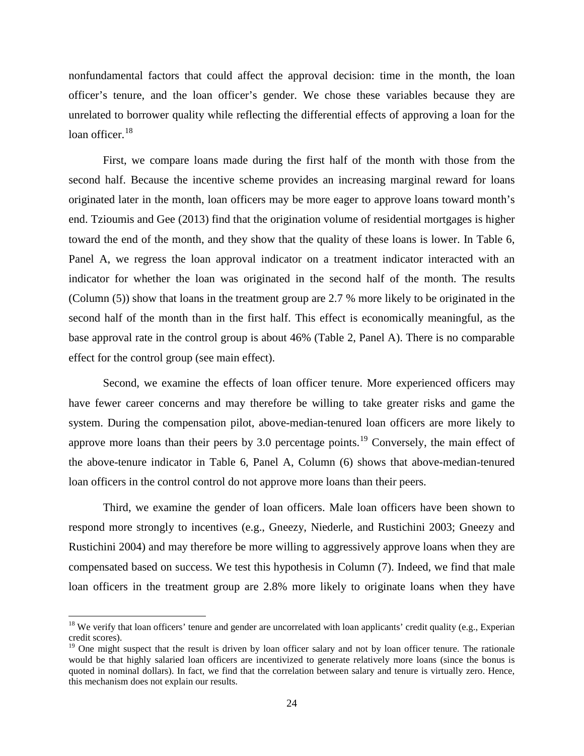nonfundamental factors that could affect the approval decision: time in the month, the loan officer's tenure, and the loan officer's gender. We chose these variables because they are unrelated to borrower quality while reflecting the differential effects of approving a loan for the loan officer.[18]

First, we compare loans made during the first half of the month with those from the second half. Because the incentive scheme provides an increasing marginal reward for loans originated later in the month, loan officers may be more eager to approve loans toward month's end. Tzioumis and Gee (2013) find that the origination volume of residential mortgages is higher toward the end of the month, and they show that the quality of these loans is lower. In Table 6, Panel A, we regress the loan approval indicator on a treatment indicator interacted with an indicator for whether the loan was originated in the second half of the month. The results (Column (5)) show that loans in the treatment group are 2.7 % more likely to be originated in the second half of the month than in the first half. This effect is economically meaningful, as the base approval rate in the control group is about 46% (Table 2, Panel A). There is no comparable effect for the control group (see main effect).

Second, we examine the effects of loan officer tenure. More experienced officers may have fewer career concerns and may therefore be willing to take greater risks and game the system. During the compensation pilot, above-median-tenured loan officers are more likely to approve more loans than their peers by 3.0 percentage points.[19] Conversely, the main effect of the above-tenure indicator in Table 6, Panel A, Column (6) shows that above-median-tenured loan officers in the control control do not approve more loans than their peers.

Third, we examine the gender of loan officers. Male loan officers have been shown to respond more strongly to incentives (e.g., Gneezy, Niederle, and Rustichini 2003; Gneezy and Rustichini 2004) and may therefore be more willing to aggressively approve loans when they are compensated based on success. We test this hypothesis in Column (7). Indeed, we find that male loan officers in the treatment group are 2.8% more likely to originate loans when they have

[18] We verify that loan officers' tenure and gender are uncorrelated with loan applicants' credit quality (e.g., Experian credit scores).

[19] One might suspect that the result is driven by loan officer salary and not by loan officer tenure. The rationale would be that highly salaried loan officers are incentivized to generate relatively more loans (since the bonus is quoted in nominal dollars). In fact, we find that the correlation between salary and tenure is virtually zero. Hence, this mechanism does not explain our results.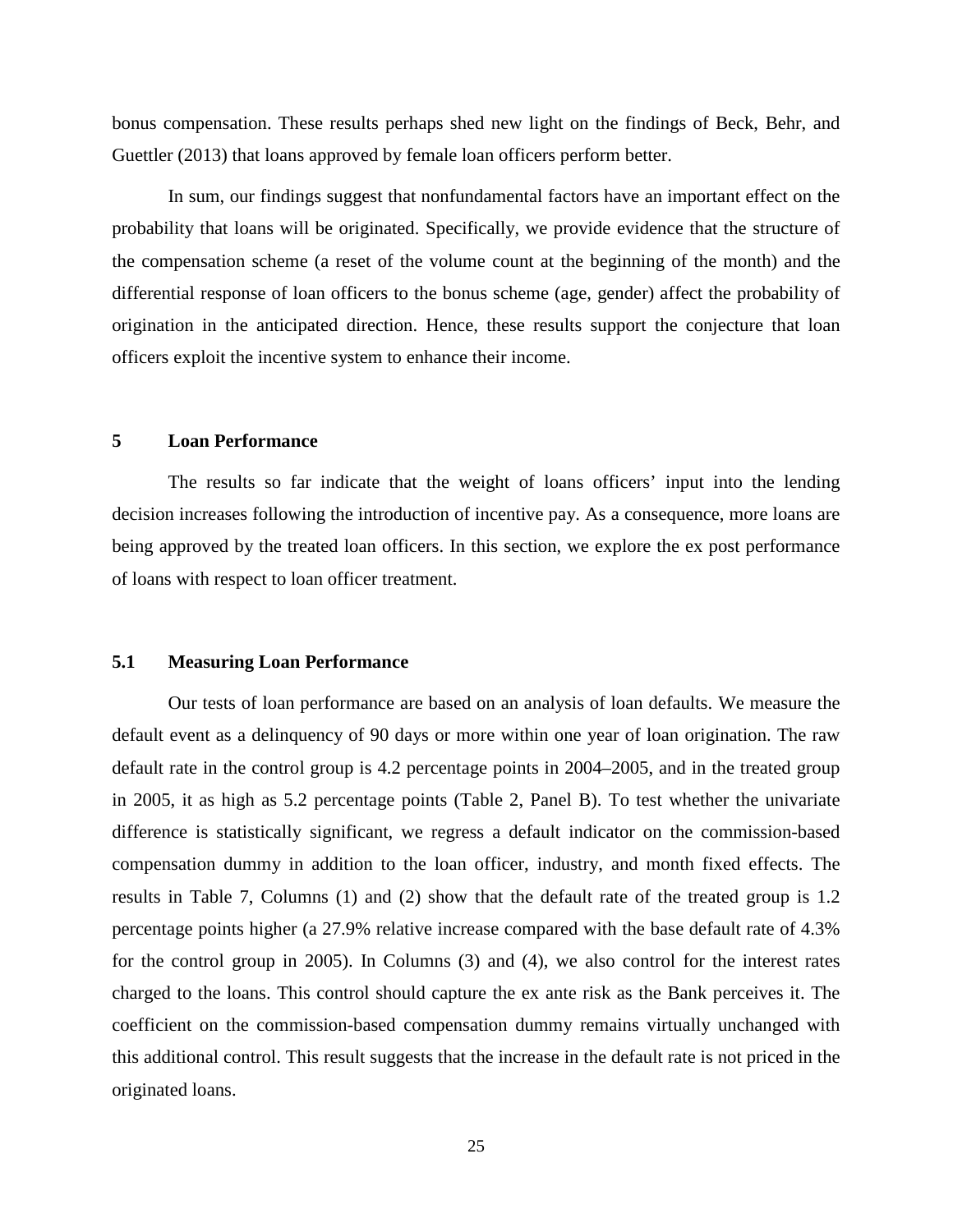bonus compensation. These results perhaps shed new light on the findings of Beck, Behr, and Guettler (2013) that loans approved by female loan officers perform better.

In sum, our findings suggest that nonfundamental factors have an important effect on the probability that loans will be originated. Specifically, we provide evidence that the structure of the compensation scheme (a reset of the volume count at the beginning of the month) and the differential response of loan officers to the bonus scheme (age, gender) affect the probability of origination in the anticipated direction. Hence, these results support the conjecture that loan officers exploit the incentive system to enhance their income.

## 5 Loan Performance

The results so far indicate that the weight of loans officers' input into the lending decision increases following the introduction of incentive pay. As a consequence, more loans are being approved by the treated loan officers. In this section, we explore the ex post performance of loans with respect to loan officer treatment.

### 5.1 Measuring Loan Performance

Our tests of loan performance are based on an analysis of loan defaults. We measure the default event as a delinquency of 90 days or more within one year of loan origination. The raw default rate in the control group is 4.2 percentage points in 2004–2005, and in the treated group in 2005, it as high as 5.2 percentage points (Table 2, Panel B). To test whether the univariate difference is statistically significant, we regress a default indicator on the commission-based compensation dummy in addition to the loan officer, industry, and month fixed effects. The results in Table 7, Columns (1) and (2) show that the default rate of the treated group is 1.2 percentage points higher (a 27.9% relative increase compared with the base default rate of 4.3% for the control group in 2005). In Columns (3) and (4), we also control for the interest rates charged to the loans. This control should capture the ex ante risk as the Bank perceives it. The coefficient on the commission-based compensation dummy remains virtually unchanged with this additional control. This result suggests that the increase in the default rate is not priced in the originated loans.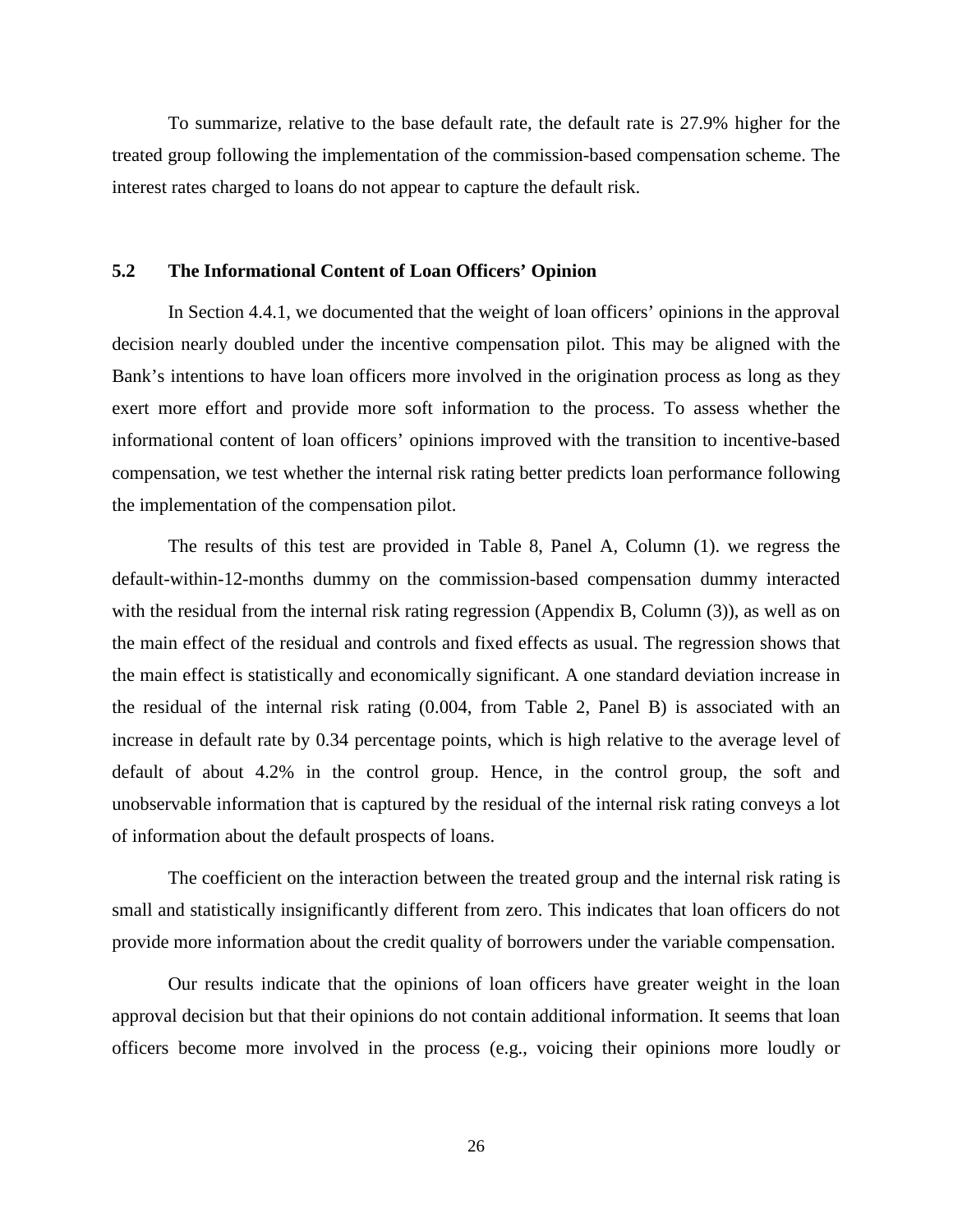To summarize, relative to the base default rate, the default rate is 27.9% higher for the treated group following the implementation of the commission-based compensation scheme. The interest rates charged to loans do not appear to capture the default risk.

### 5.2 The Informational Content of Loan Officers' Opinion

In Section 4.4.1, we documented that the weight of loan officers' opinions in the approval decision nearly doubled under the incentive compensation pilot. This may be aligned with the Bank's intentions to have loan officers more involved in the origination process as long as they exert more effort and provide more soft information to the process. To assess whether the informational content of loan officers' opinions improved with the transition to incentive-based compensation, we test whether the internal risk rating better predicts loan performance following the implementation of the compensation pilot.

The results of this test are provided in Table 8, Panel A, Column (1). we regress the default-within-12-months dummy on the commission-based compensation dummy interacted with the residual from the internal risk rating regression (Appendix B, Column (3)), as well as on the main effect of the residual and controls and fixed effects as usual. The regression shows that the main effect is statistically and economically significant. A one standard deviation increase in the residual of the internal risk rating (0.004, from Table 2, Panel B) is associated with an increase in default rate by 0.34 percentage points, which is high relative to the average level of default of about 4.2% in the control group. Hence, in the control group, the soft and unobservable information that is captured by the residual of the internal risk rating conveys a lot of information about the default prospects of loans.

The coefficient on the interaction between the treated group and the internal risk rating is small and statistically insignificantly different from zero. This indicates that loan officers do not provide more information about the credit quality of borrowers under the variable compensation.

Our results indicate that the opinions of loan officers have greater weight in the loan approval decision but that their opinions do not contain additional information. It seems that loan officers become more involved in the process (e.g., voicing their opinions more loudly or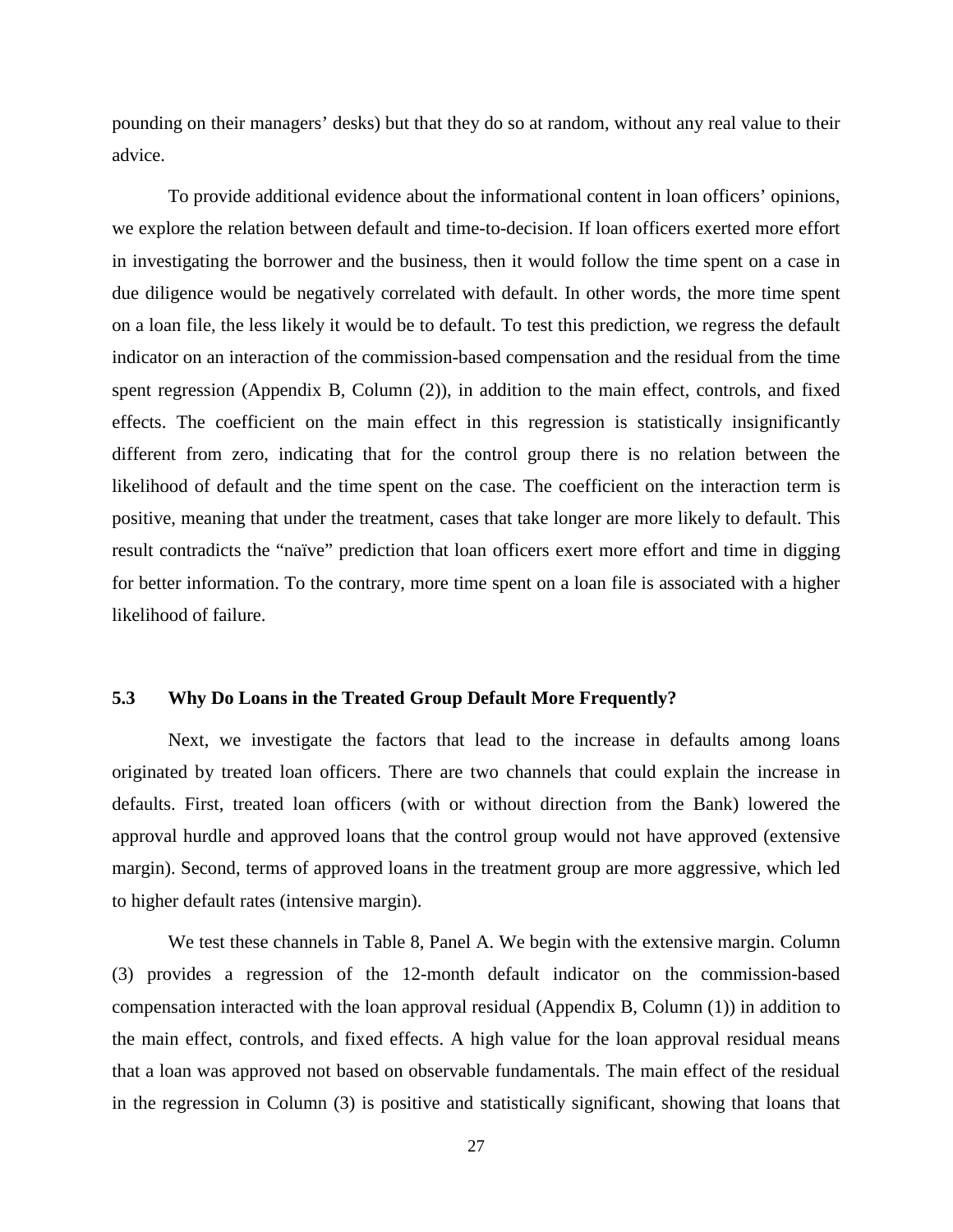pounding on their managers' desks) but that they do so at random, without any real value to their advice.

To provide additional evidence about the informational content in loan officers' opinions, we explore the relation between default and time-to-decision. If loan officers exerted more effort in investigating the borrower and the business, then it would follow the time spent on a case in due diligence would be negatively correlated with default. In other words, the more time spent on a loan file, the less likely it would be to default. To test this prediction, we regress the default indicator on an interaction of the commission-based compensation and the residual from the time spent regression (Appendix B, Column (2)), in addition to the main effect, controls, and fixed effects. The coefficient on the main effect in this regression is statistically insignificantly different from zero, indicating that for the control group there is no relation between the likelihood of default and the time spent on the case. The coefficient on the interaction term is positive, meaning that under the treatment, cases that take longer are more likely to default. This result contradicts the "naïve" prediction that loan officers exert more effort and time in digging for better information. To the contrary, more time spent on a loan file is associated with a higher likelihood of failure.

### 5.3 Why Do Loans in the Treated Group Default More Frequently?

Next, we investigate the factors that lead to the increase in defaults among loans originated by treated loan officers. There are two channels that could explain the increase in defaults. First, treated loan officers (with or without direction from the Bank) lowered the approval hurdle and approved loans that the control group would not have approved (extensive margin). Second, terms of approved loans in the treatment group are more aggressive, which led to higher default rates (intensive margin).

We test these channels in Table 8, Panel A. We begin with the extensive margin. Column (3) provides a regression of the 12-month default indicator on the commission-based compensation interacted with the loan approval residual (Appendix B, Column (1)) in addition to the main effect, controls, and fixed effects. A high value for the loan approval residual means that a loan was approved not based on observable fundamentals. The main effect of the residual in the regression in Column (3) is positive and statistically significant, showing that loans that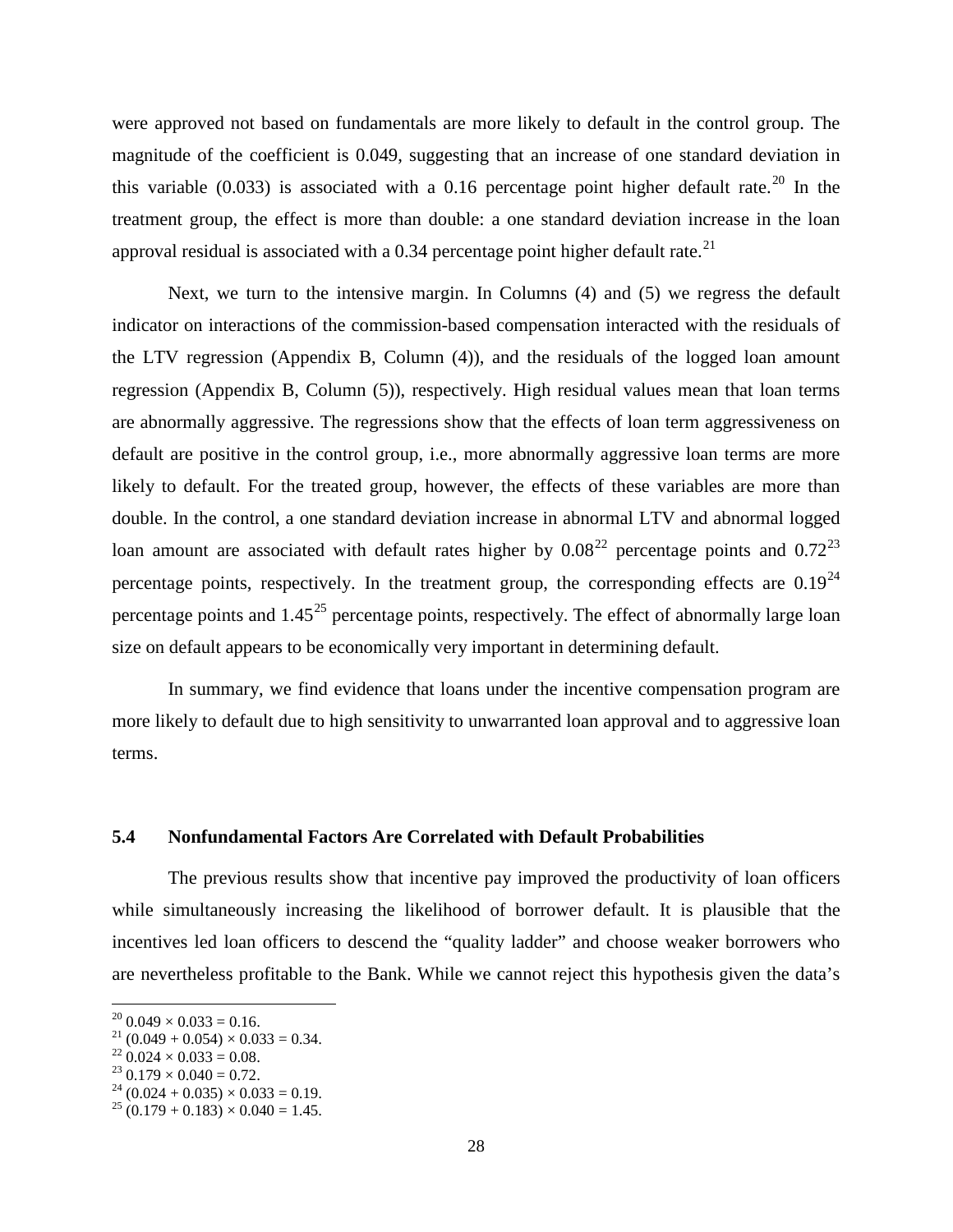were approved not based on fundamentals are more likely to default in the control group. The magnitude of the coefficient is 0.049, suggesting that an increase of one standard deviation in this variable (0.033) is associated with a 0.16 percentage point higher default rate.[20] In the treatment group, the effect is more than double: a one standard deviation increase in the loan approval residual is associated with a 0.34 percentage point higher default rate.[21]

Next, we turn to the intensive margin. In Columns (4) and (5) we regress the default indicator on interactions of the commission-based compensation interacted with the residuals of the LTV regression (Appendix B, Column (4)), and the residuals of the logged loan amount regression (Appendix B, Column (5)), respectively. High residual values mean that loan terms are abnormally aggressive. The regressions show that the effects of loan term aggressiveness on default are positive in the control group, i.e., more abnormally aggressive loan terms are more likely to default. For the treated group, however, the effects of these variables are more than double. In the control, a one standard deviation increase in abnormal LTV and abnormal logged loan amount are associated with default rates higher by 0.08[22] percentage points and 0.72[23] percentage points, respectively. In the treatment group, the corresponding effects are 0.19[24] percentage points and 1.45[25] percentage points, respectively. The effect of abnormally large loan size on default appears to be economically very important in determining default.

In summary, we find evidence that loans under the incentive compensation program are more likely to default due to high sensitivity to unwarranted loan approval and to aggressive loan terms.

### 5.4 Nonfundamental Factors Are Correlated with Default Probabilities

The previous results show that incentive pay improved the productivity of loan officers while simultaneously increasing the likelihood of borrower default. It is plausible that the incentives led loan officers to descend the "quality ladder" and choose weaker borrowers who are nevertheless profitable to the Bank. While we cannot reject this hypothesis given the data's

---

[20] $0.049 \times 0.033 = 0.16$.

[21] $(0.049 + 0.054) \times 0.033 = 0.34$.

[22] $0.024 \times 0.033 = 0.08$.

[23] $0.179 \times 0.040 = 0.72$.

[24] $(0.024 + 0.035) \times 0.033 = 0.19$.

[25] $(0.179 + 0.183) \times 0.040 = 1.45$.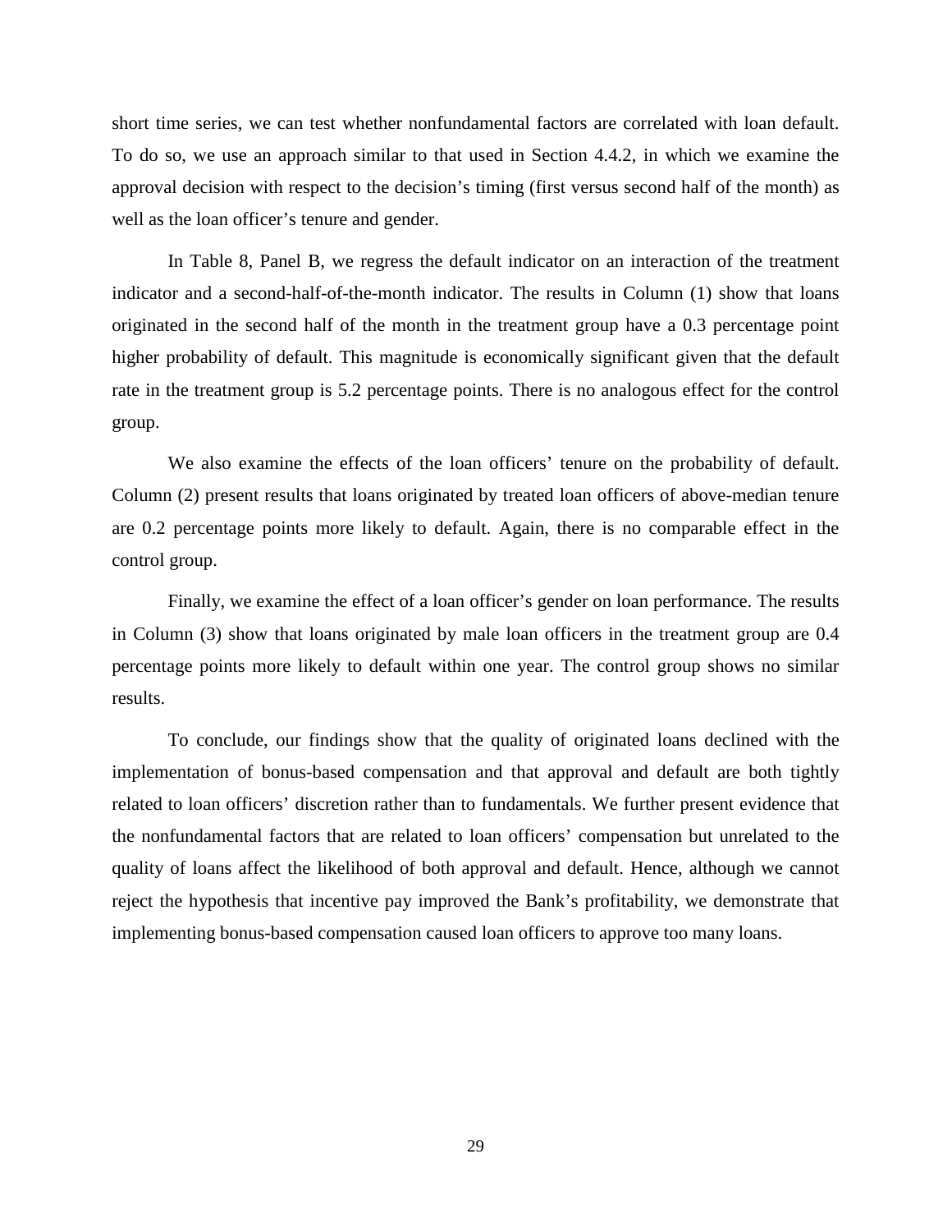short time series, we can test whether nonfundamental factors are correlated with loan default. To do so, we use an approach similar to that used in Section 4.4.2, in which we examine the approval decision with respect to the decision's timing (first versus second half of the month) as well as the loan officer's tenure and gender.

In Table 8, Panel B, we regress the default indicator on an interaction of the treatment indicator and a second-half-of-the-month indicator. The results in Column (1) show that loans originated in the second half of the month in the treatment group have a 0.3 percentage point higher probability of default. This magnitude is economically significant given that the default rate in the treatment group is 5.2 percentage points. There is no analogous effect for the control group.

We also examine the effects of the loan officers' tenure on the probability of default. Column (2) present results that loans originated by treated loan officers of above-median tenure are 0.2 percentage points more likely to default. Again, there is no comparable effect in the control group.

Finally, we examine the effect of a loan officer's gender on loan performance. The results in Column (3) show that loans originated by male loan officers in the treatment group are 0.4 percentage points more likely to default within one year. The control group shows no similar results.

To conclude, our findings show that the quality of originated loans declined with the implementation of bonus-based compensation and that approval and default are both tightly related to loan officers' discretion rather than to fundamentals. We further present evidence that the nonfundamental factors that are related to loan officers' compensation but unrelated to the quality of loans affect the likelihood of both approval and default. Hence, although we cannot reject the hypothesis that incentive pay improved the Bank's profitability, we demonstrate that implementing bonus-based compensation caused loan officers to approve too many loans.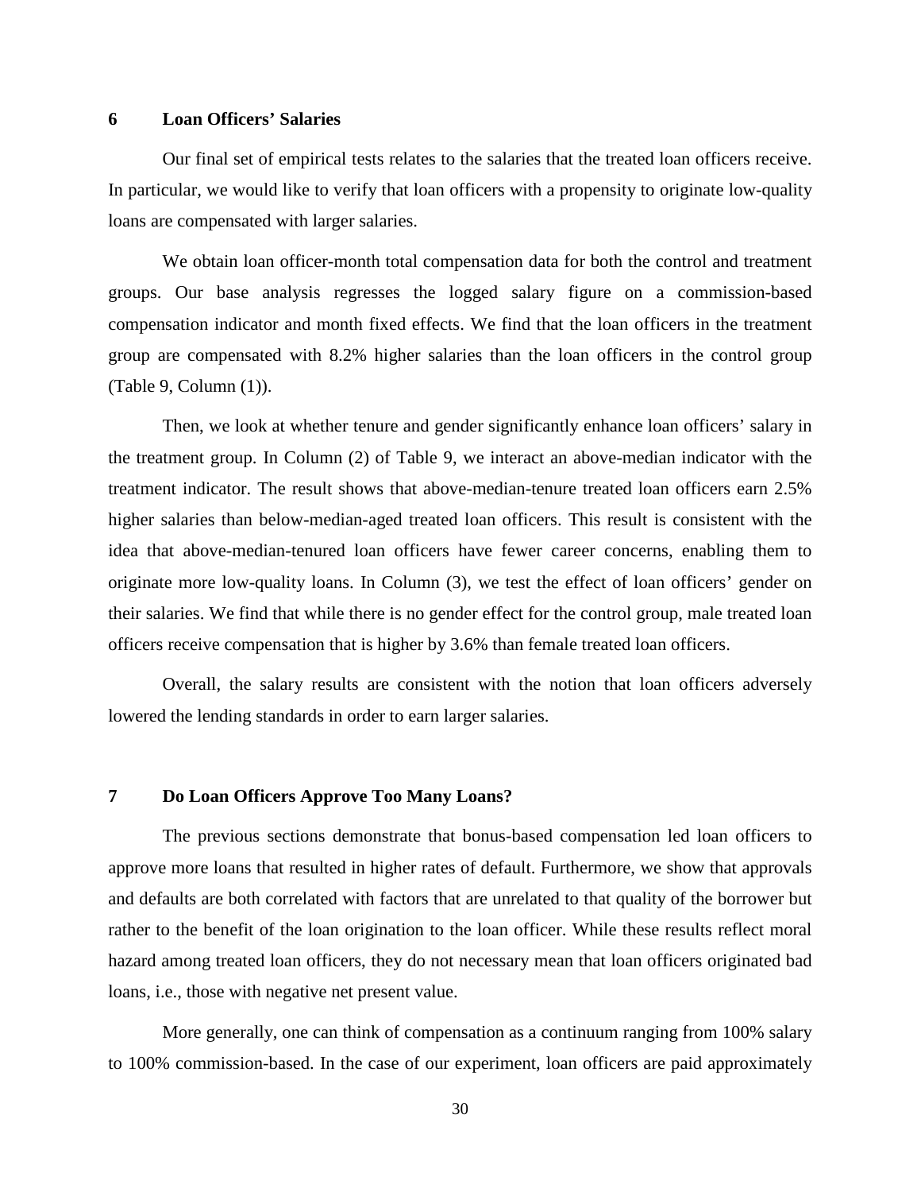## 6 Loan Officers' Salaries

Our final set of empirical tests relates to the salaries that the treated loan officers receive. In particular, we would like to verify that loan officers with a propensity to originate low-quality loans are compensated with larger salaries.

We obtain loan officer-month total compensation data for both the control and treatment groups. Our base analysis regresses the logged salary figure on a commission-based compensation indicator and month fixed effects. We find that the loan officers in the treatment group are compensated with 8.2% higher salaries than the loan officers in the control group (Table 9, Column (1)).

Then, we look at whether tenure and gender significantly enhance loan officers' salary in the treatment group. In Column (2) of Table 9, we interact an above-median indicator with the treatment indicator. The result shows that above-median-tenure treated loan officers earn 2.5% higher salaries than below-median-aged treated loan officers. This result is consistent with the idea that above-median-tenured loan officers have fewer career concerns, enabling them to originate more low-quality loans. In Column (3), we test the effect of loan officers' gender on their salaries. We find that while there is no gender effect for the control group, male treated loan officers receive compensation that is higher by 3.6% than female treated loan officers.

Overall, the salary results are consistent with the notion that loan officers adversely lowered the lending standards in order to earn larger salaries.

## 7 Do Loan Officers Approve Too Many Loans?

The previous sections demonstrate that bonus-based compensation led loan officers to approve more loans that resulted in higher rates of default. Furthermore, we show that approvals and defaults are both correlated with factors that are unrelated to that quality of the borrower but rather to the benefit of the loan origination to the loan officer. While these results reflect moral hazard among treated loan officers, they do not necessary mean that loan officers originated bad loans, i.e., those with negative net present value.

More generally, one can think of compensation as a continuum ranging from 100% salary to 100% commission-based. In the case of our experiment, loan officers are paid approximately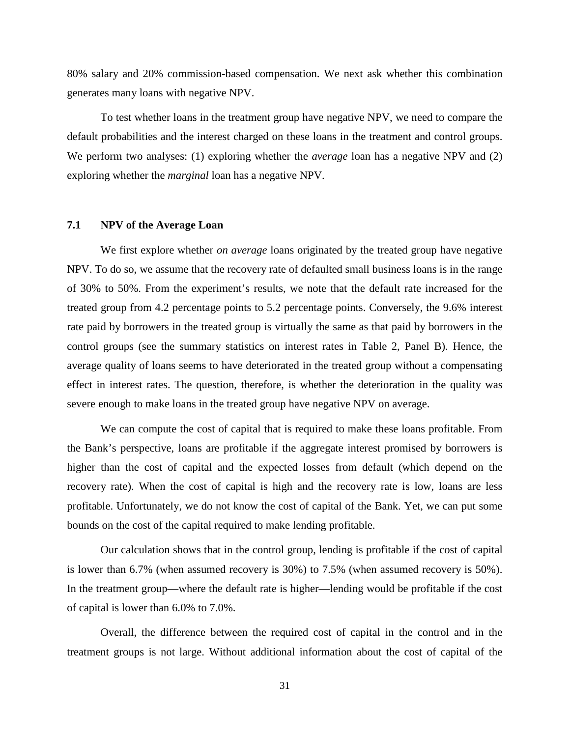80% salary and 20% commission-based compensation. We next ask whether this combination generates many loans with negative NPV.

To test whether loans in the treatment group have negative NPV, we need to compare the default probabilities and the interest charged on these loans in the treatment and control groups. We perform two analyses: (1) exploring whether the *average* loan has a negative NPV and (2) exploring whether the *marginal* loan has a negative NPV.

### 7.1 NPV of the Average Loan

We first explore whether *on average* loans originated by the treated group have negative NPV. To do so, we assume that the recovery rate of defaulted small business loans is in the range of 30% to 50%. From the experiment's results, we note that the default rate increased for the treated group from 4.2 percentage points to 5.2 percentage points. Conversely, the 9.6% interest rate paid by borrowers in the treated group is virtually the same as that paid by borrowers in the control groups (see the summary statistics on interest rates in Table 2, Panel B). Hence, the average quality of loans seems to have deteriorated in the treated group without a compensating effect in interest rates. The question, therefore, is whether the deterioration in the quality was severe enough to make loans in the treated group have negative NPV on average.

We can compute the cost of capital that is required to make these loans profitable. From the Bank's perspective, loans are profitable if the aggregate interest promised by borrowers is higher than the cost of capital and the expected losses from default (which depend on the recovery rate). When the cost of capital is high and the recovery rate is low, loans are less profitable. Unfortunately, we do not know the cost of capital of the Bank. Yet, we can put some bounds on the cost of the capital required to make lending profitable.

Our calculation shows that in the control group, lending is profitable if the cost of capital is lower than 6.7% (when assumed recovery is 30%) to 7.5% (when assumed recovery is 50%). In the treatment group—where the default rate is higher—lending would be profitable if the cost of capital is lower than 6.0% to 7.0%.

Overall, the difference between the required cost of capital in the control and in the treatment groups is not large. Without additional information about the cost of capital of the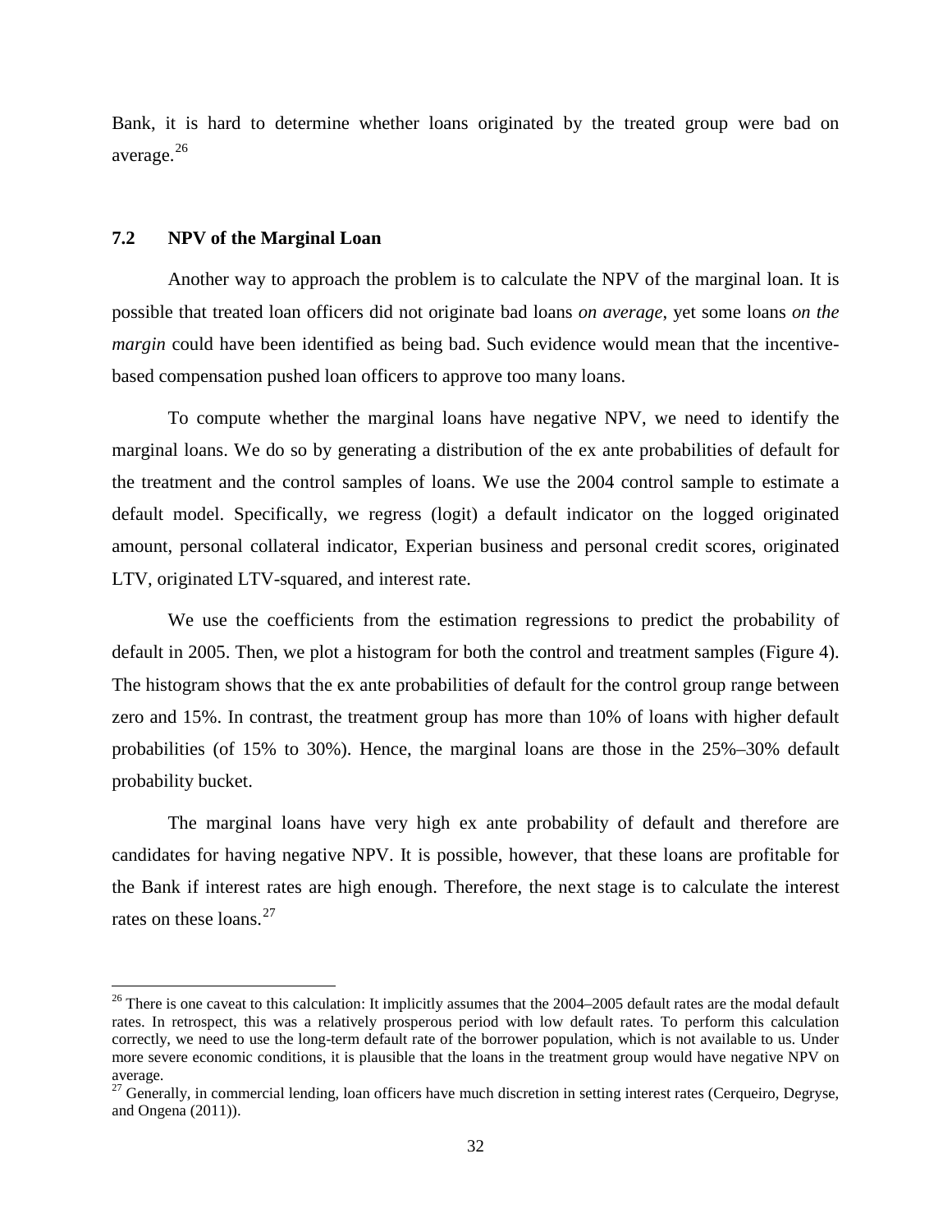Bank, it is hard to determine whether loans originated by the treated group were bad on average.[26]

### 7.2 NPV of the Marginal Loan

Another way to approach the problem is to calculate the NPV of the marginal loan. It is possible that treated loan officers did not originate bad loans *on average*, yet some loans *on the margin* could have been identified as being bad. Such evidence would mean that the incentive-based compensation pushed loan officers to approve too many loans.

To compute whether the marginal loans have negative NPV, we need to identify the marginal loans. We do so by generating a distribution of the ex ante probabilities of default for the treatment and the control samples of loans. We use the 2004 control sample to estimate a default model. Specifically, we regress (logit) a default indicator on the logged originated amount, personal collateral indicator, Experian business and personal credit scores, originated LTV, originated LTV-squared, and interest rate.

We use the coefficients from the estimation regressions to predict the probability of default in 2005. Then, we plot a histogram for both the control and treatment samples (Figure 4). The histogram shows that the ex ante probabilities of default for the control group range between zero and 15%. In contrast, the treatment group has more than 10% of loans with higher default probabilities (of 15% to 30%). Hence, the marginal loans are those in the 25%–30% default probability bucket.

The marginal loans have very high ex ante probability of default and therefore are candidates for having negative NPV. It is possible, however, that these loans are profitable for the Bank if interest rates are high enough. Therefore, the next stage is to calculate the interest rates on these loans.[27]

---

[26] There is one caveat to this calculation: It implicitly assumes that the 2004–2005 default rates are the modal default rates. In retrospect, this was a relatively prosperous period with low default rates. To perform this calculation correctly, we need to use the long-term default rate of the borrower population, which is not available to us. Under more severe economic conditions, it is plausible that the loans in the treatment group would have negative NPV on average.

[27] Generally, in commercial lending, loan officers have much discretion in setting interest rates (Cerqueiro, Degryse, and Ongena (2011)).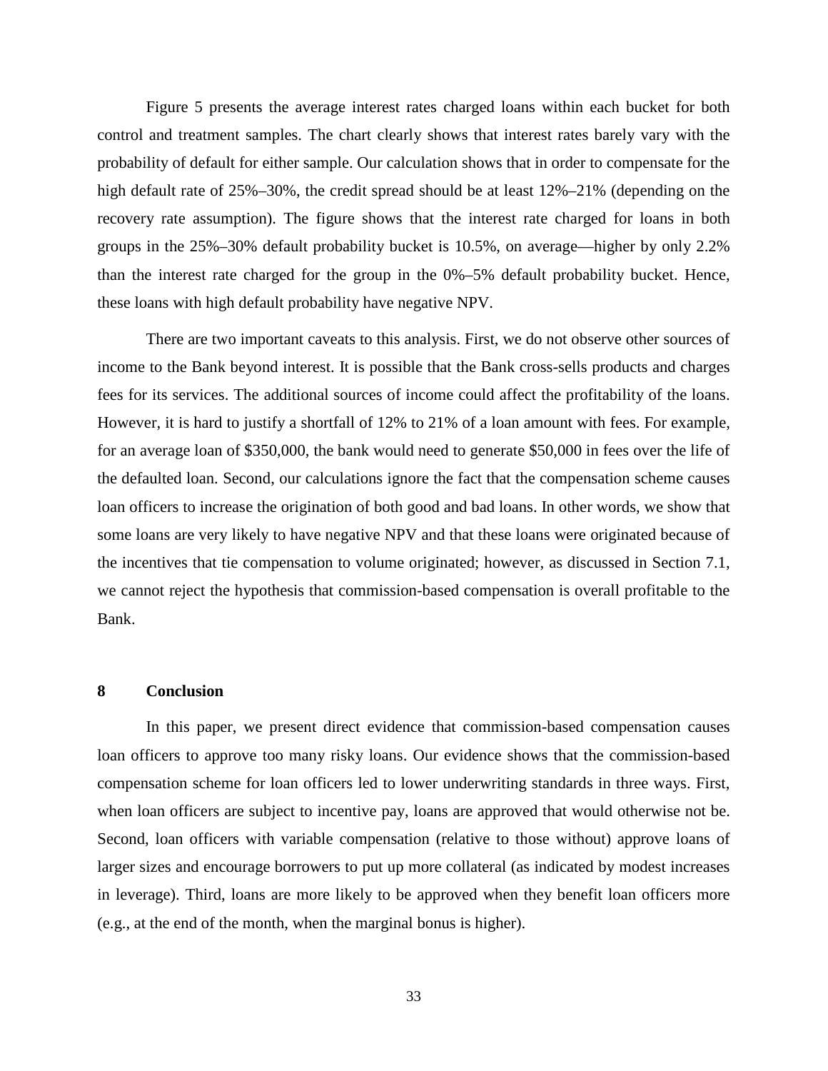Figure 5 presents the average interest rates charged loans within each bucket for both control and treatment samples. The chart clearly shows that interest rates barely vary with the probability of default for either sample. Our calculation shows that in order to compensate for the high default rate of 25%–30%, the credit spread should be at least 12%–21% (depending on the recovery rate assumption). The figure shows that the interest rate charged for loans in both groups in the 25%–30% default probability bucket is 10.5%, on average—higher by only 2.2% than the interest rate charged for the group in the 0%–5% default probability bucket. Hence, these loans with high default probability have negative NPV.

There are two important caveats to this analysis. First, we do not observe other sources of income to the Bank beyond interest. It is possible that the Bank cross-sells products and charges fees for its services. The additional sources of income could affect the profitability of the loans. However, it is hard to justify a shortfall of 12% to 21% of a loan amount with fees. For example, for an average loan of \$350,000, the bank would need to generate \$50,000 in fees over the life of the defaulted loan. Second, our calculations ignore the fact that the compensation scheme causes loan officers to increase the origination of both good and bad loans. In other words, we show that some loans are very likely to have negative NPV and that these loans were originated because of the incentives that tie compensation to volume originated; however, as discussed in Section 7.1, we cannot reject the hypothesis that commission-based compensation is overall profitable to the Bank.

## 8 Conclusion

In this paper, we present direct evidence that commission-based compensation causes loan officers to approve too many risky loans. Our evidence shows that the commission-based compensation scheme for loan officers led to lower underwriting standards in three ways. First, when loan officers are subject to incentive pay, loans are approved that would otherwise not be. Second, loan officers with variable compensation (relative to those without) approve loans of larger sizes and encourage borrowers to put up more collateral (as indicated by modest increases in leverage). Third, loans are more likely to be approved when they benefit loan officers more (e.g., at the end of the month, when the marginal bonus is higher).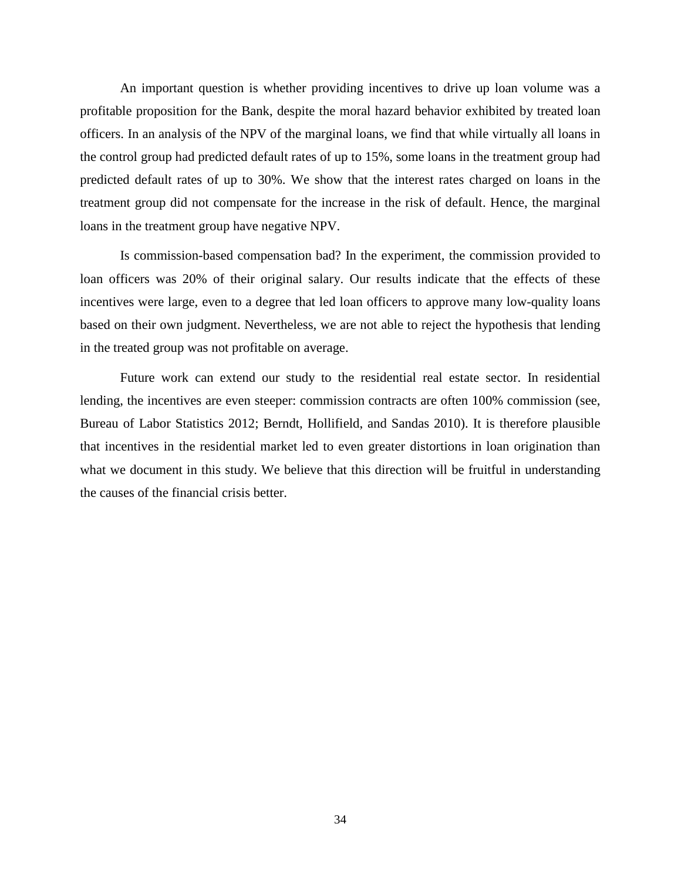An important question is whether providing incentives to drive up loan volume was a profitable proposition for the Bank, despite the moral hazard behavior exhibited by treated loan officers. In an analysis of the NPV of the marginal loans, we find that while virtually all loans in the control group had predicted default rates of up to 15%, some loans in the treatment group had predicted default rates of up to 30%. We show that the interest rates charged on loans in the treatment group did not compensate for the increase in the risk of default. Hence, the marginal loans in the treatment group have negative NPV.

Is commission-based compensation bad? In the experiment, the commission provided to loan officers was 20% of their original salary. Our results indicate that the effects of these incentives were large, even to a degree that led loan officers to approve many low-quality loans based on their own judgment. Nevertheless, we are not able to reject the hypothesis that lending in the treated group was not profitable on average.

Future work can extend our study to the residential real estate sector. In residential lending, the incentives are even steeper: commission contracts are often 100% commission (see, Bureau of Labor Statistics 2012; Berndt, Hollifield, and Sandas 2010). It is therefore plausible that incentives in the residential market led to even greater distortions in loan origination than what we document in this study. We believe that this direction will be fruitful in understanding the causes of the financial crisis better.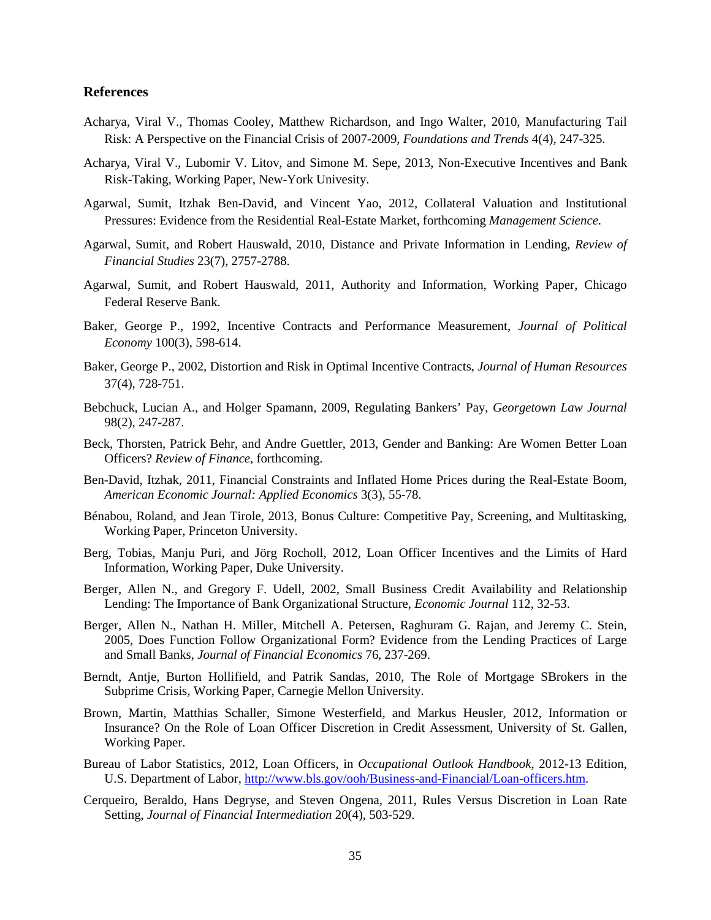**References**

Acharya, Viral V., Thomas Cooley, Matthew Richardson, and Ingo Walter, 2010, Manufacturing Tail Risk: A Perspective on the Financial Crisis of 2007-2009, *Foundations and Trends* 4(4), 247-325.

Acharya, Viral V., Lubomir V. Litov, and Simone M. Sepe, 2013, Non-Executive Incentives and Bank Risk-Taking, Working Paper, New-York Univesity.

Agarwal, Sumit, Itzhak Ben-David, and Vincent Yao, 2012, Collateral Valuation and Institutional Pressures: Evidence from the Residential Real-Estate Market, forthcoming *Management Science*.

Agarwal, Sumit, and Robert Hauswald, 2010, Distance and Private Information in Lending, *Review of Financial Studies* 23(7), 2757-2788.

Agarwal, Sumit, and Robert Hauswald, 2011, Authority and Information, Working Paper, Chicago Federal Reserve Bank.

Baker, George P., 1992, Incentive Contracts and Performance Measurement, *Journal of Political Economy* 100(3), 598-614.

Baker, George P., 2002, Distortion and Risk in Optimal Incentive Contracts, *Journal of Human Resources* 37(4), 728-751.

Bebchuck, Lucian A., and Holger Spamann, 2009, Regulating Bankers' Pay, *Georgetown Law Journal* 98(2), 247-287.

Beck, Thorsten, Patrick Behr, and Andre Guettler, 2013, Gender and Banking: Are Women Better Loan Officers? *Review of Finance*, forthcoming.

Ben-David, Itzhak, 2011, Financial Constraints and Inflated Home Prices during the Real-Estate Boom, *American Economic Journal: Applied Economics* 3(3), 55-78.

Bénabou, Roland, and Jean Tirole, 2013, Bonus Culture: Competitive Pay, Screening, and Multitasking, Working Paper, Princeton University.

Berg, Tobias, Manju Puri, and Jörg Rocholl, 2012, Loan Officer Incentives and the Limits of Hard Information, Working Paper, Duke University.

Berger, Allen N., and Gregory F. Udell, 2002, Small Business Credit Availability and Relationship Lending: The Importance of Bank Organizational Structure, *Economic Journal* 112, 32-53.

Berger, Allen N., Nathan H. Miller, Mitchell A. Petersen, Raghuram G. Rajan, and Jeremy C. Stein, 2005, Does Function Follow Organizational Form? Evidence from the Lending Practices of Large and Small Banks, *Journal of Financial Economics* 76, 237-269.

Berndt, Antje, Burton Hollifield, and Patrik Sandas, 2010, The Role of Mortgage SBrokers in the Subprime Crisis, Working Paper, Carnegie Mellon University.

Brown, Martin, Matthias Schaller, Simone Westerfield, and Markus Heusler, 2012, Information or Insurance? On the Role of Loan Officer Discretion in Credit Assessment, University of St. Gallen, Working Paper.

Bureau of Labor Statistics, 2012, Loan Officers, in *Occupational Outlook Handbook*, 2012-13 Edition, U.S. Department of Labor, http://www.bls.gov/ooh/Business-and-Financial/Loan-officers.htm.

Cerqueiro, Beraldo, Hans Degryse, and Steven Ongena, 2011, Rules Versus Discretion in Loan Rate Setting, *Journal of Financial Intermediation* 20(4), 503-529.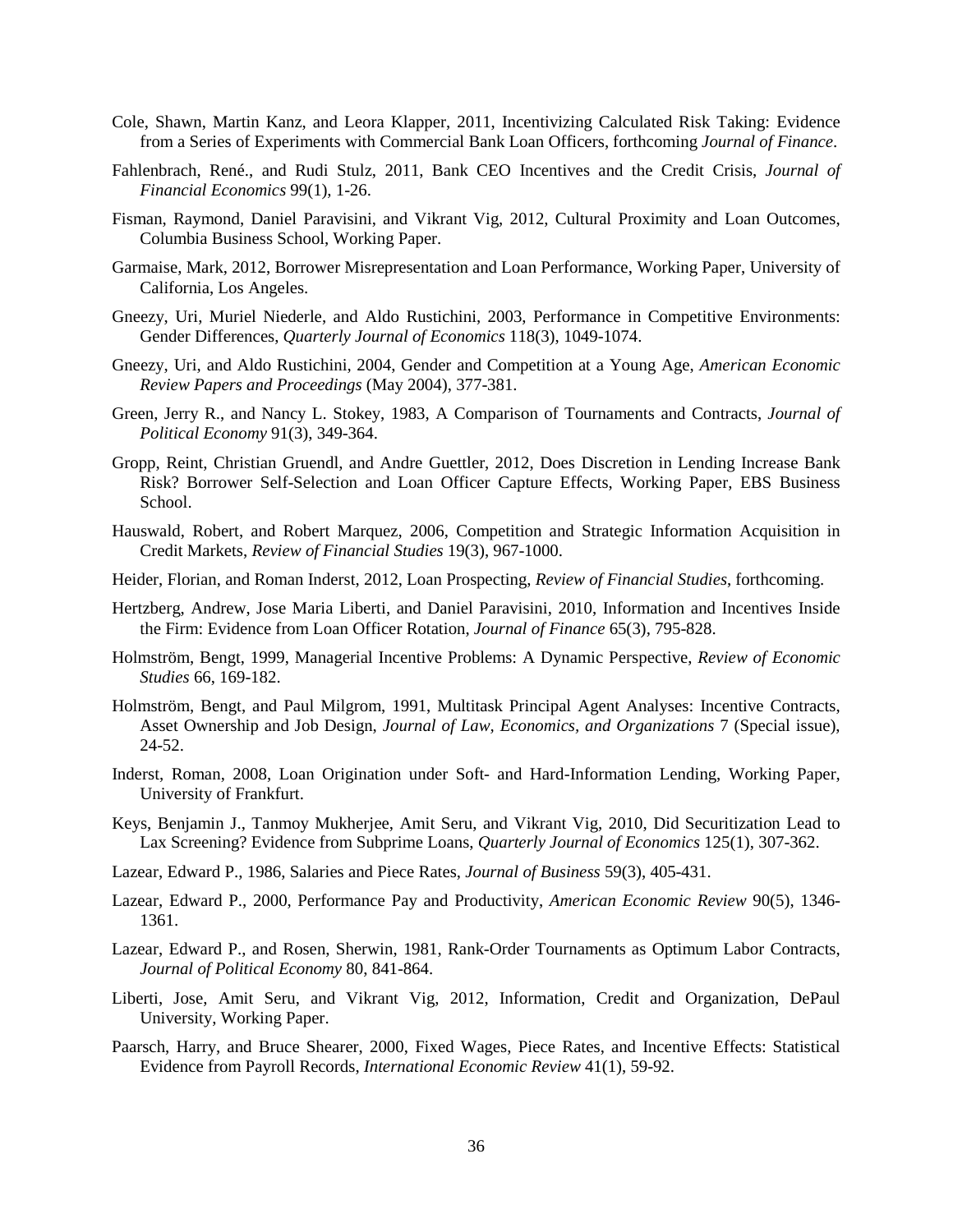Cole, Shawn, Martin Kanz, and Leora Klapper, 2011, Incentivizing Calculated Risk Taking: Evidence from a Series of Experiments with Commercial Bank Loan Officers, forthcoming *Journal of Finance*.

Fahlenbrach, René., and Rudi Stulz, 2011, Bank CEO Incentives and the Credit Crisis, *Journal of Financial Economics* 99(1), 1-26.

Fisman, Raymond, Daniel Paravisini, and Vikrant Vig, 2012, Cultural Proximity and Loan Outcomes, Columbia Business School, Working Paper.

Garmaise, Mark, 2012, Borrower Misrepresentation and Loan Performance, Working Paper, University of California, Los Angeles.

Gneezy, Uri, Muriel Niederle, and Aldo Rustichini, 2003, Performance in Competitive Environments: Gender Differences, *Quarterly Journal of Economics* 118(3), 1049-1074.

Gneezy, Uri, and Aldo Rustichini, 2004, Gender and Competition at a Young Age, *American Economic Review Papers and Proceedings* (May 2004), 377-381.

Green, Jerry R., and Nancy L. Stokey, 1983, A Comparison of Tournaments and Contracts, *Journal of Political Economy* 91(3), 349-364.

Gropp, Reint, Christian Gruendl, and Andre Guettler, 2012, Does Discretion in Lending Increase Bank Risk? Borrower Self-Selection and Loan Officer Capture Effects, Working Paper, EBS Business School.

Hauswald, Robert, and Robert Marquez, 2006, Competition and Strategic Information Acquisition in Credit Markets, *Review of Financial Studies* 19(3), 967-1000.

Heider, Florian, and Roman Inderst, 2012, Loan Prospecting, *Review of Financial Studies*, forthcoming.

Hertzberg, Andrew, Jose Maria Liberti, and Daniel Paravisini, 2010, Information and Incentives Inside the Firm: Evidence from Loan Officer Rotation, *Journal of Finance* 65(3), 795-828.

Holmström, Bengt, 1999, Managerial Incentive Problems: A Dynamic Perspective, *Review of Economic Studies* 66, 169-182.

Holmström, Bengt, and Paul Milgrom, 1991, Multitask Principal Agent Analyses: Incentive Contracts, Asset Ownership and Job Design, *Journal of Law, Economics, and Organizations* 7 (Special issue), 24-52.

Inderst, Roman, 2008, Loan Origination under Soft- and Hard-Information Lending, Working Paper, University of Frankfurt.

Keys, Benjamin J., Tanmoy Mukherjee, Amit Seru, and Vikrant Vig, 2010, Did Securitization Lead to Lax Screening? Evidence from Subprime Loans, *Quarterly Journal of Economics* 125(1), 307-362.

Lazear, Edward P., 1986, Salaries and Piece Rates, *Journal of Business* 59(3), 405-431.

Lazear, Edward P., 2000, Performance Pay and Productivity, *American Economic Review* 90(5), 1346-1361.

Lazear, Edward P., and Rosen, Sherwin, 1981, Rank-Order Tournaments as Optimum Labor Contracts, *Journal of Political Economy* 80, 841-864.

Liberti, Jose, Amit Seru, and Vikrant Vig, 2012, Information, Credit and Organization, DePaul University, Working Paper.

Paarsch, Harry, and Bruce Shearer, 2000, Fixed Wages, Piece Rates, and Incentive Effects: Statistical Evidence from Payroll Records, *International Economic Review* 41(1), 59-92.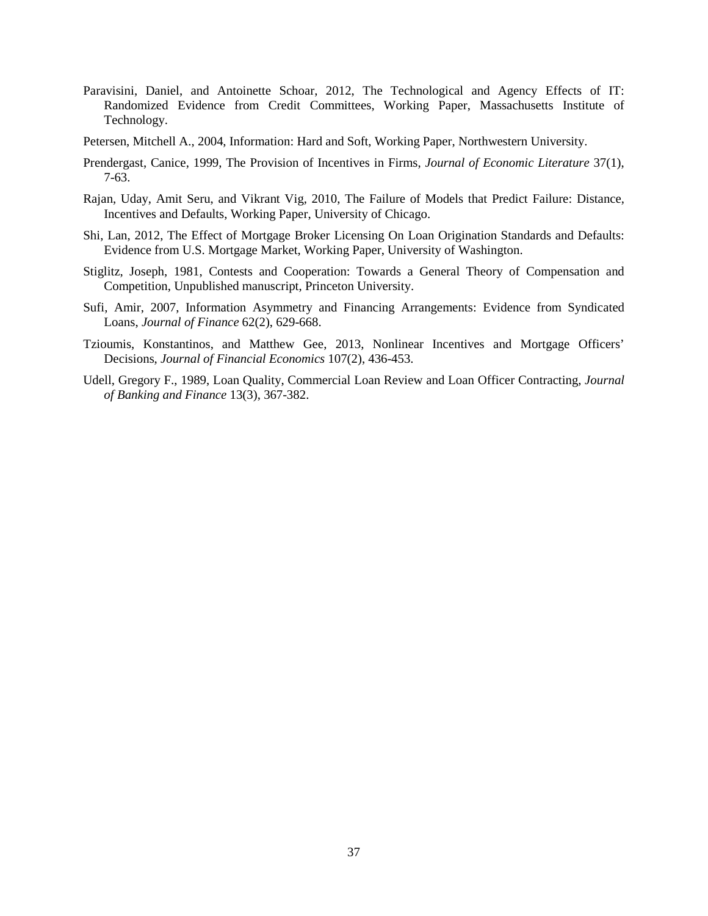Paravisini, Daniel, and Antoinette Schoar, 2012, The Technological and Agency Effects of IT: Randomized Evidence from Credit Committees, Working Paper, Massachusetts Institute of Technology.

Petersen, Mitchell A., 2004, Information: Hard and Soft, Working Paper, Northwestern University.

Prendergast, Canice, 1999, The Provision of Incentives in Firms, *Journal of Economic Literature* 37(1), 7-63.

Rajan, Uday, Amit Seru, and Vikrant Vig, 2010, The Failure of Models that Predict Failure: Distance, Incentives and Defaults, Working Paper, University of Chicago.

Shi, Lan, 2012, The Effect of Mortgage Broker Licensing On Loan Origination Standards and Defaults: Evidence from U.S. Mortgage Market, Working Paper, University of Washington.

Stiglitz, Joseph, 1981, Contests and Cooperation: Towards a General Theory of Compensation and Competition, Unpublished manuscript, Princeton University.

Sufi, Amir, 2007, Information Asymmetry and Financing Arrangements: Evidence from Syndicated Loans, *Journal of Finance* 62(2), 629-668.

Tzioumis, Konstantinos, and Matthew Gee, 2013, Nonlinear Incentives and Mortgage Officers' Decisions, *Journal of Financial Economics* 107(2), 436-453.

Udell, Gregory F., 1989, Loan Quality, Commercial Loan Review and Loan Officer Contracting, *Journal of Banking and Finance* 13(3), 367-382.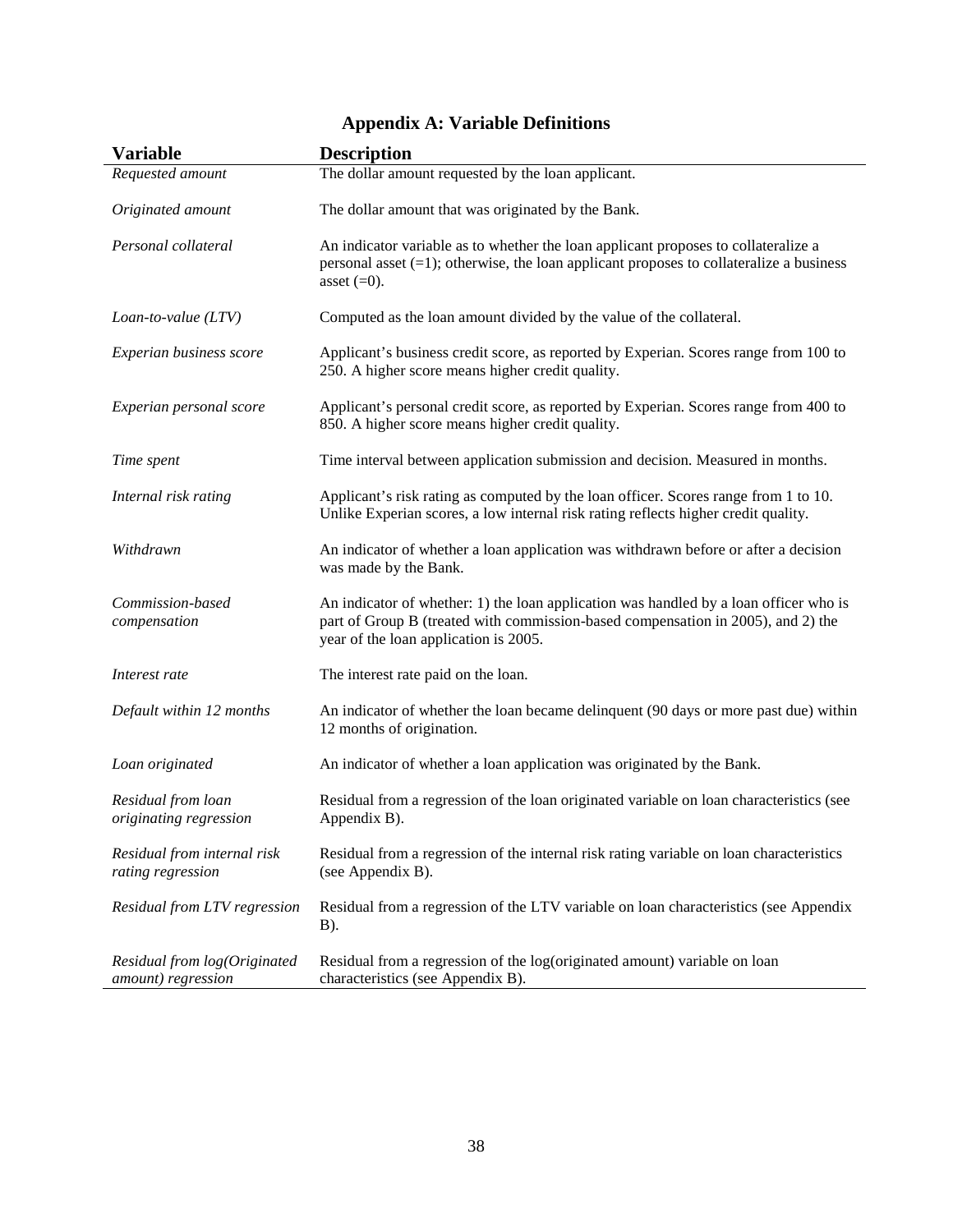# Appendix A: Variable Definitions

| Variable | Description |
|---|---|
| *Requested amount* | The dollar amount requested by the loan applicant. |
| *Originated amount* | The dollar amount that was originated by the Bank. |
| *Personal collateral* | An indicator variable as to whether the loan applicant proposes to collateralize a personal asset (=1); otherwise, the loan applicant proposes to collateralize a business asset (=0). |
| *Loan-to-value (LTV)* | Computed as the loan amount divided by the value of the collateral. |
| *Experian business score* | Applicant's business credit score, as reported by Experian. Scores range from 100 to 250. A higher score means higher credit quality. |
| *Experian personal score* | Applicant's personal credit score, as reported by Experian. Scores range from 400 to 850. A higher score means higher credit quality. |
| *Time spent* | Time interval between application submission and decision. Measured in months. |
| *Internal risk rating* | Applicant's risk rating as computed by the loan officer. Scores range from 1 to 10. Unlike Experian scores, a low internal risk rating reflects higher credit quality. |
| *Withdrawn* | An indicator of whether a loan application was withdrawn before or after a decision was made by the Bank. |
| *Commission-based compensation* | An indicator of whether: 1) the loan application was handled by a loan officer who is part of Group B (treated with commission-based compensation in 2005), and 2) the year of the loan application is 2005. |
| *Interest rate* | The interest rate paid on the loan. |
| *Default within 12 months* | An indicator of whether the loan became delinquent (90 days or more past due) within 12 months of origination. |
| *Loan originated* | An indicator of whether a loan application was originated by the Bank. |
| *Residual from loan originating regression* | Residual from a regression of the loan originated variable on loan characteristics (see Appendix B). |
| *Residual from internal risk rating regression* | Residual from a regression of the internal risk rating variable on loan characteristics (see Appendix B). |
| *Residual from LTV regression* | Residual from a regression of the LTV variable on loan characteristics (see Appendix B). |
| *Residual from log(Originated amount) regression* | Residual from a regression of the log(originated amount) variable on loan characteristics (see Appendix B). |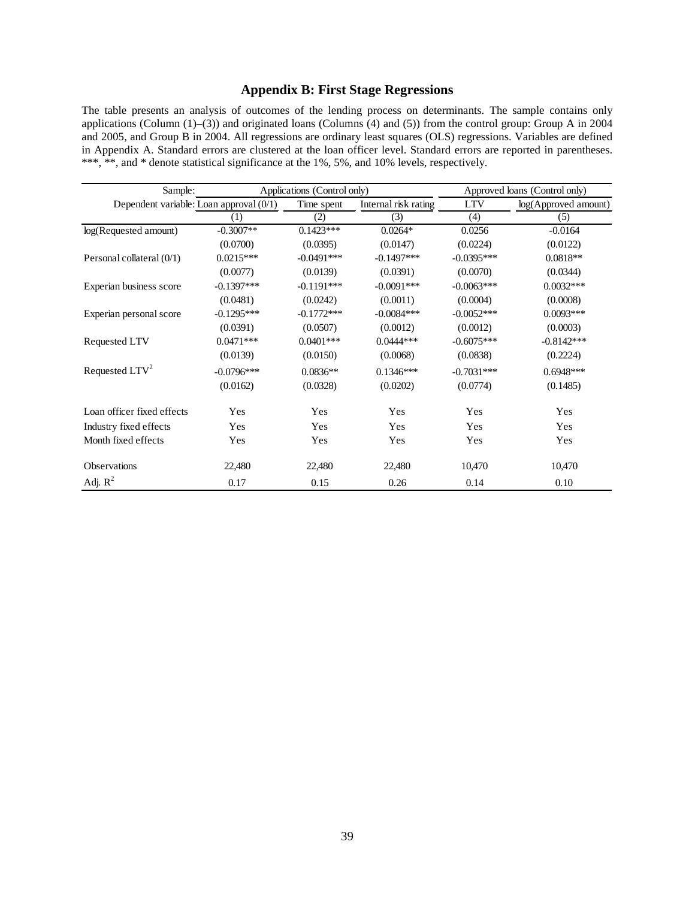## Appendix B: First Stage Regressions

The table presents an analysis of outcomes of the lending process on determinants. The sample contains only applications (Column (1)–(3)) and originated loans (Columns (4) and (5)) from the control group: Group A in 2004 and 2005, and Group B in 2004. All regressions are ordinary least squares (OLS) regressions. Variables are defined in Appendix A. Standard errors are clustered at the loan officer level. Standard errors are reported in parentheses. ***, **, and * denote statistical significance at the 1%, 5%, and 10% levels, respectively.

| Sample: | Applications (Control only) | | | Approved loans (Control only) | |
|---|---|---|---|---|---|
| Dependent variable: | Loan approval (0/1) | Time spent | Internal risk rating | LTV | log(Approved amount) |
| | (1) | (2) | (3) | (4) | (5) |
| log(Requested amount) | -0.3007** | 0.1423*** | 0.0264* | 0.0256 | -0.0164 |
| | (0.0700) | (0.0395) | (0.0147) | (0.0224) | (0.0122) |
| Personal collateral (0/1) | 0.0215*** | -0.0491*** | -0.1497*** | -0.0395*** | 0.0818** |
| | (0.0077) | (0.0139) | (0.0391) | (0.0070) | (0.0344) |
| Experian business score | -0.1397*** | -0.1191*** | -0.0091*** | -0.0063*** | 0.0032*** |
| | (0.0481) | (0.0242) | (0.0011) | (0.0004) | (0.0008) |
| Experian personal score | -0.1295*** | -0.1772*** | -0.0084*** | -0.0052*** | 0.0093*** |
| | (0.0391) | (0.0507) | (0.0012) | (0.0012) | (0.0003) |
| Requested LTV | 0.0471*** | 0.0401*** | 0.0444*** | -0.6075*** | -0.8142*** |
| | (0.0139) | (0.0150) | (0.0068) | (0.0838) | (0.2224) |
| Requested LTV$^2$ | -0.0796*** | 0.0836** | 0.1346*** | -0.7031*** | 0.6948*** |
| | (0.0162) | (0.0328) | (0.0202) | (0.0774) | (0.1485) |
| Loan officer fixed effects | Yes | Yes | Yes | Yes | Yes |
| Industry fixed effects | Yes | Yes | Yes | Yes | Yes |
| Month fixed effects | Yes | Yes | Yes | Yes | Yes |
| Observations | 22,480 | 22,480 | 22,480 | 10,470 | 10,470 |
| Adj. $R^2$ | 0.17 | 0.15 | 0.26 | 0.14 | 0.10 |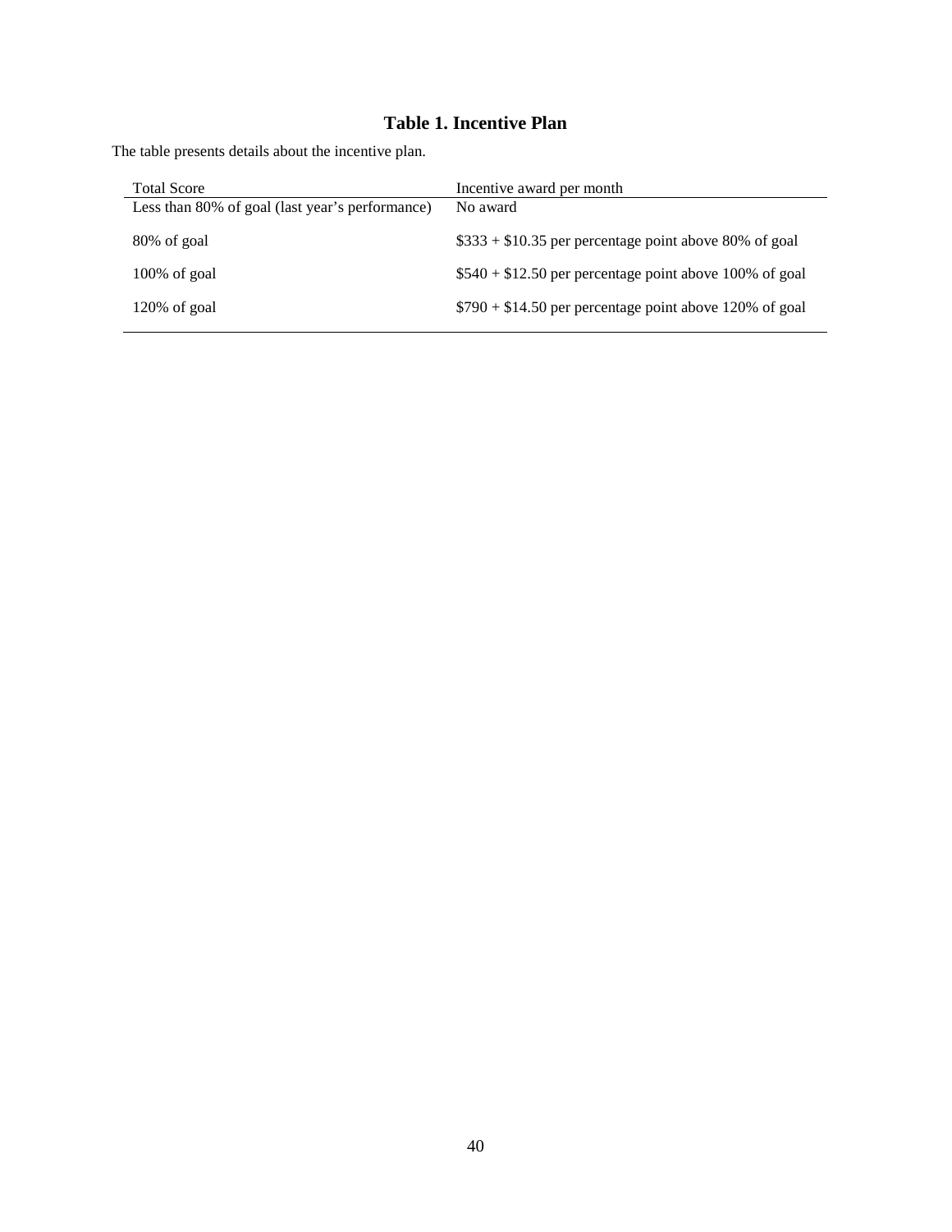**Table 1. Incentive Plan**

The table presents details about the incentive plan.

| Total Score | Incentive award per month |
|---|---|
| Less than 80% of goal (last year's performance) | No award |
| 80% of goal | $333 + $10.35 per percentage point above 80% of goal |
| 100% of goal | $540 + $12.50 per percentage point above 100% of goal |
| 120% of goal | $790 + $14.50 per percentage point above 120% of goal |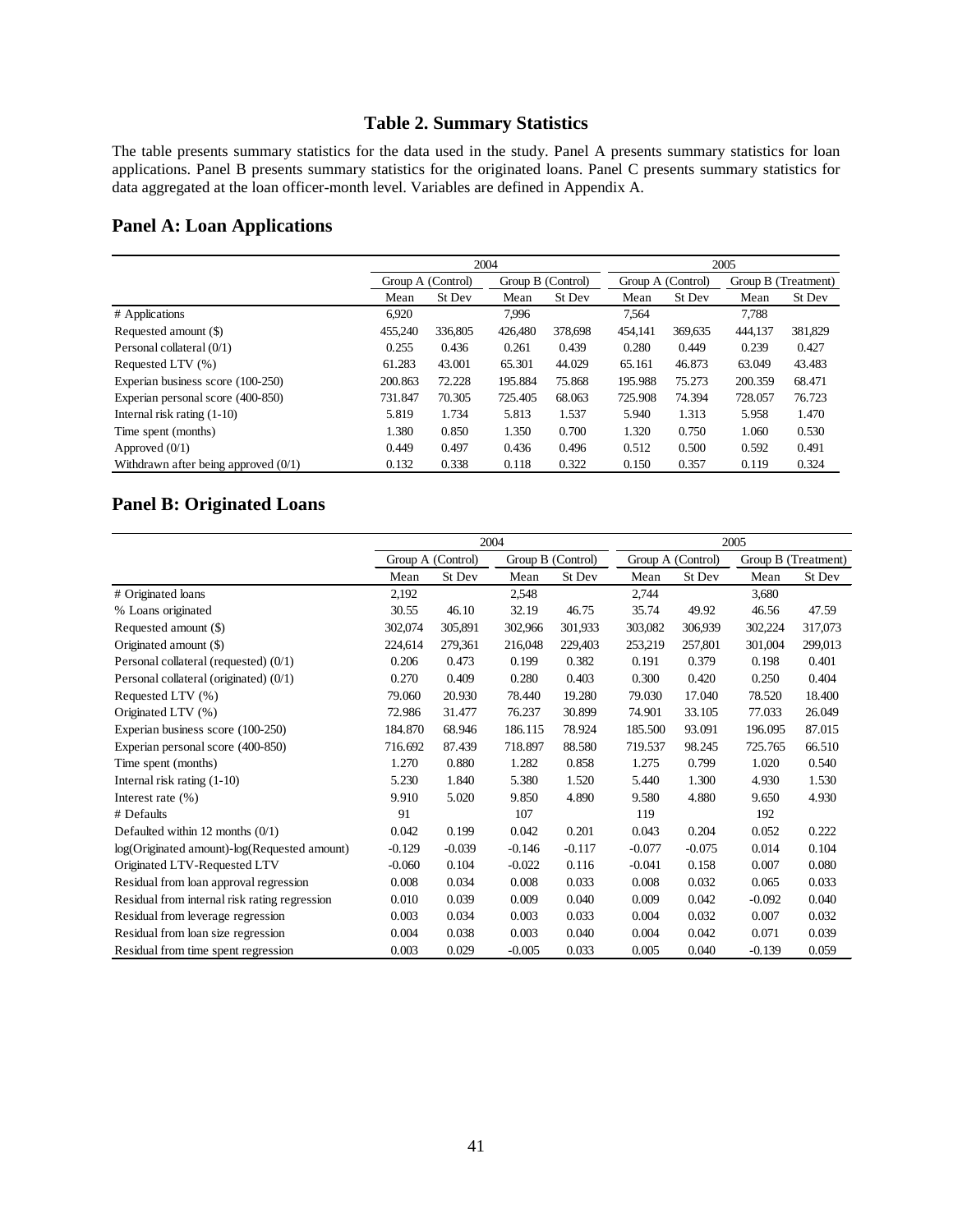## Table 2. Summary Statistics

The table presents summary statistics for the data used in the study. Panel A presents summary statistics for loan applications. Panel B presents summary statistics for the originated loans. Panel C presents summary statistics for data aggregated at the loan officer-month level. Variables are defined in Appendix A.

### Panel A: Loan Applications

| | 2004 | | | | 2005 | | | |
|---|---|---|---|---|---|---|---|---|
| | Group A (Control) | | Group B (Control) | | Group A (Control) | | Group B (Treatment) | |
| | Mean | St Dev | Mean | St Dev | Mean | St Dev | Mean | St Dev |
| # Applications | 6,920 | | 7,996 | | 7,564 | | 7,788 | |
| Requested amount ($) | 455,240 | 336,805 | 426,480 | 378,698 | 454,141 | 369,635 | 444,137 | 381,829 |
| Personal collateral (0/1) | 0.255 | 0.436 | 0.261 | 0.439 | 0.280 | 0.449 | 0.239 | 0.427 |
| Requested LTV (%) | 61.283 | 43.001 | 65.301 | 44.029 | 65.161 | 46.873 | 63.049 | 43.483 |
| Experian business score (100-250) | 200.863 | 72.228 | 195.884 | 75.868 | 195.988 | 75.273 | 200.359 | 68.471 |
| Experian personal score (400-850) | 731.847 | 70.305 | 725.405 | 68.063 | 725.908 | 74.394 | 728.057 | 76.723 |
| Internal risk rating (1-10) | 5.819 | 1.734 | 5.813 | 1.537 | 5.940 | 1.313 | 5.958 | 1.470 |
| Time spent (months) | 1.380 | 0.850 | 1.350 | 0.700 | 1.320 | 0.750 | 1.060 | 0.530 |
| Approved (0/1) | 0.449 | 0.497 | 0.436 | 0.496 | 0.512 | 0.500 | 0.592 | 0.491 |
| Withdrawn after being approved (0/1) | 0.132 | 0.338 | 0.118 | 0.322 | 0.150 | 0.357 | 0.119 | 0.324 |

### Panel B: Originated Loans

| | 2004 | | | | 2005 | | | |
|---|---|---|---|---|---|---|---|---|
| | Group A (Control) | | Group B (Control) | | Group A (Control) | | Group B (Treatment) | |
| | Mean | St Dev | Mean | St Dev | Mean | St Dev | Mean | St Dev |
| # Originated loans | 2,192 | | 2,548 | | 2,744 | | 3,680 | |
| % Loans originated | 30.55 | 46.10 | 32.19 | 46.75 | 35.74 | 49.92 | 46.56 | 47.59 |
| Requested amount ($) | 302,074 | 305,891 | 302,966 | 301,933 | 303,082 | 306,939 | 302,224 | 317,073 |
| Originated amount ($) | 224,614 | 279,361 | 216,048 | 229,403 | 253,219 | 257,801 | 301,004 | 299,013 |
| Personal collateral (requested) (0/1) | 0.206 | 0.473 | 0.199 | 0.382 | 0.191 | 0.379 | 0.198 | 0.401 |
| Personal collateral (originated) (0/1) | 0.270 | 0.409 | 0.280 | 0.403 | 0.300 | 0.420 | 0.250 | 0.404 |
| Requested LTV (%) | 79.060 | 20.930 | 78.440 | 19.280 | 79.030 | 17.040 | 78.520 | 18.400 |
| Originated LTV (%) | 72.986 | 31.477 | 76.237 | 30.899 | 74.901 | 33.105 | 77.033 | 26.049 |
| Experian business score (100-250) | 184.870 | 68.946 | 186.115 | 78.924 | 185.500 | 93.091 | 196.095 | 87.015 |
| Experian personal score (400-850) | 716.692 | 87.439 | 718.897 | 88.580 | 719.537 | 98.245 | 725.765 | 66.510 |
| Time spent (months) | 1.270 | 0.880 | 1.282 | 0.858 | 1.275 | 0.799 | 1.020 | 0.540 |
| Internal risk rating (1-10) | 5.230 | 1.840 | 5.380 | 1.520 | 5.440 | 1.300 | 4.930 | 1.530 |
| Interest rate (%) | 9.910 | 5.020 | 9.850 | 4.890 | 9.580 | 4.880 | 9.650 | 4.930 |
| # Defaults | 91 | | 107 | | 119 | | 192 | |
| Defaulted within 12 months (0/1) | 0.042 | 0.199 | 0.042 | 0.201 | 0.043 | 0.204 | 0.052 | 0.222 |
| log(Originated amount)-log(Requested amount) | -0.129 | -0.039 | -0.146 | -0.117 | -0.077 | -0.075 | 0.014 | 0.104 |
| Originated LTV-Requested LTV | -0.060 | 0.104 | -0.022 | 0.116 | -0.041 | 0.158 | 0.007 | 0.080 |
| Residual from loan approval regression | 0.008 | 0.034 | 0.008 | 0.033 | 0.008 | 0.032 | 0.065 | 0.033 |
| Residual from internal risk rating regression | 0.010 | 0.039 | 0.009 | 0.040 | 0.009 | 0.042 | -0.092 | 0.040 |
| Residual from leverage regression | 0.003 | 0.034 | 0.003 | 0.033 | 0.004 | 0.032 | 0.007 | 0.032 |
| Residual from loan size regression | 0.004 | 0.038 | 0.003 | 0.040 | 0.004 | 0.042 | 0.071 | 0.039 |
| Residual from time spent regression | 0.003 | 0.029 | -0.005 | 0.033 | 0.005 | 0.040 | -0.139 | 0.059 |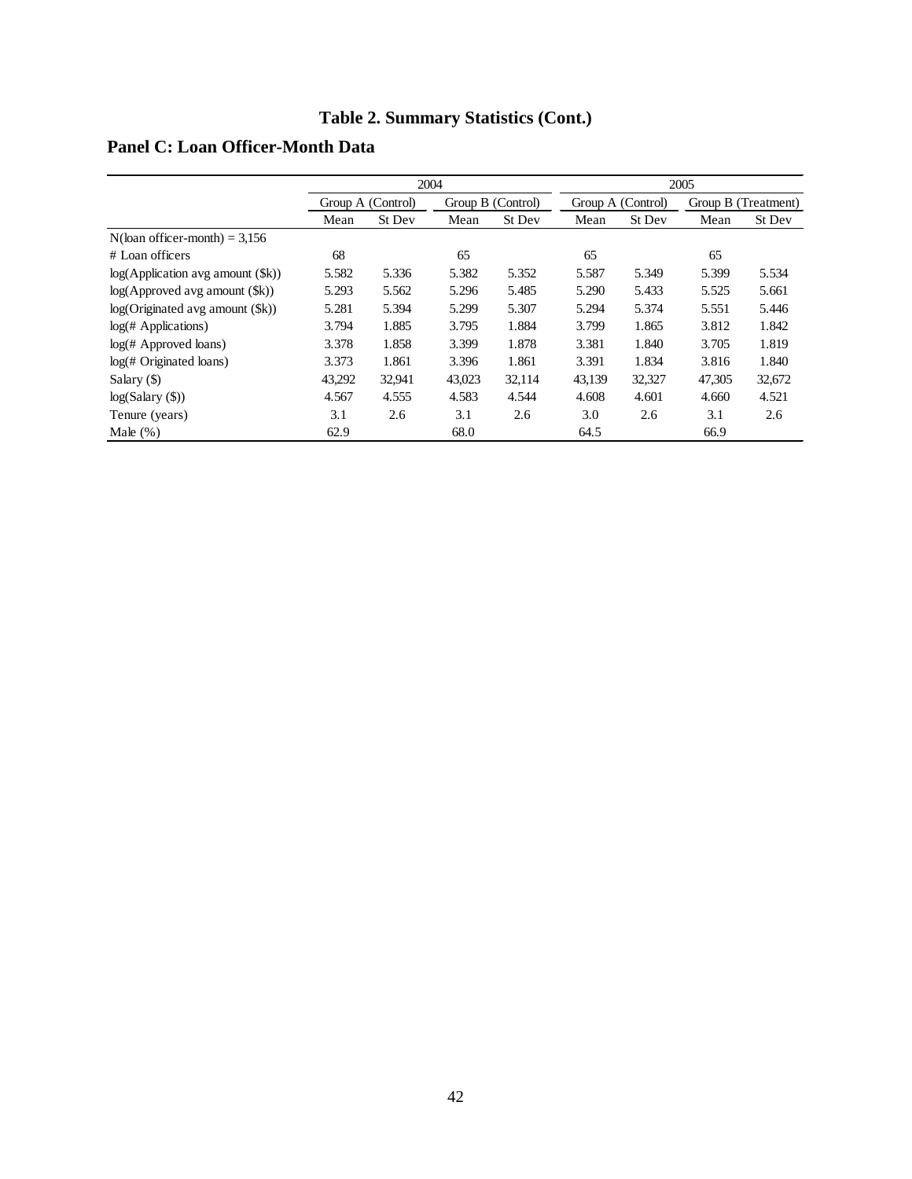# Table 2. Summary Statistics (Cont.)

## Panel C: Loan Officer-Month Data

| | 2004 | | | | 2005 | | | |
|---|---|---|---|---|---|---|---|---|
| | Group A (Control) | | Group B (Control) | | Group A (Control) | | Group B (Treatment) | |
| | Mean | St Dev | Mean | St Dev | Mean | St Dev | Mean | St Dev |
| N(loan officer-month) = 3,156 | | | | | | | | |
| # Loan officers | 68 | | 65 | | 65 | | 65 | |
| log(Application avg amount ($k)) | 5.582 | 5.336 | 5.382 | 5.352 | 5.587 | 5.349 | 5.399 | 5.534 |
| log(Approved avg amount ($k)) | 5.293 | 5.562 | 5.296 | 5.485 | 5.290 | 5.433 | 5.525 | 5.661 |
| log(Originated avg amount ($k)) | 5.281 | 5.394 | 5.299 | 5.307 | 5.294 | 5.374 | 5.551 | 5.446 |
| log(# Applications) | 3.794 | 1.885 | 3.795 | 1.884 | 3.799 | 1.865 | 3.812 | 1.842 |
| log(# Approved loans) | 3.378 | 1.858 | 3.399 | 1.878 | 3.381 | 1.840 | 3.705 | 1.819 |
| log(# Originated loans) | 3.373 | 1.861 | 3.396 | 1.861 | 3.391 | 1.834 | 3.816 | 1.840 |
| Salary ($) | 43,292 | 32,941 | 43,023 | 32,114 | 43,139 | 32,327 | 47,305 | 32,672 |
| log(Salary ($)) | 4.567 | 4.555 | 4.583 | 4.544 | 4.608 | 4.601 | 4.660 | 4.521 |
| Tenure (years) | 3.1 | 2.6 | 3.1 | 2.6 | 3.0 | 2.6 | 3.1 | 2.6 |
| Male (%) | 62.9 | | 68.0 | | 64.5 | | 66.9 | |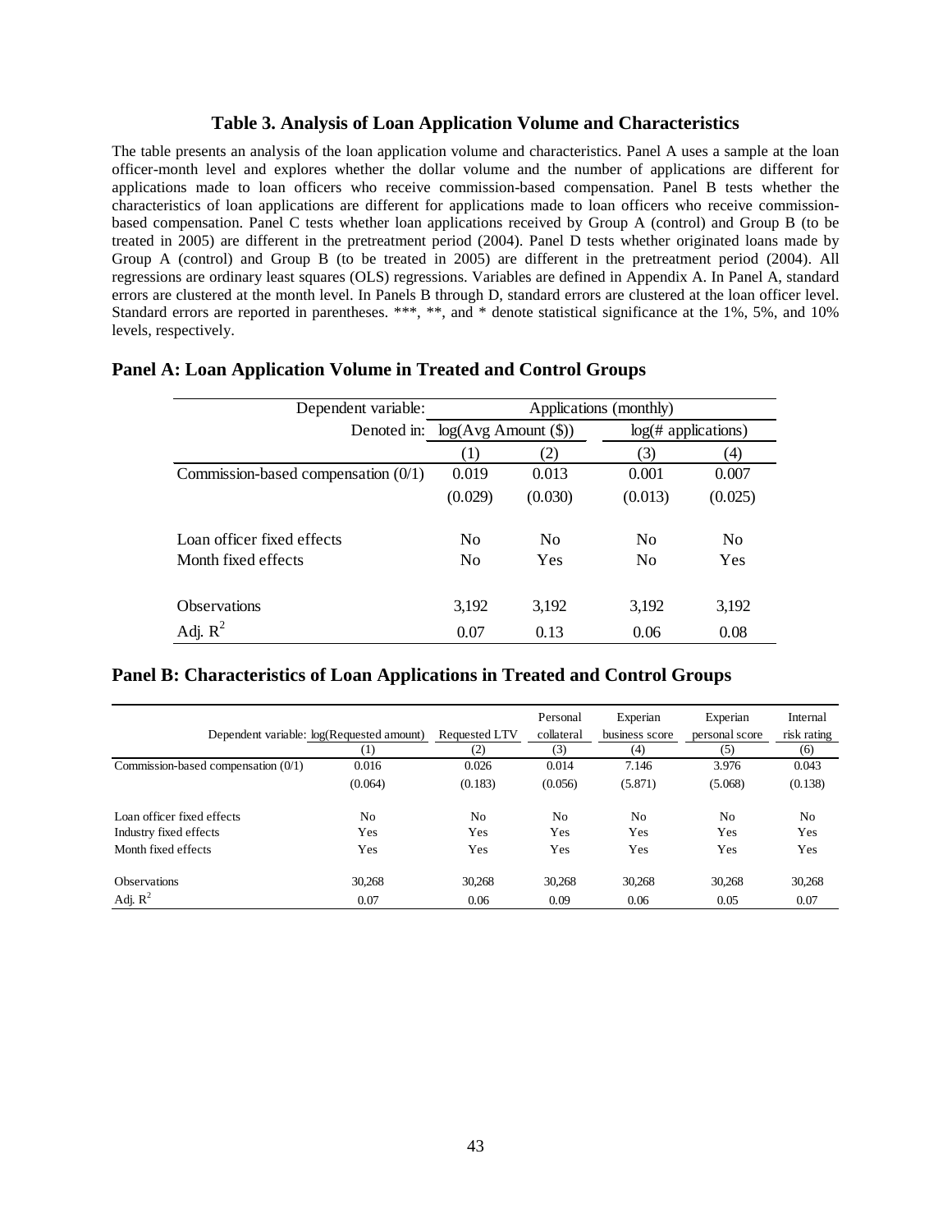### Table 3. Analysis of Loan Application Volume and Characteristics

The table presents an analysis of the loan application volume and characteristics. Panel A uses a sample at the loan officer-month level and explores whether the dollar volume and the number of applications are different for applications made to loan officers who receive commission-based compensation. Panel B tests whether the characteristics of loan applications are different for applications made to loan officers who receive commission-based compensation. Panel C tests whether loan applications received by Group A (control) and Group B (to be treated in 2005) are different in the pretreatment period (2004). Panel D tests whether originated loans made by Group A (control) and Group B (to be treated in 2005) are different in the pretreatment period (2004). All regressions are ordinary least squares (OLS) regressions. Variables are defined in Appendix A. In Panel A, standard errors are clustered at the month level. In Panels B through D, standard errors are clustered at the loan officer level. Standard errors are reported in parentheses. ***, **, and * denote statistical significance at the 1%, 5%, and 10% levels, respectively.

#### Panel A: Loan Application Volume in Treated and Control Groups

| Dependent variable: | Applications (monthly) | | | |
|---|---|---|---|---|
| Denoted in: | log(Avg Amount ($)) | | log(# applications) | |
| | (1) | (2) | (3) | (4) |
| Commission-based compensation (0/1) | 0.019 | 0.013 | 0.001 | 0.007 |
| | (0.029) | (0.030) | (0.013) | (0.025) |
| Loan officer fixed effects | No | No | No | No |
| Month fixed effects | No | Yes | No | Yes |
| Observations | 3,192 | 3,192 | 3,192 | 3,192 |
| Adj. $R^2$ | 0.07 | 0.13 | 0.06 | 0.08 |

#### Panel B: Characteristics of Loan Applications in Treated and Control Groups

| Dependent variable: | log(Requested amount) | Requested LTV | Personal collateral | Experian business score | Experian personal score | Internal risk rating |
|---|---|---|---|---|---|---|
| | (1) | (2) | (3) | (4) | (5) | (6) |
| Commission-based compensation (0/1) | 0.016 | 0.026 | 0.014 | 7.146 | 3.976 | 0.043 |
| | (0.064) | (0.183) | (0.056) | (5.871) | (5.068) | (0.138) |
| Loan officer fixed effects | No | No | No | No | No | No |
| Industry fixed effects | Yes | Yes | Yes | Yes | Yes | Yes |
| Month fixed effects | Yes | Yes | Yes | Yes | Yes | Yes |
| Observations | 30,268 | 30,268 | 30,268 | 30,268 | 30,268 | 30,268 |
| Adj. $R^2$ | 0.07 | 0.06 | 0.09 | 0.06 | 0.05 | 0.07 |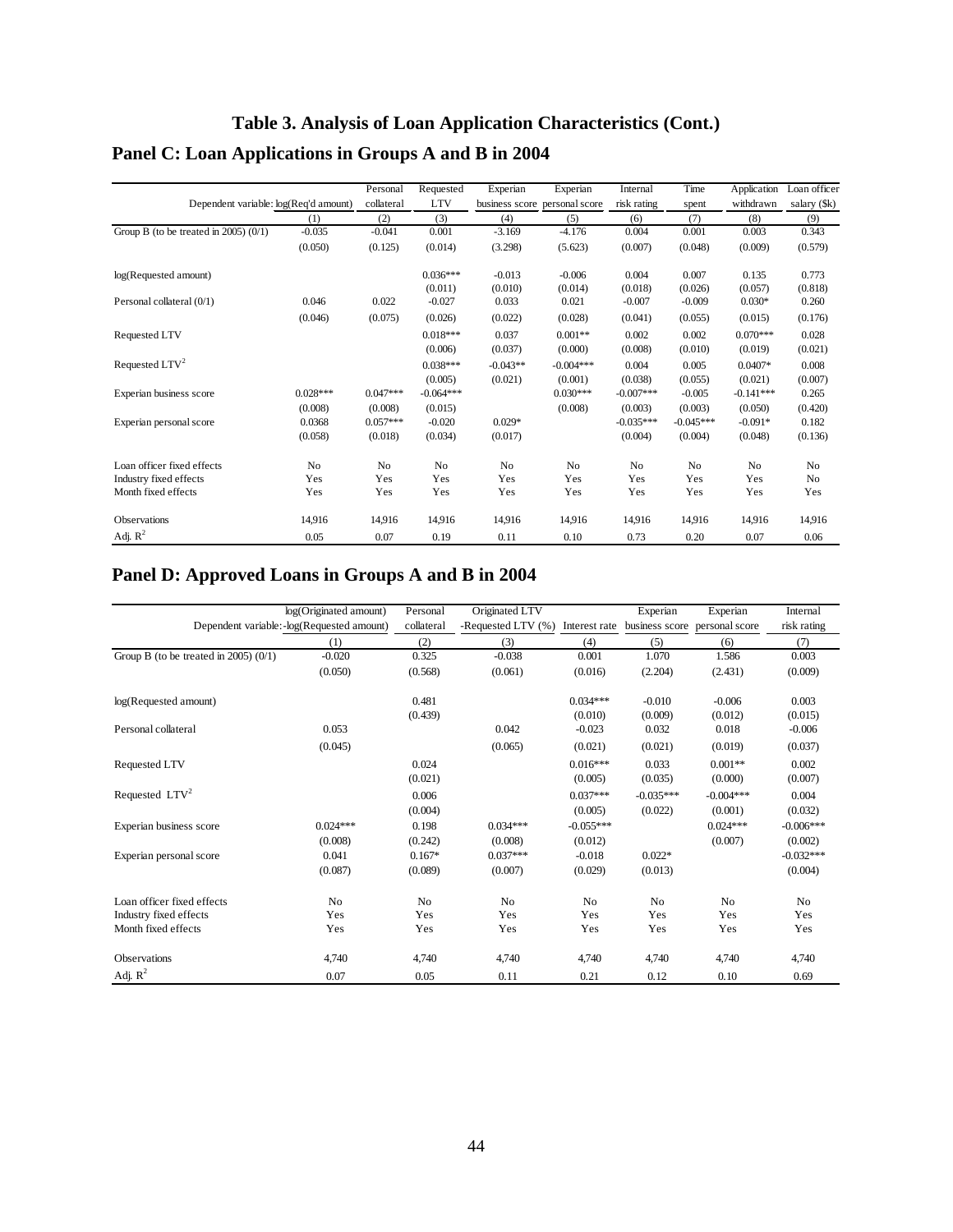# Table 3. Analysis of Loan Application Characteristics (Cont.)

## Panel C: Loan Applications in Groups A and B in 2004

| Dependent variable: | log(Req'd amount) | Personal collateral | Requested LTV | Experian business score | Experian personal score | Internal risk rating | Time spent | Application withdrawn | Loan officer salary ($k) |
|---|---|---|---|---|---|---|---|---|---|
| | (1) | (2) | (3) | (4) | (5) | (6) | (7) | (8) | (9) |
| Group B (to be treated in 2005) (0/1) | -0.035 | -0.041 | 0.001 | -3.169 | -4.176 | 0.004 | 0.001 | 0.003 | 0.343 |
| | (0.050) | (0.125) | (0.014) | (3.298) | (5.623) | (0.007) | (0.048) | (0.009) | (0.579) |
| log(Requested amount) | | | 0.036*** | -0.013 | -0.006 | 0.004 | 0.007 | 0.135 | 0.773 |
| | | | (0.011) | (0.010) | (0.014) | (0.018) | (0.026) | (0.057) | (0.818) |
| Personal collateral (0/1) | 0.046 | 0.022 | -0.027 | 0.033 | 0.021 | -0.007 | -0.009 | 0.030* | 0.260 |
| | (0.046) | (0.075) | (0.026) | (0.022) | (0.028) | (0.041) | (0.055) | (0.015) | (0.176) |
| Requested LTV | | | 0.018*** | 0.037 | 0.001** | 0.002 | 0.002 | 0.070*** | 0.028 |
| | | | (0.006) | (0.037) | (0.000) | (0.008) | (0.010) | (0.019) | (0.021) |
| Requested LTV$^2$ | | | 0.038*** | -0.043** | -0.004*** | 0.004 | 0.005 | 0.0407* | 0.008 |
| | | | (0.005) | (0.021) | (0.001) | (0.038) | (0.055) | (0.021) | (0.007) |
| Experian business score | 0.028*** | 0.047*** | -0.064*** | | 0.030*** | -0.007*** | -0.005 | -0.141*** | 0.265 |
| | (0.008) | (0.008) | (0.015) | | (0.008) | (0.003) | (0.003) | (0.050) | (0.420) |
| Experian personal score | 0.0368 | 0.057*** | -0.020 | 0.029* | | -0.035*** | -0.045*** | -0.091* | 0.182 |
| | (0.058) | (0.018) | (0.034) | (0.017) | | (0.004) | (0.004) | (0.048) | (0.136) |
| Loan officer fixed effects | No | No | No | No | No | No | No | No | No |
| Industry fixed effects | Yes | Yes | Yes | Yes | Yes | Yes | Yes | Yes | No |
| Month fixed effects | Yes | Yes | Yes | Yes | Yes | Yes | Yes | Yes | Yes |
| Observations | 14,916 | 14,916 | 14,916 | 14,916 | 14,916 | 14,916 | 14,916 | 14,916 | 14,916 |
| Adj. $R^2$ | 0.05 | 0.07 | 0.19 | 0.11 | 0.10 | 0.73 | 0.20 | 0.07 | 0.06 |

## Panel D: Approved Loans in Groups A and B in 2004

| Dependent variable: | log(Originated amount) -log(Requested amount) | Personal collateral | Originated LTV -Requested LTV (%) | Interest rate | Experian business score | Experian personal score | Internal risk rating |
|---|---|---|---|---|---|---|---|
| | (1) | (2) | (3) | (4) | (5) | (6) | (7) |
| Group B (to be treated in 2005) (0/1) | -0.020 | 0.325 | -0.038 | 0.001 | 1.070 | 1.586 | 0.003 |
| | (0.050) | (0.568) | (0.061) | (0.016) | (2.204) | (2.431) | (0.009) |
| log(Requested amount) | | 0.481 | | 0.034*** | -0.010 | -0.006 | 0.003 |
| | | (0.439) | | (0.010) | (0.009) | (0.012) | (0.015) |
| Personal collateral | 0.053 | | 0.042 | -0.023 | 0.032 | 0.018 | -0.006 |
| | (0.045) | | (0.065) | (0.021) | (0.021) | (0.019) | (0.037) |
| Requested LTV | | 0.024 | | 0.016*** | 0.033 | 0.001** | 0.002 |
| | | (0.021) | | (0.005) | (0.035) | (0.000) | (0.007) |
| Requested LTV$^2$ | | 0.006 | | 0.037*** | -0.035*** | -0.004*** | 0.004 |
| | | (0.004) | | (0.005) | (0.022) | (0.001) | (0.032) |
| Experian business score | 0.024*** | 0.198 | 0.034*** | -0.055*** | | 0.024*** | -0.006*** |
| | (0.008) | (0.242) | (0.008) | (0.012) | | (0.007) | (0.002) |
| Experian personal score | 0.041 | 0.167* | 0.037*** | -0.018 | 0.022* | | -0.032*** |
| | (0.087) | (0.089) | (0.007) | (0.029) | (0.013) | | (0.004) |
| Loan officer fixed effects | No | No | No | No | No | No | No |
| Industry fixed effects | Yes | Yes | Yes | Yes | Yes | Yes | Yes |
| Month fixed effects | Yes | Yes | Yes | Yes | Yes | Yes | Yes |
| Observations | 4,740 | 4,740 | 4,740 | 4,740 | 4,740 | 4,740 | 4,740 |
| Adj. $R^2$ | 0.07 | 0.05 | 0.11 | 0.21 | 0.12 | 0.10 | 0.69 |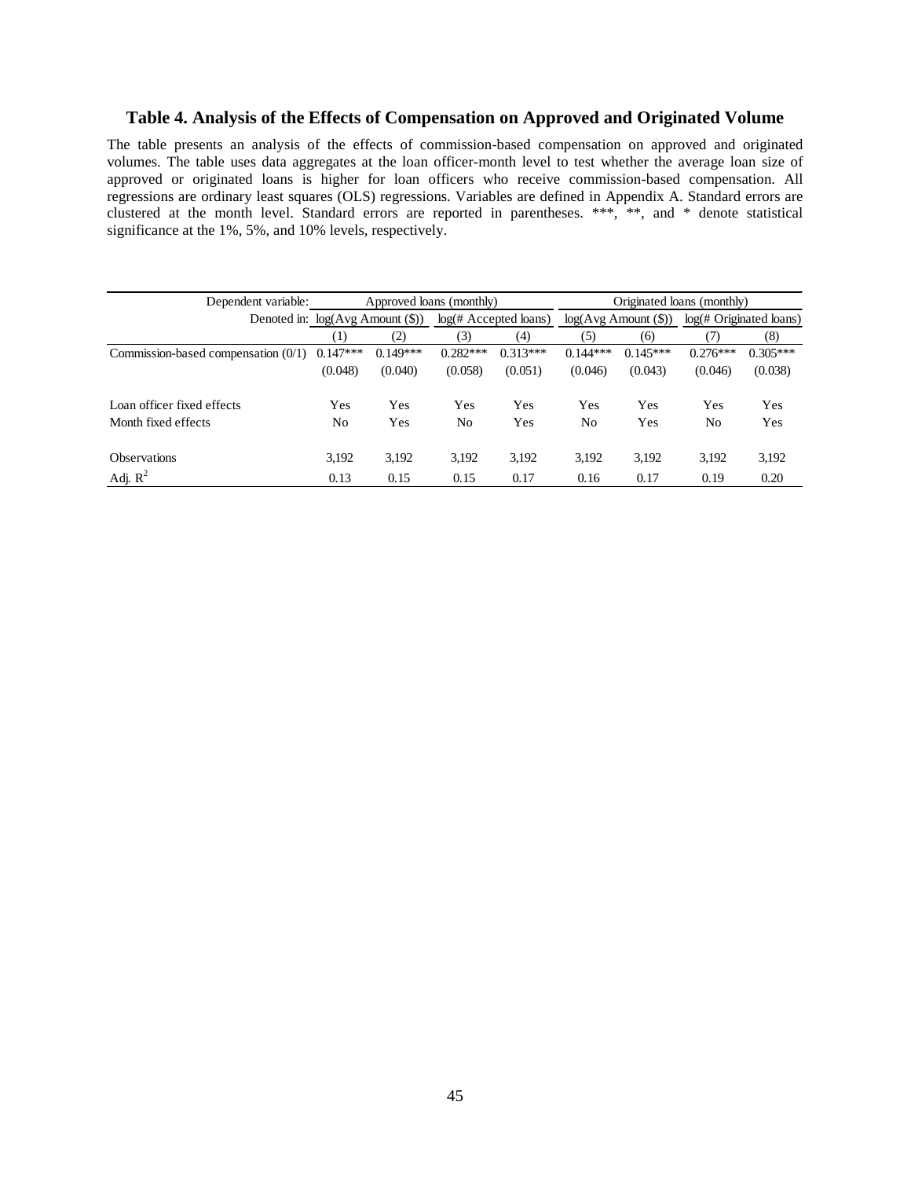### Table 4. Analysis of the Effects of Compensation on Approved and Originated Volume

The table presents an analysis of the effects of commission-based compensation on approved and originated volumes. The table uses data aggregates at the loan officer-month level to test whether the average loan size of approved or originated loans is higher for loan officers who receive commission-based compensation. All regressions are ordinary least squares (OLS) regressions. Variables are defined in Appendix A. Standard errors are clustered at the month level. Standard errors are reported in parentheses. ***, **, and * denote statistical significance at the 1%, 5%, and 10% levels, respectively.

| Dependent variable: | Approved loans (monthly) | | | | Originated loans (monthly) | | | |
|---|---|---|---|---|---|---|---|---|
| Denoted in: | log(Avg Amount ($)) | | log(# Accepted loans) | | log(Avg Amount ($)) | | log(# Originated loans) | |
| | (1) | (2) | (3) | (4) | (5) | (6) | (7) | (8) |
| Commission-based compensation (0/1) | 0.147*** | 0.149*** | 0.282*** | 0.313*** | 0.144*** | 0.145*** | 0.276*** | 0.305*** |
| | (0.048) | (0.040) | (0.058) | (0.051) | (0.046) | (0.043) | (0.046) | (0.038) |
| Loan officer fixed effects | Yes | Yes | Yes | Yes | Yes | Yes | Yes | Yes |
| Month fixed effects | No | Yes | No | Yes | No | Yes | No | Yes |
| Observations | 3,192 | 3,192 | 3,192 | 3,192 | 3,192 | 3,192 | 3,192 | 3,192 |
| Adj. $R^2$ | 0.13 | 0.15 | 0.15 | 0.17 | 0.16 | 0.17 | 0.19 | 0.20 |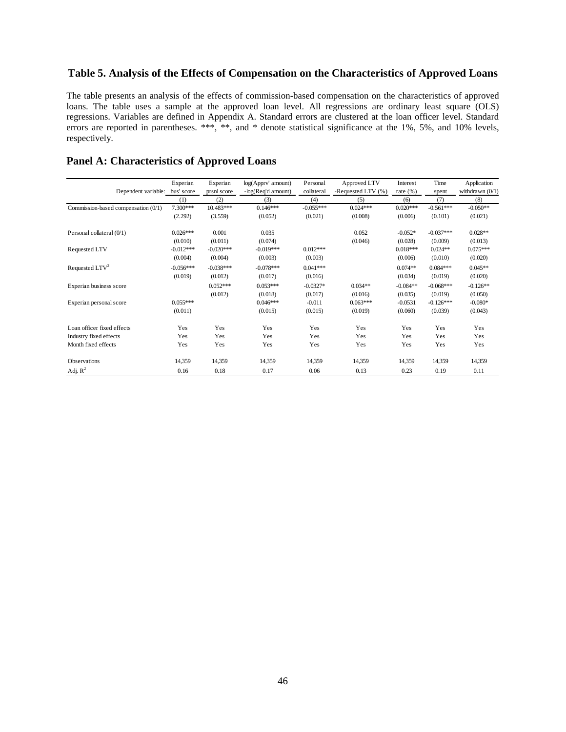### Table 5. Analysis of the Effects of Compensation on the Characteristics of Approved Loans

The table presents an analysis of the effects of commission-based compensation on the characteristics of approved loans. The table uses a sample at the approved loan level. All regressions are ordinary least square (OLS) regressions. Variables are defined in Appendix A. Standard errors are clustered at the loan officer level. Standard errors are reported in parentheses. ***, **, and * denote statistical significance at the 1%, 5%, and 10% levels, respectively.

## Panel A: Characteristics of Approved Loans

| Dependent variable: | Experian bus' score | Experian prsnl score | log(Apprv' amount) -log(Req'd amount) | Personal collateral | Approved LTV -Requested LTV (%) | Interest rate (%) | Time spent | Application withdrawn (0/1) |
|---|---|---|---|---|---|---|---|---|
| | (1) | (2) | (3) | (4) | (5) | (6) | (7) | (8) |
| Commission-based compensation (0/1) | 7.300*** | 10.483*** | 0.146*** | -0.055*** | 0.024*** | 0.020*** | -0.561*** | -0.050** |
| | (2.292) | (3.559) | (0.052) | (0.021) | (0.008) | (0.006) | (0.101) | (0.021) |
| Personal collateral (0/1) | 0.026*** | 0.001 | 0.035 | | 0.052 | -0.052* | -0.037*** | 0.028** |
| | (0.010) | (0.011) | (0.074) | | (0.046) | (0.028) | (0.009) | (0.013) |
| Requested LTV | -0.012*** | -0.020*** | -0.019*** | 0.012*** | | 0.018*** | 0.024** | 0.075*** |
| | (0.004) | (0.004) | (0.003) | (0.003) | | (0.006) | (0.010) | (0.020) |
| Requested LTV$^2$ | -0.056*** | -0.038*** | -0.078*** | 0.041*** | | 0.074** | 0.084*** | 0.045** |
| | (0.019) | (0.012) | (0.017) | (0.016) | | (0.034) | (0.019) | (0.020) |
| Experian business score | | 0.052*** | 0.053*** | -0.0327* | 0.034** | -0.084** | -0.068*** | -0.126** |
| | | (0.012) | (0.018) | (0.017) | (0.016) | (0.035) | (0.019) | (0.050) |
| Experian personal score | 0.055*** | | 0.046*** | -0.011 | 0.063*** | -0.0531 | -0.126*** | -0.080* |
| | (0.011) | | (0.015) | (0.015) | (0.019) | (0.060) | (0.039) | (0.043) |
| Loan officer fixed effects | Yes | Yes | Yes | Yes | Yes | Yes | Yes | Yes |
| Industry fixed effects | Yes | Yes | Yes | Yes | Yes | Yes | Yes | Yes |
| Month fixed effects | Yes | Yes | Yes | Yes | Yes | Yes | Yes | Yes |
| Observations | 14,359 | 14,359 | 14,359 | 14,359 | 14,359 | 14,359 | 14,359 | 14,359 |
| Adj. $R^2$ | 0.16 | 0.18 | 0.17 | 0.06 | 0.13 | 0.23 | 0.19 | 0.11 |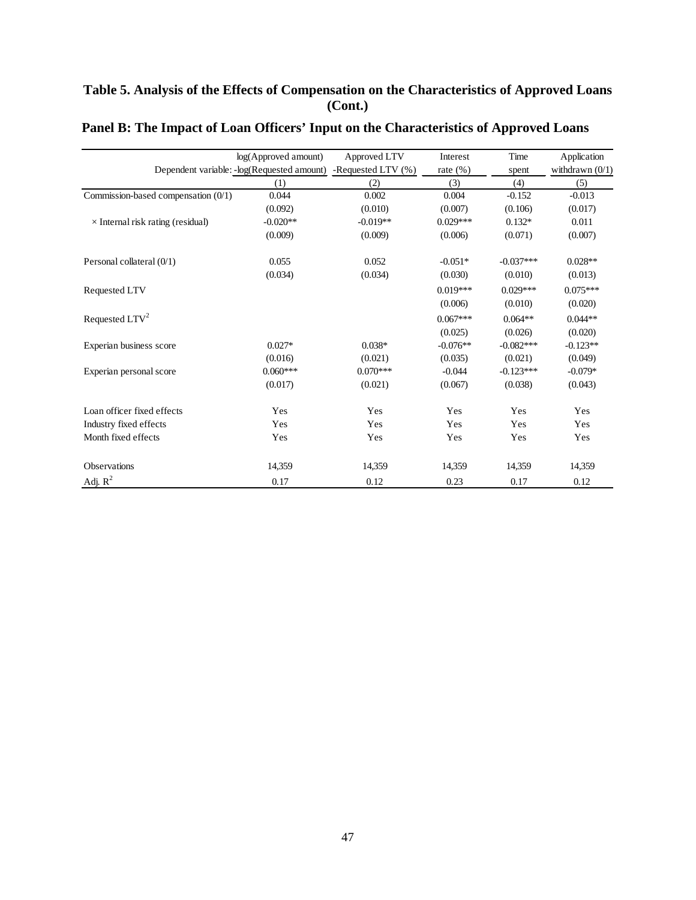**Table 5. Analysis of the Effects of Compensation on the Characteristics of Approved Loans (Cont.)**

**Panel B: The Impact of Loan Officers' Input on the Characteristics of Approved Loans**

| Dependent variable: | log(Approved amount) -log(Requested amount) | Approved LTV -Requested LTV (%) | Interest rate (%) | Time spent | Application withdrawn (0/1) |
|---|---|---|---|---|---|
| | (1) | (2) | (3) | (4) | (5) |
| Commission-based compensation (0/1) | 0.044 | 0.002 | 0.004 | -0.152 | -0.013 |
| | (0.092) | (0.010) | (0.007) | (0.106) | (0.017) |
| × Internal risk rating (residual) | -0.020** | -0.019** | 0.029*** | 0.132* | 0.011 |
| | (0.009) | (0.009) | (0.006) | (0.071) | (0.007) |
| Personal collateral (0/1) | 0.055 | 0.052 | -0.051* | -0.037*** | 0.028** |
| | (0.034) | (0.034) | (0.030) | (0.010) | (0.013) |
| Requested LTV | | | 0.019*** | 0.029*** | 0.075*** |
| | | | (0.006) | (0.010) | (0.020) |
| Requested LTV$^2$ | | | 0.067*** | 0.064** | 0.044** |
| | | | (0.025) | (0.026) | (0.020) |
| Experian business score | 0.027* | 0.038* | -0.076** | -0.082*** | -0.123** |
| | (0.016) | (0.021) | (0.035) | (0.021) | (0.049) |
| Experian personal score | 0.060*** | 0.070*** | -0.044 | -0.123*** | -0.079* |
| | (0.017) | (0.021) | (0.067) | (0.038) | (0.043) |
| Loan officer fixed effects | Yes | Yes | Yes | Yes | Yes |
| Industry fixed effects | Yes | Yes | Yes | Yes | Yes |
| Month fixed effects | Yes | Yes | Yes | Yes | Yes |
| Observations | 14,359 | 14,359 | 14,359 | 14,359 | 14,359 |
| Adj. $R^2$ | 0.17 | 0.12 | 0.23 | 0.17 | 0.12 |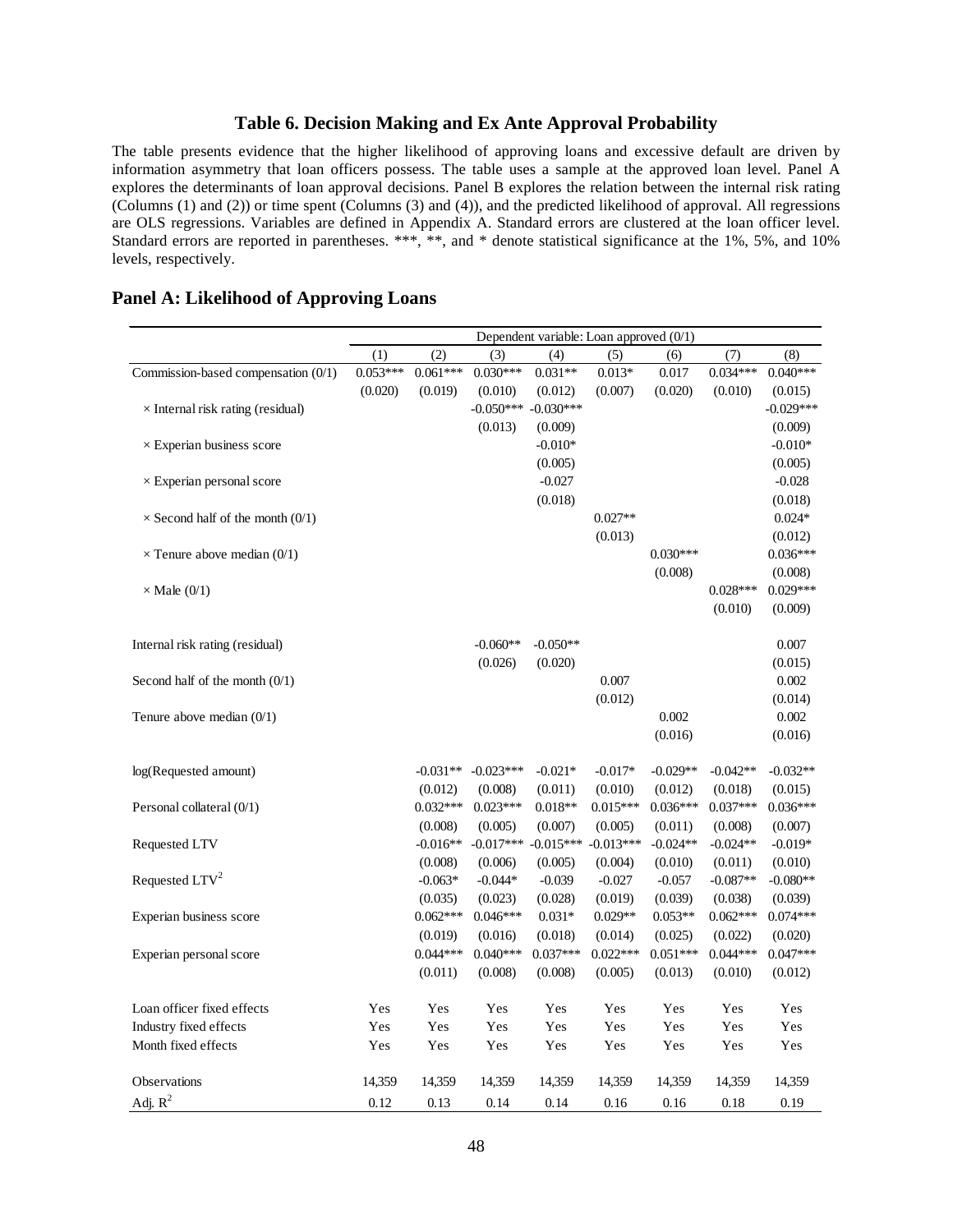## Table 6. Decision Making and Ex Ante Approval Probability

The table presents evidence that the higher likelihood of approving loans and excessive default are driven by information asymmetry that loan officers possess. The table uses a sample at the approved loan level. Panel A explores the determinants of loan approval decisions. Panel B explores the relation between the internal risk rating (Columns (1) and (2)) or time spent (Columns (3) and (4)), and the predicted likelihood of approval. All regressions are OLS regressions. Variables are defined in Appendix A. Standard errors are clustered at the loan officer level. Standard errors are reported in parentheses. ***, **, and * denote statistical significance at the 1%, 5%, and 10% levels, respectively.

### Panel A: Likelihood of Approving Loans

| | Dependent variable: Loan approved (0/1) | | | | | | | |
|---|---|---|---|---|---|---|---|---|
| | (1) | (2) | (3) | (4) | (5) | (6) | (7) | (8) |
| Commission-based compensation (0/1) | 0.053*** | 0.061*** | 0.030*** | 0.031** | 0.013* | 0.017 | 0.034*** | 0.040*** |
| | (0.020) | (0.019) | (0.010) | (0.012) | (0.007) | (0.020) | (0.010) | (0.015) |
| × Internal risk rating (residual) | | | -0.050*** | -0.030*** | | | | -0.029*** |
| | | | (0.013) | (0.009) | | | | (0.009) |
| × Experian business score | | | | -0.010* | | | | -0.010* |
| | | | | (0.005) | | | | (0.005) |
| × Experian personal score | | | | -0.027 | | | | -0.028 |
| | | | | (0.018) | | | | (0.018) |
| × Second half of the month (0/1) | | | | | 0.027** | | | 0.024* |
| | | | | | (0.013) | | | (0.012) |
| × Tenure above median (0/1) | | | | | | 0.030*** | | 0.036*** |
| | | | | | | (0.008) | | (0.008) |
| × Male (0/1) | | | | | | | 0.028*** | 0.029*** |
| | | | | | | | (0.010) | (0.009) |
| Internal risk rating (residual) | | | -0.060** | -0.050** | | | | 0.007 |
| | | | (0.026) | (0.020) | | | | (0.015) |
| Second half of the month (0/1) | | | | | 0.007 | | | 0.002 |
| | | | | | (0.012) | | | (0.014) |
| Tenure above median (0/1) | | | | | | 0.002 | | 0.002 |
| | | | | | | (0.016) | | (0.016) |
| log(Requested amount) | | -0.031** | -0.023*** | -0.021* | -0.017* | -0.029** | -0.042** | -0.032** |
| | | (0.012) | (0.008) | (0.011) | (0.010) | (0.012) | (0.018) | (0.015) |
| Personal collateral (0/1) | | 0.032*** | 0.023*** | 0.018** | 0.015*** | 0.036*** | 0.037*** | 0.036*** |
| | | (0.008) | (0.005) | (0.007) | (0.005) | (0.011) | (0.008) | (0.007) |
| Requested LTV | | -0.016** | -0.017*** | -0.015*** | -0.013*** | -0.024** | -0.024** | -0.019* |
| | | (0.008) | (0.006) | (0.005) | (0.004) | (0.010) | (0.011) | (0.010) |
| Requested LTV$^2$ | | -0.063* | -0.044* | -0.039 | -0.027 | -0.057 | -0.087** | -0.080** |
| | | (0.035) | (0.023) | (0.028) | (0.019) | (0.039) | (0.038) | (0.039) |
| Experian business score | | 0.062*** | 0.046*** | 0.031* | 0.029** | 0.053** | 0.062*** | 0.074*** |
| | | (0.019) | (0.016) | (0.018) | (0.014) | (0.025) | (0.022) | (0.020) |
| Experian personal score | | 0.044*** | 0.040*** | 0.037*** | 0.022*** | 0.051*** | 0.044*** | 0.047*** |
| | | (0.011) | (0.008) | (0.008) | (0.005) | (0.013) | (0.010) | (0.012) |
| Loan officer fixed effects | Yes | Yes | Yes | Yes | Yes | Yes | Yes | Yes |
| Industry fixed effects | Yes | Yes | Yes | Yes | Yes | Yes | Yes | Yes |
| Month fixed effects | Yes | Yes | Yes | Yes | Yes | Yes | Yes | Yes |
| Observations | 14,359 | 14,359 | 14,359 | 14,359 | 14,359 | 14,359 | 14,359 | 14,359 |
| Adj. $R^2$ | 0.12 | 0.13 | 0.14 | 0.14 | 0.16 | 0.16 | 0.18 | 0.19 |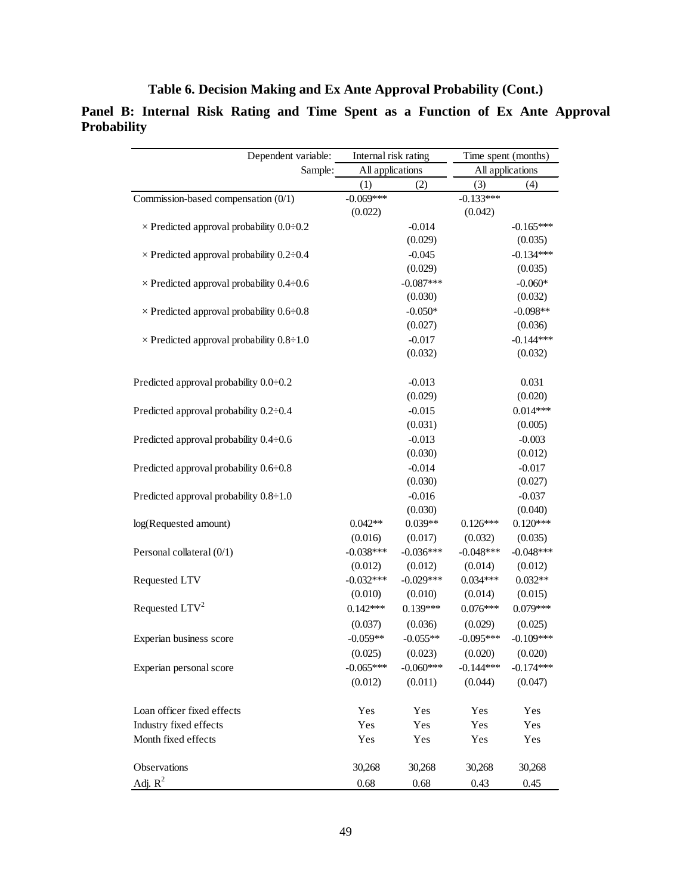# Table 6. Decision Making and Ex Ante Approval Probability (Cont.)

## Panel B: Internal Risk Rating and Time Spent as a Function of Ex Ante Approval Probability

| Dependent variable: | Internal risk rating | | Time spent (months) | |
|---|---|---|---|---|
| Sample: | All applications | | All applications | |
| | (1) | (2) | (3) | (4) |
| Commission-based compensation (0/1) | -0.069*** | | -0.133*** | |
| | (0.022) | | (0.042) | |
| × Predicted approval probability 0.0÷0.2 | | -0.014 | | -0.165*** |
| | | (0.029) | | (0.035) |
| × Predicted approval probability 0.2÷0.4 | | -0.045 | | -0.134*** |
| | | (0.029) | | (0.035) |
| × Predicted approval probability 0.4÷0.6 | | -0.087*** | | -0.060* |
| | | (0.030) | | (0.032) |
| × Predicted approval probability 0.6÷0.8 | | -0.050* | | -0.098** |
| | | (0.027) | | (0.036) |
| × Predicted approval probability 0.8÷1.0 | | -0.017 | | -0.144*** |
| | | (0.032) | | (0.032) |
| Predicted approval probability 0.0÷0.2 | | -0.013 | | 0.031 |
| | | (0.029) | | (0.020) |
| Predicted approval probability 0.2÷0.4 | | -0.015 | | 0.014*** |
| | | (0.031) | | (0.005) |
| Predicted approval probability 0.4÷0.6 | | -0.013 | | -0.003 |
| | | (0.030) | | (0.012) |
| Predicted approval probability 0.6÷0.8 | | -0.014 | | -0.017 |
| | | (0.030) | | (0.027) |
| Predicted approval probability 0.8÷1.0 | | -0.016 | | -0.037 |
| | | (0.030) | | (0.040) |
| log(Requested amount) | 0.042** | 0.039** | 0.126*** | 0.120*** |
| | (0.016) | (0.017) | (0.032) | (0.035) |
| Personal collateral (0/1) | -0.038*** | -0.036*** | -0.048*** | -0.048*** |
| | (0.012) | (0.012) | (0.014) | (0.012) |
| Requested LTV | -0.032*** | -0.029*** | 0.034*** | 0.032** |
| | (0.010) | (0.010) | (0.014) | (0.015) |
| Requested LTV$^2$ | 0.142*** | 0.139*** | 0.076*** | 0.079*** |
| | (0.037) | (0.036) | (0.029) | (0.025) |
| Experian business score | -0.059** | -0.055** | -0.095*** | -0.109*** |
| | (0.025) | (0.023) | (0.020) | (0.020) |
| Experian personal score | -0.065*** | -0.060*** | -0.144*** | -0.174*** |
| | (0.012) | (0.011) | (0.044) | (0.047) |
| Loan officer fixed effects | Yes | Yes | Yes | Yes |
| Industry fixed effects | Yes | Yes | Yes | Yes |
| Month fixed effects | Yes | Yes | Yes | Yes |
| Observations | 30,268 | 30,268 | 30,268 | 30,268 |
| Adj. $R^2$ | 0.68 | 0.68 | 0.43 | 0.45 |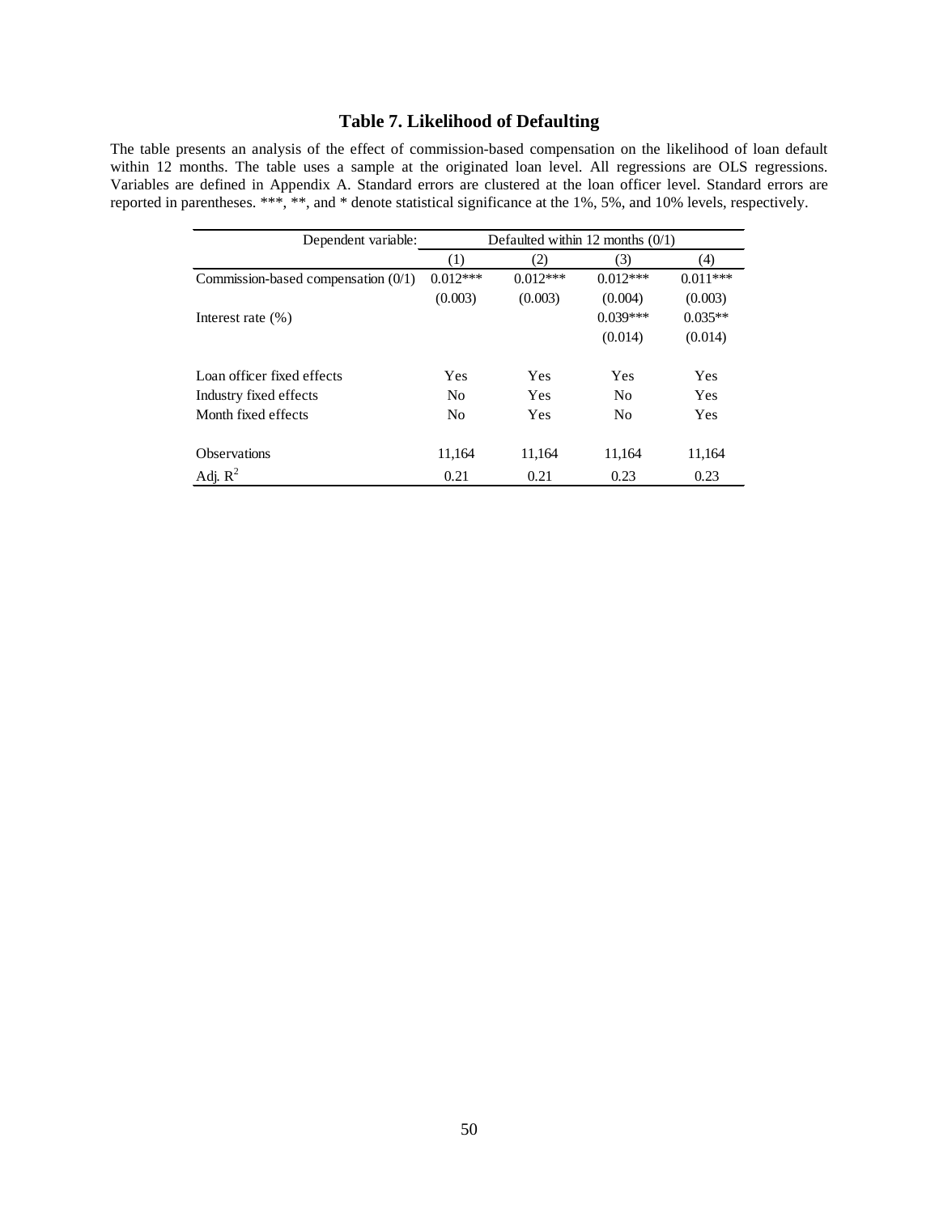### Table 7. Likelihood of Defaulting

The table presents an analysis of the effect of commission-based compensation on the likelihood of loan default within 12 months. The table uses a sample at the originated loan level. All regressions are OLS regressions. Variables are defined in Appendix A. Standard errors are clustered at the loan officer level. Standard errors are reported in parentheses. ***, **, and * denote statistical significance at the 1%, 5%, and 10% levels, respectively.

| Dependent variable: | Defaulted within 12 months (0/1) | | | |
|---|---|---|---|---|
| | (1) | (2) | (3) | (4) |
| Commission-based compensation (0/1) | 0.012*** | 0.012*** | 0.012*** | 0.011*** |
| | (0.003) | (0.003) | (0.004) | (0.003) |
| Interest rate (%) | | | 0.039*** | 0.035** |
| | | | (0.014) | (0.014) |
| Loan officer fixed effects | Yes | Yes | Yes | Yes |
| Industry fixed effects | No | Yes | No | Yes |
| Month fixed effects | No | Yes | No | Yes |
| Observations | 11,164 | 11,164 | 11,164 | 11,164 |
| Adj. $R^2$ | 0.21 | 0.21 | 0.23 | 0.23 |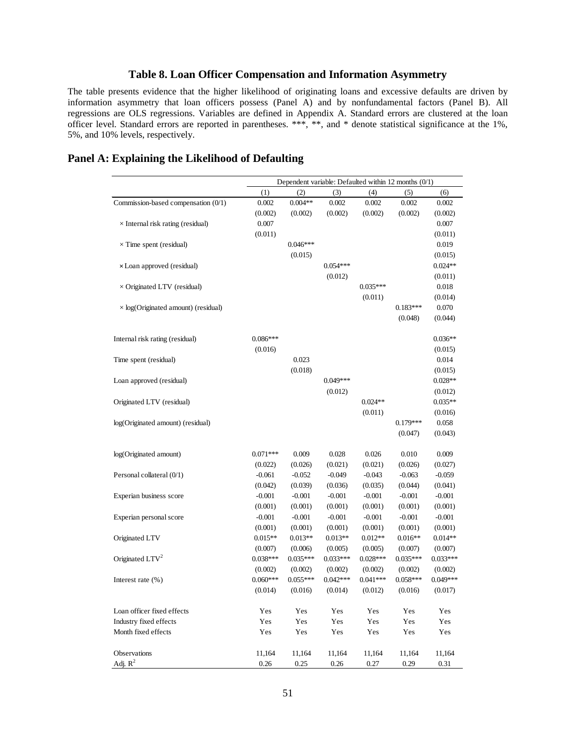## Table 8. Loan Officer Compensation and Information Asymmetry

The table presents evidence that the higher likelihood of originating loans and excessive defaults are driven by information asymmetry that loan officers possess (Panel A) and by nonfundamental factors (Panel B). All regressions are OLS regressions. Variables are defined in Appendix A. Standard errors are clustered at the loan officer level. Standard errors are reported in parentheses. ***, **, and * denote statistical significance at the 1%, 5%, and 10% levels, respectively.

## Panel A: Explaining the Likelihood of Defaulting

| | Dependent variable: Defaulted within 12 months (0/1) | | | | | |
|---|---|---|---|---|---|---|
| | (1) | (2) | (3) | (4) | (5) | (6) |
| Commission-based compensation (0/1) | 0.002 | 0.004** | 0.002 | 0.002 | 0.002 | 0.002 |
| | (0.002) | (0.002) | (0.002) | (0.002) | (0.002) | (0.002) |
| × Internal risk rating (residual) | 0.007 | | | | | 0.007 |
| | (0.011) | | | | | (0.011) |
| × Time spent (residual) | | 0.046*** | | | | 0.019 |
| | | (0.015) | | | | (0.015) |
| × Loan approved (residual) | | | 0.054*** | | | 0.024** |
| | | | (0.012) | | | (0.011) |
| × Originated LTV (residual) | | | | 0.035*** | | 0.018 |
| | | | | (0.011) | | (0.014) |
| × log(Originated amount) (residual) | | | | | 0.183*** | 0.070 |
| | | | | | (0.048) | (0.044) |
| Internal risk rating (residual) | 0.086*** | | | | | 0.036** |
| | (0.016) | | | | | (0.015) |
| Time spent (residual) | | 0.023 | | | | 0.014 |
| | | (0.018) | | | | (0.015) |
| Loan approved (residual) | | | 0.049*** | | | 0.028** |
| | | | (0.012) | | | (0.012) |
| Originated LTV (residual) | | | | 0.024** | | 0.035** |
| | | | | (0.011) | | (0.016) |
| log(Originated amount) (residual) | | | | | 0.179*** | 0.058 |
| | | | | | (0.047) | (0.043) |
| log(Originated amount) | 0.071*** | 0.009 | 0.028 | 0.026 | 0.010 | 0.009 |
| | (0.022) | (0.026) | (0.021) | (0.021) | (0.026) | (0.027) |
| Personal collateral (0/1) | -0.061 | -0.052 | -0.049 | -0.043 | -0.063 | -0.059 |
| | (0.042) | (0.039) | (0.036) | (0.035) | (0.044) | (0.041) |
| Experian business score | -0.001 | -0.001 | -0.001 | -0.001 | -0.001 | -0.001 |
| | (0.001) | (0.001) | (0.001) | (0.001) | (0.001) | (0.001) |
| Experian personal score | -0.001 | -0.001 | -0.001 | -0.001 | -0.001 | -0.001 |
| | (0.001) | (0.001) | (0.001) | (0.001) | (0.001) | (0.001) |
| Originated LTV | 0.015** | 0.013** | 0.013** | 0.012** | 0.016** | 0.014** |
| | (0.007) | (0.006) | (0.005) | (0.005) | (0.007) | (0.007) |
| Originated LTV$^2$ | 0.038*** | 0.035*** | 0.033*** | 0.028*** | 0.035*** | 0.033*** |
| | (0.002) | (0.002) | (0.002) | (0.002) | (0.002) | (0.002) |
| Interest rate (%) | 0.060*** | 0.055*** | 0.042*** | 0.041*** | 0.058*** | 0.049*** |
| | (0.014) | (0.016) | (0.014) | (0.012) | (0.016) | (0.017) |
| Loan officer fixed effects | Yes | Yes | Yes | Yes | Yes | Yes |
| Industry fixed effects | Yes | Yes | Yes | Yes | Yes | Yes |
| Month fixed effects | Yes | Yes | Yes | Yes | Yes | Yes |
| Observations | 11,164 | 11,164 | 11,164 | 11,164 | 11,164 | 11,164 |
| Adj. $R^2$ | 0.26 | 0.25 | 0.26 | 0.27 | 0.29 | 0.31 |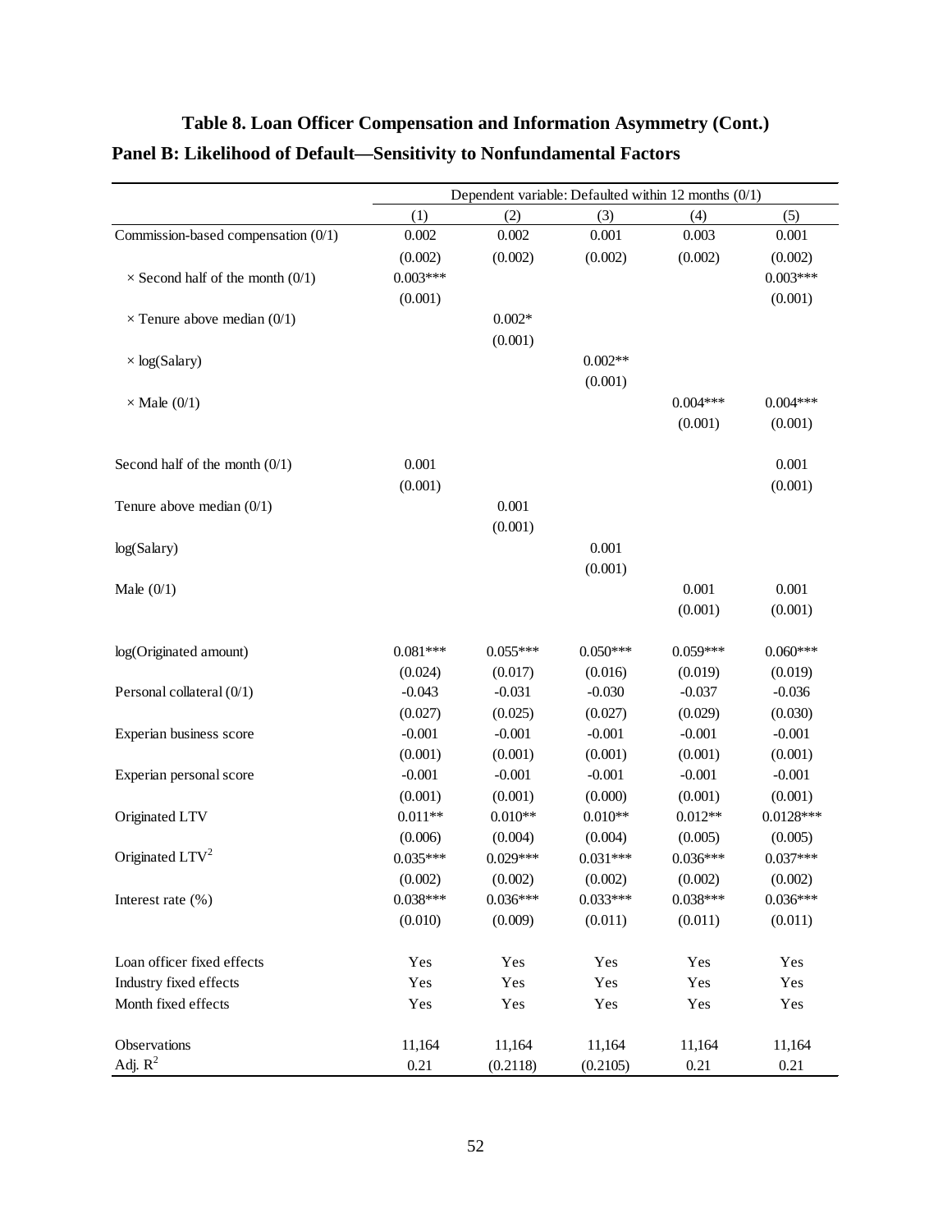# Table 8. Loan Officer Compensation and Information Asymmetry (Cont.)

## Panel B: Likelihood of Default—Sensitivity to Nonfundamental Factors

| | Dependent variable: Defaulted within 12 months (0/1) | | | | |
|---|---|---|---|---|---|
| | (1) | (2) | (3) | (4) | (5) |
| Commission-based compensation (0/1) | 0.002 | 0.002 | 0.001 | 0.003 | 0.001 |
| | (0.002) | (0.002) | (0.002) | (0.002) | (0.002) |
| × Second half of the month (0/1) | 0.003*** | | | | 0.003*** |
| | (0.001) | | | | (0.001) |
| × Tenure above median (0/1) | | 0.002* | | | |
| | | (0.001) | | | |
| × log(Salary) | | | 0.002** | | |
| | | | (0.001) | | |
| × Male (0/1) | | | | 0.004*** | 0.004*** |
| | | | | (0.001) | (0.001) |
| Second half of the month (0/1) | 0.001 | | | | 0.001 |
| | (0.001) | | | | (0.001) |
| Tenure above median (0/1) | | 0.001 | | | |
| | | (0.001) | | | |
| log(Salary) | | | 0.001 | | |
| | | | (0.001) | | |
| Male (0/1) | | | | 0.001 | 0.001 |
| | | | | (0.001) | (0.001) |
| log(Originated amount) | 0.081*** | 0.055*** | 0.050*** | 0.059*** | 0.060*** |
| | (0.024) | (0.017) | (0.016) | (0.019) | (0.019) |
| Personal collateral (0/1) | -0.043 | -0.031 | -0.030 | -0.037 | -0.036 |
| | (0.027) | (0.025) | (0.027) | (0.029) | (0.030) |
| Experian business score | -0.001 | -0.001 | -0.001 | -0.001 | -0.001 |
| | (0.001) | (0.001) | (0.001) | (0.001) | (0.001) |
| Experian personal score | -0.001 | -0.001 | -0.001 | -0.001 | -0.001 |
| | (0.001) | (0.001) | (0.000) | (0.001) | (0.001) |
| Originated LTV | 0.011** | 0.010** | 0.010** | 0.012** | 0.0128*** |
| | (0.006) | (0.004) | (0.004) | (0.005) | (0.005) |
| Originated LTV$^2$ | 0.035*** | 0.029*** | 0.031*** | 0.036*** | 0.037*** |
| | (0.002) | (0.002) | (0.002) | (0.002) | (0.002) |
| Interest rate (%) | 0.038*** | 0.036*** | 0.033*** | 0.038*** | 0.036*** |
| | (0.010) | (0.009) | (0.011) | (0.011) | (0.011) |
| Loan officer fixed effects | Yes | Yes | Yes | Yes | Yes |
| Industry fixed effects | Yes | Yes | Yes | Yes | Yes |
| Month fixed effects | Yes | Yes | Yes | Yes | Yes |
| Observations | 11,164 | 11,164 | 11,164 | 11,164 | 11,164 |
| Adj. $R^2$ | 0.21 | (0.2118) | (0.2105) | 0.21 | 0.21 |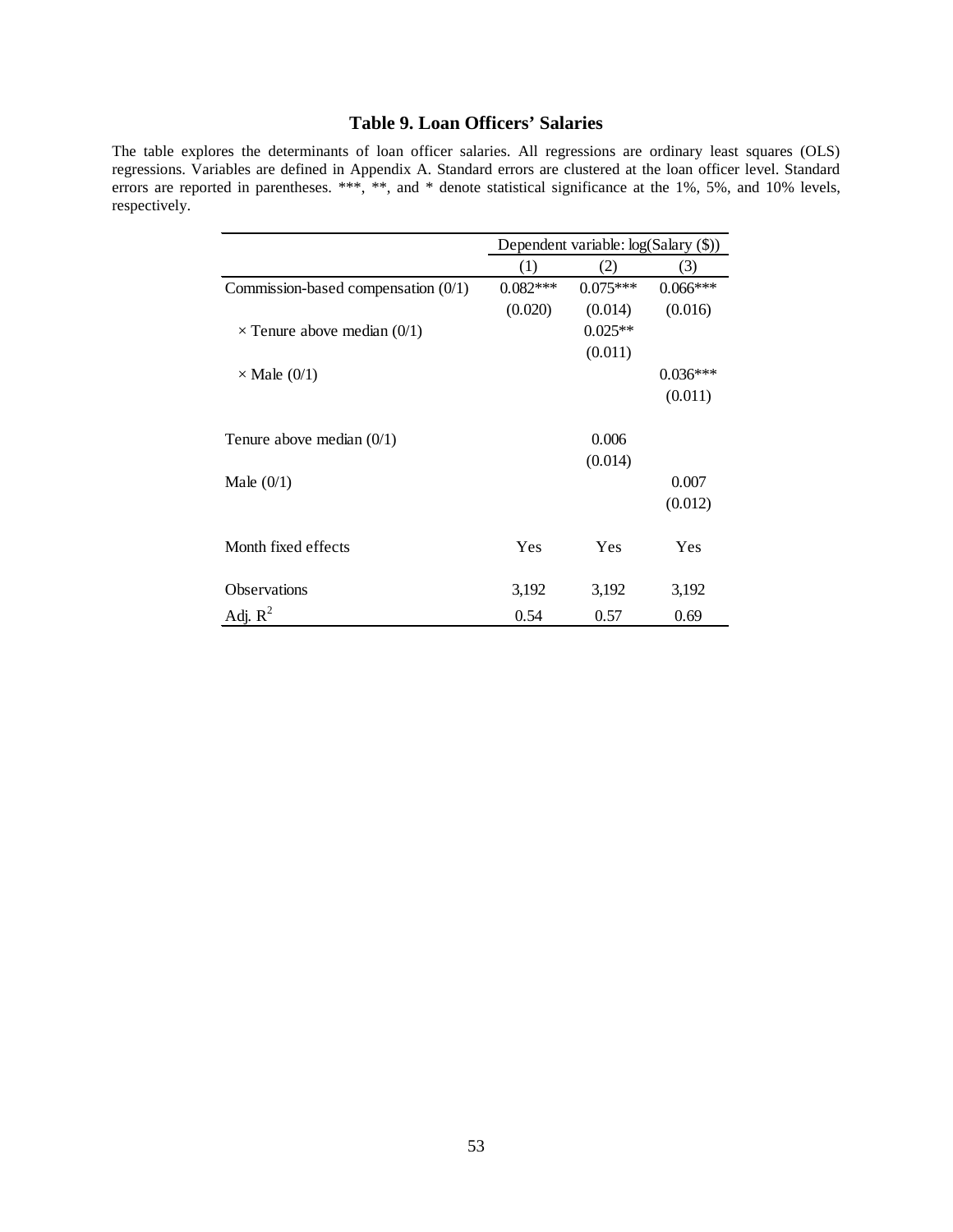# Table 9. Loan Officers' Salaries

The table explores the determinants of loan officer salaries. All regressions are ordinary least squares (OLS) regressions. Variables are defined in Appendix A. Standard errors are clustered at the loan officer level. Standard errors are reported in parentheses. ***, **, and * denote statistical significance at the 1%, 5%, and 10% levels, respectively.

| | Dependent variable: log(Salary ($)) | | |
|---|---|---|---|
| | (1) | (2) | (3) |
| Commission-based compensation (0/1) | 0.082*** | 0.075*** | 0.066*** |
| | (0.020) | (0.014) | (0.016) |
| × Tenure above median (0/1) | | 0.025** | |
| | | (0.011) | |
| × Male (0/1) | | | 0.036*** |
| | | | (0.011) |
| Tenure above median (0/1) | | 0.006 | |
| | | (0.014) | |
| Male (0/1) | | | 0.007 |
| | | | (0.012) |
| Month fixed effects | Yes | Yes | Yes |
| Observations | 3,192 | 3,192 | 3,192 |
| Adj. $R^2$ | 0.54 | 0.57 | 0.69 |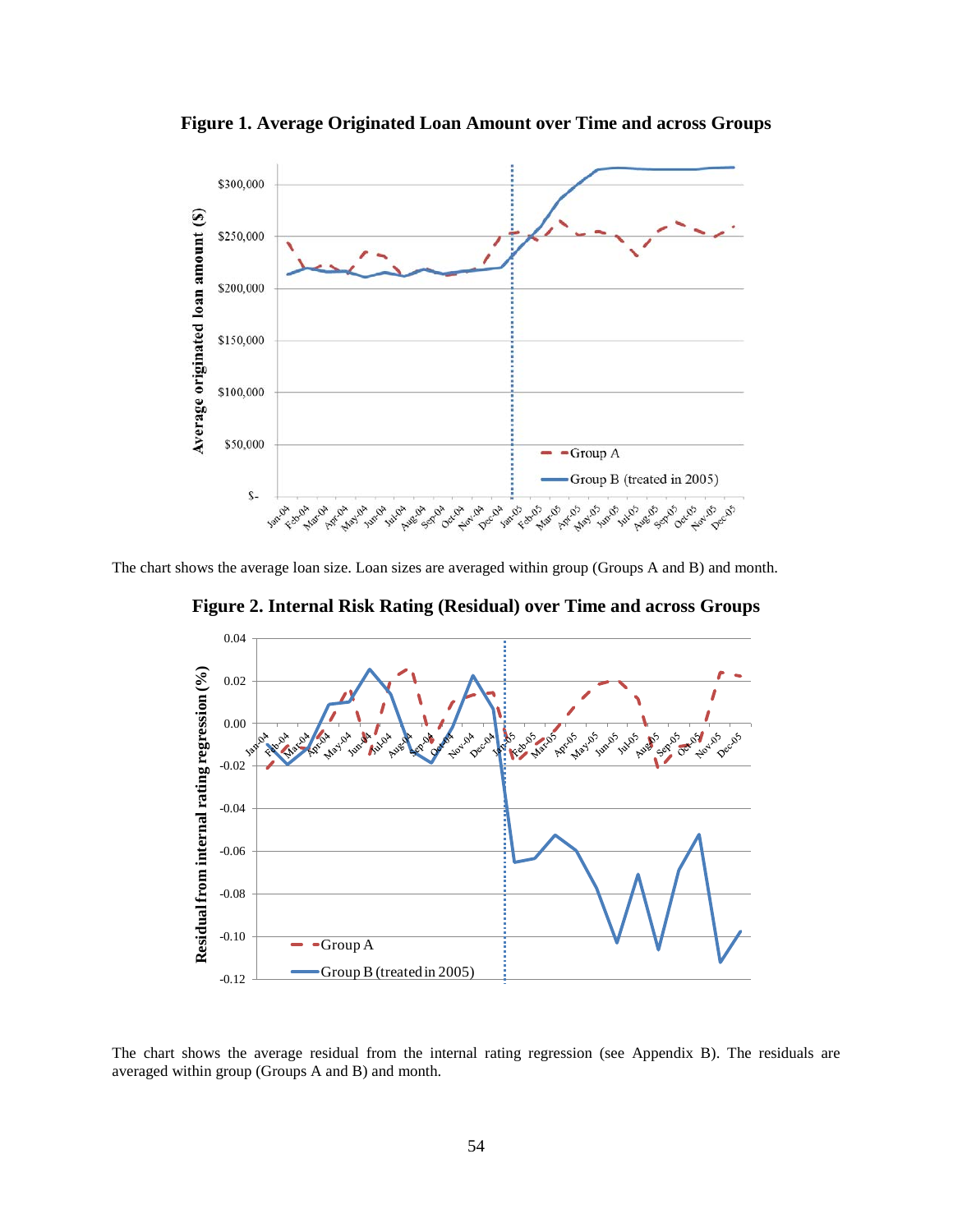**Figure 1. Average Originated Loan Amount over Time and across Groups**

The chart shows the average loan size. Loan sizes are averaged within group (Groups A and B) and month.

**Figure 2. Internal Risk Rating (Residual) over Time and across Groups**

The chart shows the average residual from the internal rating regression (see Appendix B). The residuals are averaged within group (Groups A and B) and month.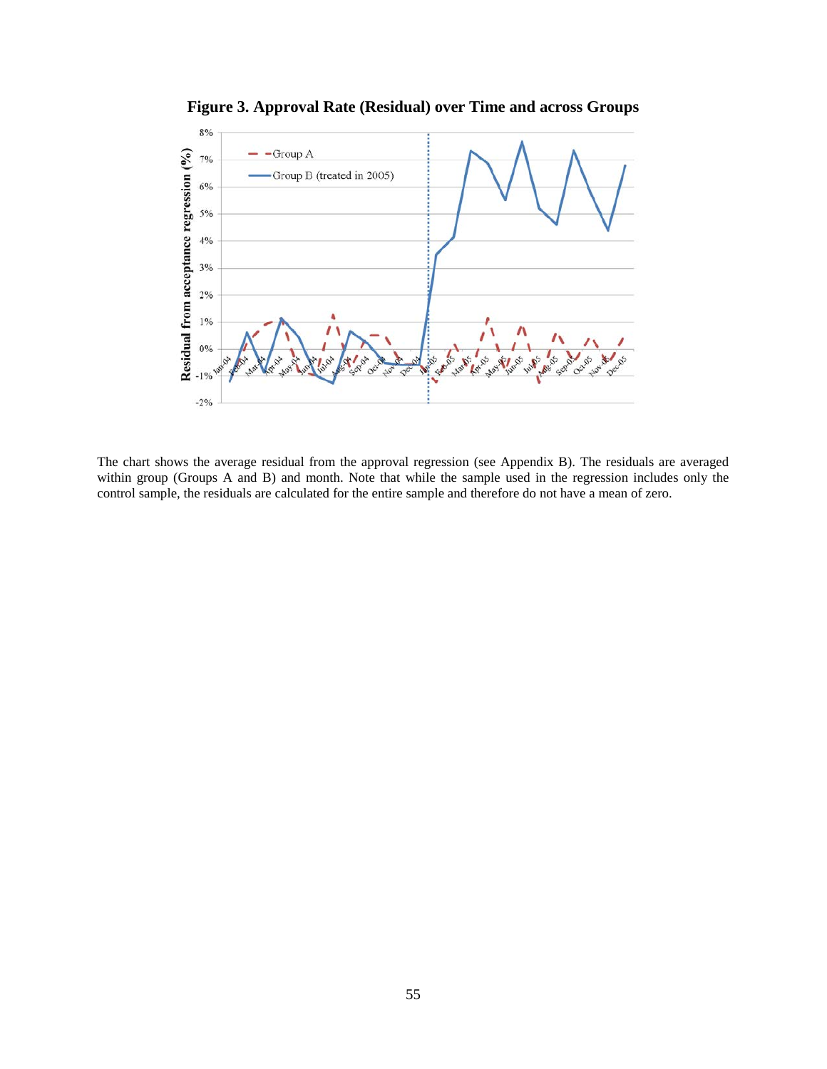**Figure 3. Approval Rate (Residual) over Time and across Groups**

The chart shows the average residual from the approval regression (see Appendix B). The residuals are averaged within group (Groups A and B) and month. Note that while the sample used in the regression includes only the control sample, the residuals are calculated for the entire sample and therefore do not have a mean of zero.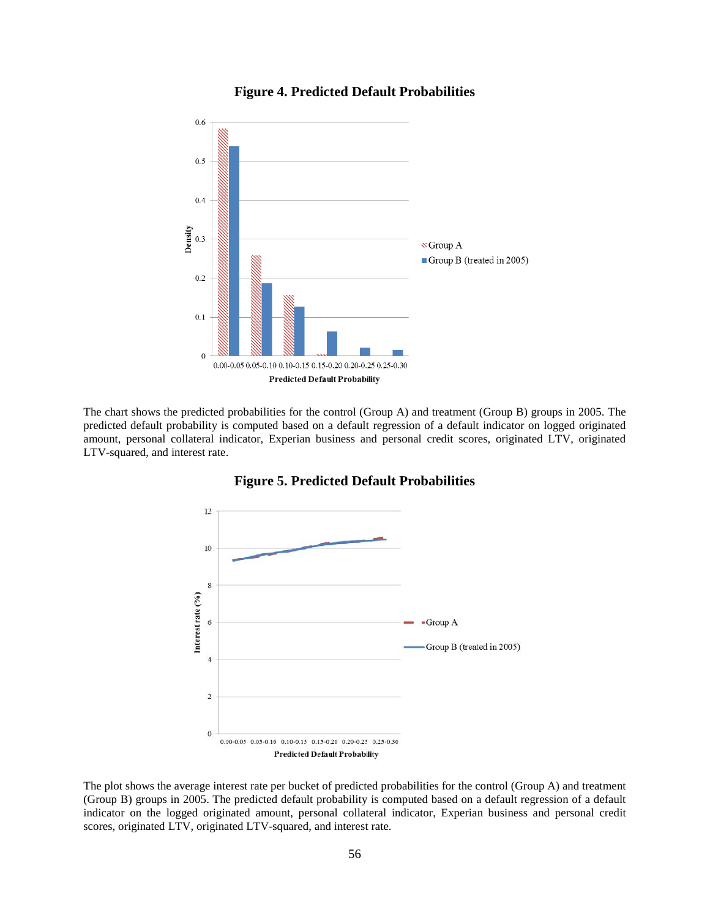**Figure 4. Predicted Default Probabilities**

0.6
0.5
0.4
0.3
0.2
0.1
0
Density
0.00-0.05 0.05-0.10 0.10-0.15 0.15-0.20 0.20-0.25 0.25-0.30
Predicted Default Probability
Group A
Group B (treated in 2005)

The chart shows the predicted probabilities for the control (Group A) and treatment (Group B) groups in 2005. The predicted default probability is computed based on a default regression of a default indicator on logged originated amount, personal collateral indicator, Experian business and personal credit scores, originated LTV, originated LTV-squared, and interest rate.

**Figure 5. Predicted Default Probabilities**

12
10
8
6
4
2
0
Interest rate (%)
0.00-0.05 0.05-0.10 0.10-0.15 0.15-0.20 0.20-0.25 0.25-0.30
Predicted Default Probability
Group A
Group B (treated in 2005)

The plot shows the average interest rate per bucket of predicted probabilities for the control (Group A) and treatment (Group B) groups in 2005. The predicted default probability is computed based on a default regression of a default indicator on the logged originated amount, personal collateral indicator, Experian business and personal credit scores, originated LTV, originated LTV-squared, and interest rate.